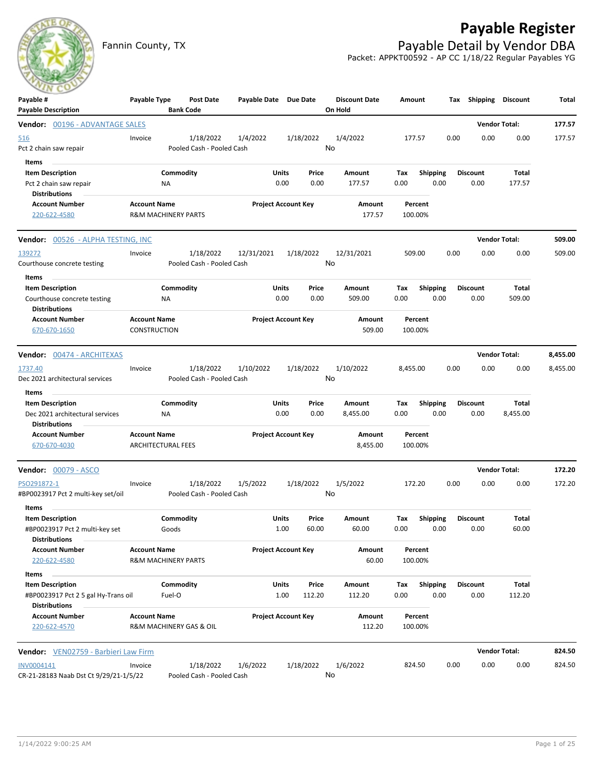# Payable Register

Fannin County, TX

## Payable Detail by Vendor DBA

Packet: APPKT00592 - AP CC 1/18/22 Regular Payables YG

| Payable # / Payable Description | Payable Type | Post Date / Bank Code | Payable Date | Due Date | Discount Date / On Hold | Amount | Tax | Shipping | Discount | Total |
|---|---|---|---|---|---|---|---|---|---|---|

**Vendor: 00196 - ADVANTAGE SALES** — Vendor Total: **177.57**

| Payable # | Payable Type | Post Date | Payable Date | Due Date | Discount Date | Amount | Tax | Shipping | Discount | Total |
|---|---|---|---|---|---|---|---|---|---|---|
| 516 | Invoice | 1/18/2022 | 1/4/2022 | 1/18/2022 | 1/4/2022 | 177.57 | 0.00 | 0.00 | 0.00 | 177.57 |
| Pct 2 chain saw repair | | Pooled Cash - Pooled Cash | | | No | | | | | |

Items

| Item Description | Commodity | Units | Price | Amount | Tax | Shipping | Discount | Total |
|---|---|---|---|---|---|---|---|---|
| Pct 2 chain saw repair | NA | 0.00 | 0.00 | 177.57 | 0.00 | 0.00 | 0.00 | 177.57 |

Distributions

| Account Number | Account Name | Project Account Key | Amount | Percent |
|---|---|---|---|---|
| 220-622-4580 | R&M MACHINERY PARTS | | 177.57 | 100.00% |

**Vendor: 00526 - ALPHA TESTING, INC** — Vendor Total: **509.00**

| Payable # | Payable Type | Post Date | Payable Date | Due Date | Discount Date | Amount | Tax | Shipping | Discount | Total |
|---|---|---|---|---|---|---|---|---|---|---|
| 139272 | Invoice | 1/18/2022 | 12/31/2021 | 1/18/2022 | 12/31/2021 | 509.00 | 0.00 | 0.00 | 0.00 | 509.00 |
| Courthouse concrete testing | | Pooled Cash - Pooled Cash | | | No | | | | | |

Items

| Item Description | Commodity | Units | Price | Amount | Tax | Shipping | Discount | Total |
|---|---|---|---|---|---|---|---|---|
| Courthouse concrete testing | NA | 0.00 | 0.00 | 509.00 | 0.00 | 0.00 | 0.00 | 509.00 |

Distributions

| Account Number | Account Name | Project Account Key | Amount | Percent |
|---|---|---|---|---|
| 670-670-1650 | CONSTRUCTION | | 509.00 | 100.00% |

**Vendor: 00474 - ARCHITEXAS** — Vendor Total: **8,455.00**

| Payable # | Payable Type | Post Date | Payable Date | Due Date | Discount Date | Amount | Tax | Shipping | Discount | Total |
|---|---|---|---|---|---|---|---|---|---|---|
| 1737.40 | Invoice | 1/18/2022 | 1/10/2022 | 1/18/2022 | 1/10/2022 | 8,455.00 | 0.00 | 0.00 | 0.00 | 8,455.00 |
| Dec 2021 architectural services | | Pooled Cash - Pooled Cash | | | No | | | | | |

Items

| Item Description | Commodity | Units | Price | Amount | Tax | Shipping | Discount | Total |
|---|---|---|---|---|---|---|---|---|
| Dec 2021 architectural services | NA | 0.00 | 0.00 | 8,455.00 | 0.00 | 0.00 | 0.00 | 8,455.00 |

Distributions

| Account Number | Account Name | Project Account Key | Amount | Percent |
|---|---|---|---|---|
| 670-670-4030 | ARCHITECTURAL FEES | | 8,455.00 | 100.00% |

**Vendor: 00079 - ASCO** — Vendor Total: **172.20**

| Payable # | Payable Type | Post Date | Payable Date | Due Date | Discount Date | Amount | Tax | Shipping | Discount | Total |
|---|---|---|---|---|---|---|---|---|---|---|
| PSO291872-1 | Invoice | 1/18/2022 | 1/5/2022 | 1/18/2022 | 1/5/2022 | 172.20 | 0.00 | 0.00 | 0.00 | 172.20 |
| #BP0023917 Pct 2 multi-key set/oil | | Pooled Cash - Pooled Cash | | | No | | | | | |

Items

| Item Description | Commodity | Units | Price | Amount | Tax | Shipping | Discount | Total |
|---|---|---|---|---|---|---|---|---|
| #BP0023917 Pct 2 multi-key set | Goods | 1.00 | 60.00 | 60.00 | 0.00 | 0.00 | 0.00 | 60.00 |

Distributions

| Account Number | Account Name | Project Account Key | Amount | Percent |
|---|---|---|---|---|
| 220-622-4580 | R&M MACHINERY PARTS | | 60.00 | 100.00% |

Items

| Item Description | Commodity | Units | Price | Amount | Tax | Shipping | Discount | Total |
|---|---|---|---|---|---|---|---|---|
| #BP0023917 Pct 2 5 gal Hy-Trans oil | Fuel-O | 1.00 | 112.20 | 112.20 | 0.00 | 0.00 | 0.00 | 112.20 |

Distributions

| Account Number | Account Name | Project Account Key | Amount | Percent |
|---|---|---|---|---|
| 220-622-4570 | R&M MACHINERY GAS & OIL | | 112.20 | 100.00% |

**Vendor: VEN02759 - Barbieri Law Firm** — Vendor Total: **824.50**

| Payable # | Payable Type | Post Date | Payable Date | Due Date | Discount Date | Amount | Tax | Shipping | Discount | Total |
|---|---|---|---|---|---|---|---|---|---|---|
| INV0004141 | Invoice | 1/18/2022 | 1/6/2022 | 1/18/2022 | 1/6/2022 | 824.50 | 0.00 | 0.00 | 0.00 | 824.50 |
| CR-21-28183 Naab Dst Ct 9/29/21-1/5/22 | | Pooled Cash - Pooled Cash | | | No | | | | | |

1/14/2022 9:00:25 AM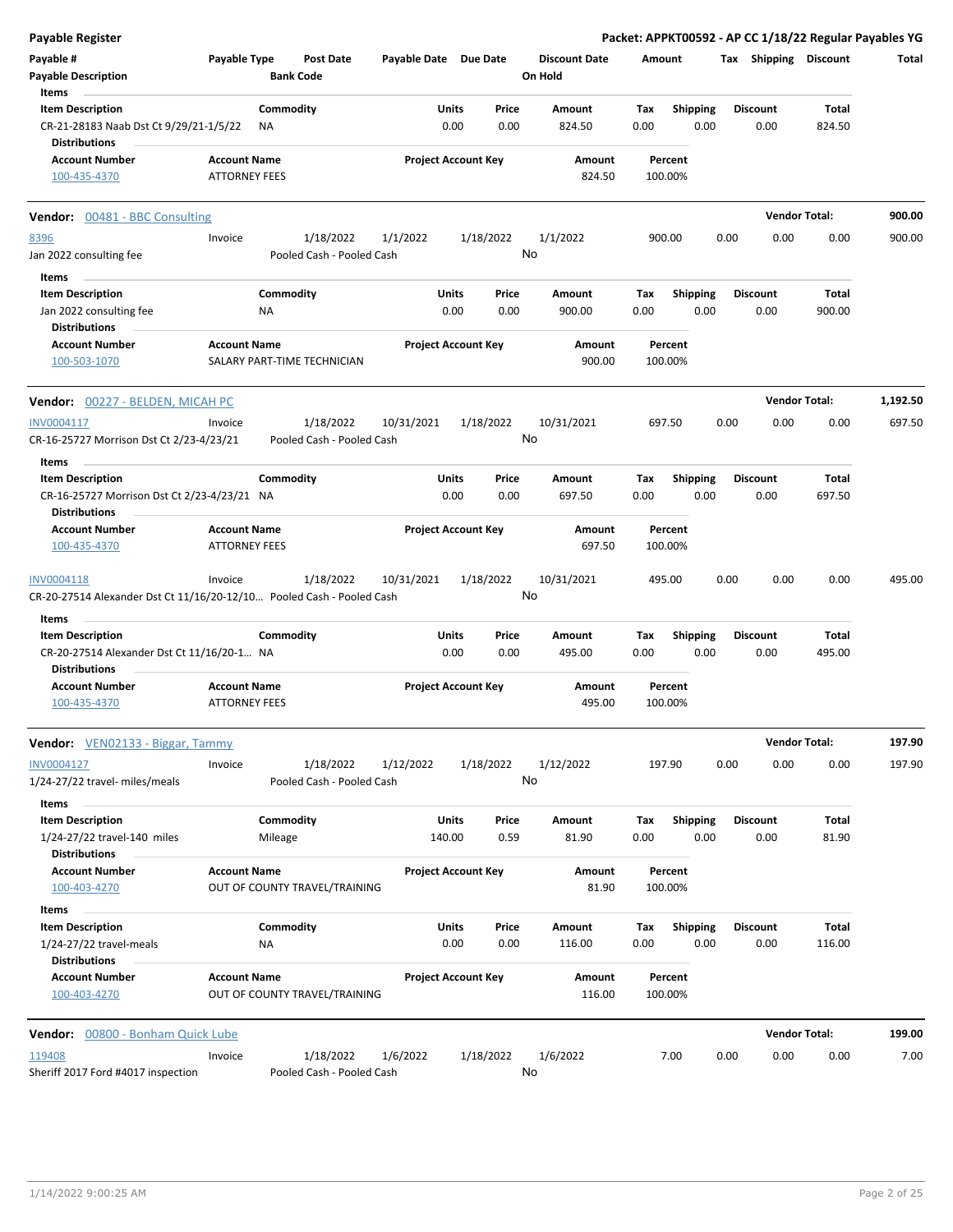## Payable Register

**Packet: APPKT00592 - AP CC 1/18/22 Regular Payables YG**

| Payable # | Payable Type | Post Date | Payable Date | Due Date | Discount Date | Amount | Tax | Shipping | Discount | Total |
|---|---|---|---|---|---|---|---|---|---|---|
| Payable Description | | Bank Code | | | On Hold | | | | | |

Items

| Item Description | Commodity | Units | Price | Amount | Tax | Shipping | Discount | Total |
|---|---|---|---|---|---|---|---|---|
| CR-21-28183 Naab Dst Ct 9/29/21-1/5/22 | NA | 0.00 | 0.00 | 824.50 | 0.00 | 0.00 | 0.00 | 824.50 |

Distributions

| Account Number | Account Name | Project Account Key | Amount | Percent |
|---|---|---|---|---|
| 100-435-4370 | ATTORNEY FEES | | 824.50 | 100.00% |

---

**Vendor: 00481 - BBC Consulting** — **Vendor Total: 900.00**

| Payable # | Payable Type | Post Date | Payable Date | Due Date | Discount Date | Amount | Tax | Shipping | Discount | Total |
|---|---|---|---|---|---|---|---|---|---|---|
| 8396 | Invoice | 1/18/2022 | 1/1/2022 | 1/18/2022 | 1/1/2022 | 900.00 | 0.00 | 0.00 | 0.00 | 900.00 |
| Jan 2022 consulting fee | | Pooled Cash - Pooled Cash | | | No | | | | | |

Items

| Item Description | Commodity | Units | Price | Amount | Tax | Shipping | Discount | Total |
|---|---|---|---|---|---|---|---|---|
| Jan 2022 consulting fee | NA | 0.00 | 0.00 | 900.00 | 0.00 | 0.00 | 0.00 | 900.00 |

Distributions

| Account Number | Account Name | Project Account Key | Amount | Percent |
|---|---|---|---|---|
| 100-503-1070 | SALARY PART-TIME TECHNICIAN | | 900.00 | 100.00% |

---

**Vendor: 00227 - BELDEN, MICAH PC** — **Vendor Total: 1,192.50**

| Payable # | Payable Type | Post Date | Payable Date | Due Date | Discount Date | Amount | Tax | Shipping | Discount | Total |
|---|---|---|---|---|---|---|---|---|---|---|
| INV0004117 | Invoice | 1/18/2022 | 10/31/2021 | 1/18/2022 | 10/31/2021 | 697.50 | 0.00 | 0.00 | 0.00 | 697.50 |
| CR-16-25727 Morrison Dst Ct 2/23-4/23/21 | | Pooled Cash - Pooled Cash | | | No | | | | | |

Items

| Item Description | Commodity | Units | Price | Amount | Tax | Shipping | Discount | Total |
|---|---|---|---|---|---|---|---|---|
| CR-16-25727 Morrison Dst Ct 2/23-4/23/21 | NA | 0.00 | 0.00 | 697.50 | 0.00 | 0.00 | 0.00 | 697.50 |

Distributions

| Account Number | Account Name | Project Account Key | Amount | Percent |
|---|---|---|---|---|
| 100-435-4370 | ATTORNEY FEES | | 697.50 | 100.00% |

| Payable # | Payable Type | Post Date | Payable Date | Due Date | Discount Date | Amount | Tax | Shipping | Discount | Total |
|---|---|---|---|---|---|---|---|---|---|---|
| INV0004118 | Invoice | 1/18/2022 | 10/31/2021 | 1/18/2022 | 10/31/2021 | 495.00 | 0.00 | 0.00 | 0.00 | 495.00 |
| CR-20-27514 Alexander Dst Ct 11/16/20-12/10... | | Pooled Cash - Pooled Cash | | | No | | | | | |

Items

| Item Description | Commodity | Units | Price | Amount | Tax | Shipping | Discount | Total |
|---|---|---|---|---|---|---|---|---|
| CR-20-27514 Alexander Dst Ct 11/16/20-1... | NA | 0.00 | 0.00 | 495.00 | 0.00 | 0.00 | 0.00 | 495.00 |

Distributions

| Account Number | Account Name | Project Account Key | Amount | Percent |
|---|---|---|---|---|
| 100-435-4370 | ATTORNEY FEES | | 495.00 | 100.00% |

---

**Vendor: VEN02133 - Biggar, Tammy** — **Vendor Total: 197.90**

| Payable # | Payable Type | Post Date | Payable Date | Due Date | Discount Date | Amount | Tax | Shipping | Discount | Total |
|---|---|---|---|---|---|---|---|---|---|---|
| INV0004127 | Invoice | 1/18/2022 | 1/12/2022 | 1/18/2022 | 1/12/2022 | 197.90 | 0.00 | 0.00 | 0.00 | 197.90 |
| 1/24-27/22 travel- miles/meals | | Pooled Cash - Pooled Cash | | | No | | | | | |

Items

| Item Description | Commodity | Units | Price | Amount | Tax | Shipping | Discount | Total |
|---|---|---|---|---|---|---|---|---|
| 1/24-27/22 travel-140 miles | Mileage | 140.00 | 0.59 | 81.90 | 0.00 | 0.00 | 0.00 | 81.90 |

Distributions

| Account Number | Account Name | Project Account Key | Amount | Percent |
|---|---|---|---|---|
| 100-403-4270 | OUT OF COUNTY TRAVEL/TRAINING | | 81.90 | 100.00% |

Items

| Item Description | Commodity | Units | Price | Amount | Tax | Shipping | Discount | Total |
|---|---|---|---|---|---|---|---|---|
| 1/24-27/22 travel-meals | NA | 0.00 | 0.00 | 116.00 | 0.00 | 0.00 | 0.00 | 116.00 |

Distributions

| Account Number | Account Name | Project Account Key | Amount | Percent |
|---|---|---|---|---|
| 100-403-4270 | OUT OF COUNTY TRAVEL/TRAINING | | 116.00 | 100.00% |

---

**Vendor: 00800 - Bonham Quick Lube** — **Vendor Total: 199.00**

| Payable # | Payable Type | Post Date | Payable Date | Due Date | Discount Date | Amount | Tax | Shipping | Discount | Total |
|---|---|---|---|---|---|---|---|---|---|---|
| 119408 | Invoice | 1/18/2022 | 1/6/2022 | 1/18/2022 | 1/6/2022 | 7.00 | 0.00 | 0.00 | 0.00 | 7.00 |
| Sheriff 2017 Ford #4017 inspection | | Pooled Cash - Pooled Cash | | | No | | | | | |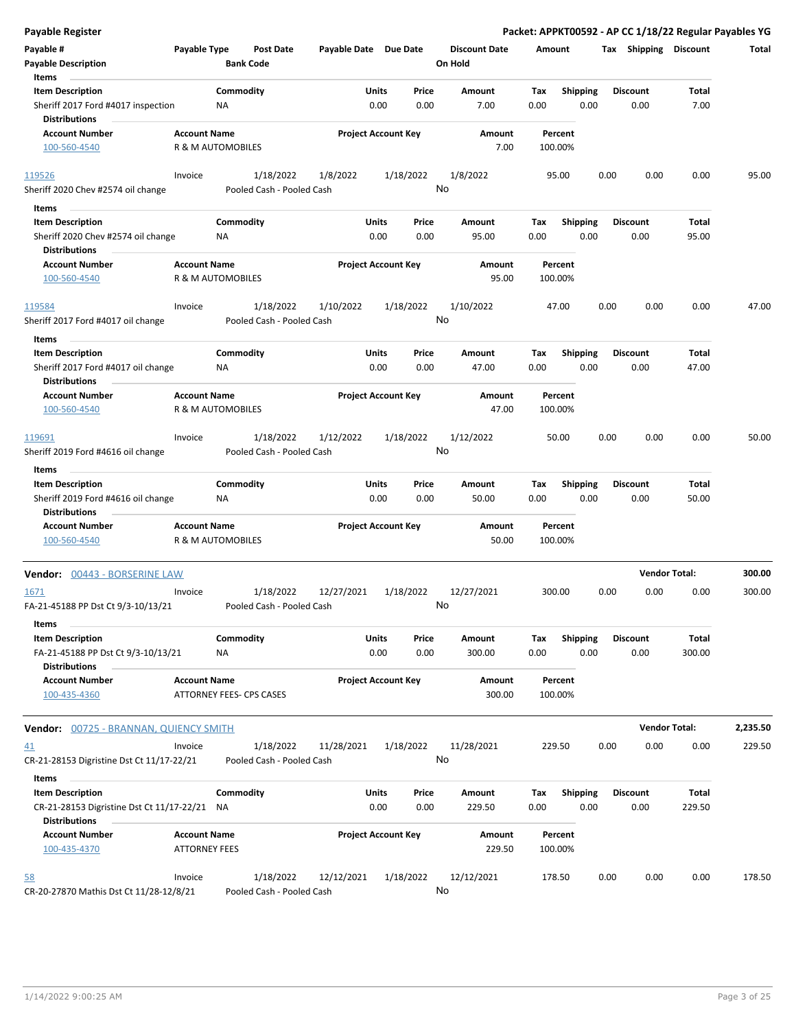# Payable Register

**Packet: APPKT00592 - AP CC 1/18/22 Regular Payables YG**

| Payable # | Payable Type | Post Date | Payable Date | Due Date | Discount Date | Amount | Tax | Shipping | Discount | Total |
|---|---|---|---|---|---|---|---|---|---|---|
| Payable Description | | Bank Code | | | On Hold | | | | | |

**Items**

| Item Description | Commodity | Units | Price | Amount | Tax | Shipping | Discount | Total |
|---|---|---|---|---|---|---|---|---|
| Sheriff 2017 Ford #4017 inspection | NA | 0.00 | 0.00 | 7.00 | 0.00 | 0.00 | 0.00 | 7.00 |

**Distributions**

| Account Number | Account Name | Project Account Key | Amount | Percent |
|---|---|---|---|---|
| 100-560-4540 | R & M AUTOMOBILES | | 7.00 | 100.00% |

| Payable # | Payable Type | Post Date | Payable Date | Due Date | Discount Date | Amount | Tax | Shipping | Discount | Total |
|---|---|---|---|---|---|---|---|---|---|---|
| 119526 | Invoice | 1/18/2022 | 1/8/2022 | 1/18/2022 | 1/8/2022 | 95.00 | 0.00 | 0.00 | 0.00 | 95.00 |
| Sheriff 2020 Chev #2574 oil change | | Pooled Cash - Pooled Cash | | | No | | | | | |

**Items**

| Item Description | Commodity | Units | Price | Amount | Tax | Shipping | Discount | Total |
|---|---|---|---|---|---|---|---|---|
| Sheriff 2020 Chev #2574 oil change | NA | 0.00 | 0.00 | 95.00 | 0.00 | 0.00 | 0.00 | 95.00 |

**Distributions**

| Account Number | Account Name | Project Account Key | Amount | Percent |
|---|---|---|---|---|
| 100-560-4540 | R & M AUTOMOBILES | | 95.00 | 100.00% |

| Payable # | Payable Type | Post Date | Payable Date | Due Date | Discount Date | Amount | Tax | Shipping | Discount | Total |
|---|---|---|---|---|---|---|---|---|---|---|
| 119584 | Invoice | 1/18/2022 | 1/10/2022 | 1/18/2022 | 1/10/2022 | 47.00 | 0.00 | 0.00 | 0.00 | 47.00 |
| Sheriff 2017 Ford #4017 oil change | | Pooled Cash - Pooled Cash | | | No | | | | | |

**Items**

| Item Description | Commodity | Units | Price | Amount | Tax | Shipping | Discount | Total |
|---|---|---|---|---|---|---|---|---|
| Sheriff 2017 Ford #4017 oil change | NA | 0.00 | 0.00 | 47.00 | 0.00 | 0.00 | 0.00 | 47.00 |

**Distributions**

| Account Number | Account Name | Project Account Key | Amount | Percent |
|---|---|---|---|---|
| 100-560-4540 | R & M AUTOMOBILES | | 47.00 | 100.00% |

| Payable # | Payable Type | Post Date | Payable Date | Due Date | Discount Date | Amount | Tax | Shipping | Discount | Total |
|---|---|---|---|---|---|---|---|---|---|---|
| 119691 | Invoice | 1/18/2022 | 1/12/2022 | 1/18/2022 | 1/12/2022 | 50.00 | 0.00 | 0.00 | 0.00 | 50.00 |
| Sheriff 2019 Ford #4616 oil change | | Pooled Cash - Pooled Cash | | | No | | | | | |

**Items**

| Item Description | Commodity | Units | Price | Amount | Tax | Shipping | Discount | Total |
|---|---|---|---|---|---|---|---|---|
| Sheriff 2019 Ford #4616 oil change | NA | 0.00 | 0.00 | 50.00 | 0.00 | 0.00 | 0.00 | 50.00 |

**Distributions**

| Account Number | Account Name | Project Account Key | Amount | Percent |
|---|---|---|---|---|
| 100-560-4540 | R & M AUTOMOBILES | | 50.00 | 100.00% |

## Vendor: 00443 - BORSERINE LAW

**Vendor Total: 300.00**

| Payable # | Payable Type | Post Date | Payable Date | Due Date | Discount Date | Amount | Tax | Shipping | Discount | Total |
|---|---|---|---|---|---|---|---|---|---|---|
| 1671 | Invoice | 1/18/2022 | 12/27/2021 | 1/18/2022 | 12/27/2021 | 300.00 | 0.00 | 0.00 | 0.00 | 300.00 |
| FA-21-45188 PP Dst Ct 9/3-10/13/21 | | Pooled Cash - Pooled Cash | | | No | | | | | |

**Items**

| Item Description | Commodity | Units | Price | Amount | Tax | Shipping | Discount | Total |
|---|---|---|---|---|---|---|---|---|
| FA-21-45188 PP Dst Ct 9/3-10/13/21 | NA | 0.00 | 0.00 | 300.00 | 0.00 | 0.00 | 0.00 | 300.00 |

**Distributions**

| Account Number | Account Name | Project Account Key | Amount | Percent |
|---|---|---|---|---|
| 100-435-4360 | ATTORNEY FEES- CPS CASES | | 300.00 | 100.00% |

## Vendor: 00725 - BRANNAN, QUIENCY SMITH

**Vendor Total: 2,235.50**

| Payable # | Payable Type | Post Date | Payable Date | Due Date | Discount Date | Amount | Tax | Shipping | Discount | Total |
|---|---|---|---|---|---|---|---|---|---|---|
| 41 | Invoice | 1/18/2022 | 11/28/2021 | 1/18/2022 | 11/28/2021 | 229.50 | 0.00 | 0.00 | 0.00 | 229.50 |
| CR-21-28153 Digristine Dst Ct 11/17-22/21 | | Pooled Cash - Pooled Cash | | | No | | | | | |

**Items**

| Item Description | Commodity | Units | Price | Amount | Tax | Shipping | Discount | Total |
|---|---|---|---|---|---|---|---|---|
| CR-21-28153 Digristine Dst Ct 11/17-22/21 | NA | 0.00 | 0.00 | 229.50 | 0.00 | 0.00 | 0.00 | 229.50 |

**Distributions**

| Account Number | Account Name | Project Account Key | Amount | Percent |
|---|---|---|---|---|
| 100-435-4370 | ATTORNEY FEES | | 229.50 | 100.00% |

| Payable # | Payable Type | Post Date | Payable Date | Due Date | Discount Date | Amount | Tax | Shipping | Discount | Total |
|---|---|---|---|---|---|---|---|---|---|---|
| 58 | Invoice | 1/18/2022 | 12/12/2021 | 1/18/2022 | 12/12/2021 | 178.50 | 0.00 | 0.00 | 0.00 | 178.50 |
| CR-20-27870 Mathis Dst Ct 11/28-12/8/21 | | Pooled Cash - Pooled Cash | | | No | | | | | |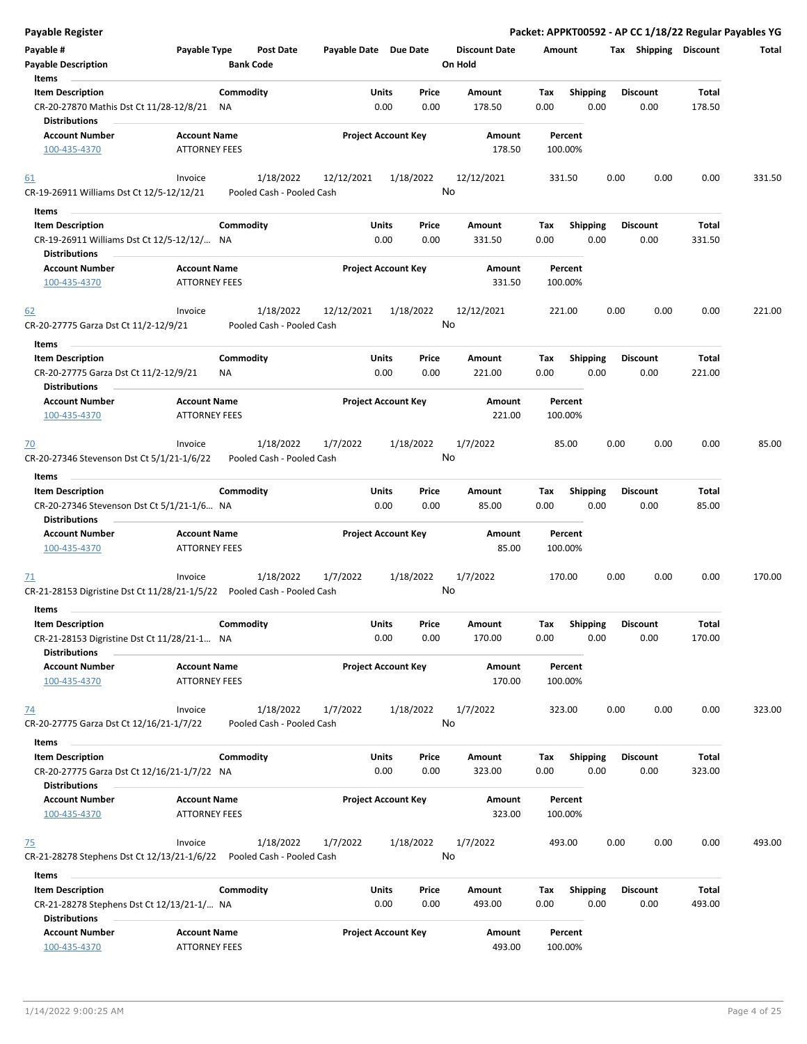**Payable Register** — **Packet: APPKT00592 - AP CC 1/18/22 Regular Payables YG**

| Payable # | Payable Type | Post Date | Payable Date | Due Date | Discount Date | Amount | Tax | Shipping | Discount | Total |
|---|---|---|---|---|---|---|---|---|---|---|
| Payable Description | | Bank Code | | | On Hold | | | | | |

**Items**

| Item Description | Commodity | Units | Price | Amount | Tax | Shipping | Discount | Total |
|---|---|---|---|---|---|---|---|---|
| CR-20-27870 Mathis Dst Ct 11/28-12/8/21 | NA | 0.00 | 0.00 | 178.50 | 0.00 | 0.00 | 0.00 | 178.50 |

**Distributions**

| Account Number | Account Name | Project Account Key | Amount | Percent |
|---|---|---|---|---|
| 100-435-4370 | ATTORNEY FEES | | 178.50 | 100.00% |

| Payable # | Payable Type | Post Date | Payable Date | Due Date | Discount Date | Amount | Tax | Shipping | Discount | Total |
|---|---|---|---|---|---|---|---|---|---|---|
| 61 | Invoice | 1/18/2022 | 12/12/2021 | 1/18/2022 | 12/12/2021 | 331.50 | 0.00 | 0.00 | 0.00 | 331.50 |
| CR-19-26911 Williams Dst Ct 12/5-12/12/21 | | Pooled Cash - Pooled Cash | | | No | | | | | |

**Items**

| Item Description | Commodity | Units | Price | Amount | Tax | Shipping | Discount | Total |
|---|---|---|---|---|---|---|---|---|
| CR-19-26911 Williams Dst Ct 12/5-12/12/... | NA | 0.00 | 0.00 | 331.50 | 0.00 | 0.00 | 0.00 | 331.50 |

**Distributions**

| Account Number | Account Name | Project Account Key | Amount | Percent |
|---|---|---|---|---|
| 100-435-4370 | ATTORNEY FEES | | 331.50 | 100.00% |

| Payable # | Payable Type | Post Date | Payable Date | Due Date | Discount Date | Amount | Tax | Shipping | Discount | Total |
|---|---|---|---|---|---|---|---|---|---|---|
| 62 | Invoice | 1/18/2022 | 12/12/2021 | 1/18/2022 | 12/12/2021 | 221.00 | 0.00 | 0.00 | 0.00 | 221.00 |
| CR-20-27775 Garza Dst Ct 11/2-12/9/21 | | Pooled Cash - Pooled Cash | | | No | | | | | |

**Items**

| Item Description | Commodity | Units | Price | Amount | Tax | Shipping | Discount | Total |
|---|---|---|---|---|---|---|---|---|
| CR-20-27775 Garza Dst Ct 11/2-12/9/21 | NA | 0.00 | 0.00 | 221.00 | 0.00 | 0.00 | 0.00 | 221.00 |

**Distributions**

| Account Number | Account Name | Project Account Key | Amount | Percent |
|---|---|---|---|---|
| 100-435-4370 | ATTORNEY FEES | | 221.00 | 100.00% |

| Payable # | Payable Type | Post Date | Payable Date | Due Date | Discount Date | Amount | Tax | Shipping | Discount | Total |
|---|---|---|---|---|---|---|---|---|---|---|
| 70 | Invoice | 1/18/2022 | 1/7/2022 | 1/18/2022 | 1/7/2022 | 85.00 | 0.00 | 0.00 | 0.00 | 85.00 |
| CR-20-27346 Stevenson Dst Ct 5/1/21-1/6/22 | | Pooled Cash - Pooled Cash | | | No | | | | | |

**Items**

| Item Description | Commodity | Units | Price | Amount | Tax | Shipping | Discount | Total |
|---|---|---|---|---|---|---|---|---|
| CR-20-27346 Stevenson Dst Ct 5/1/21-1/6... | NA | 0.00 | 0.00 | 85.00 | 0.00 | 0.00 | 0.00 | 85.00 |

**Distributions**

| Account Number | Account Name | Project Account Key | Amount | Percent |
|---|---|---|---|---|
| 100-435-4370 | ATTORNEY FEES | | 85.00 | 100.00% |

| Payable # | Payable Type | Post Date | Payable Date | Due Date | Discount Date | Amount | Tax | Shipping | Discount | Total |
|---|---|---|---|---|---|---|---|---|---|---|
| 71 | Invoice | 1/18/2022 | 1/7/2022 | 1/18/2022 | 1/7/2022 | 170.00 | 0.00 | 0.00 | 0.00 | 170.00 |
| CR-21-28153 Digristine Dst Ct 11/28/21-1/5/22 | | Pooled Cash - Pooled Cash | | | No | | | | | |

**Items**

| Item Description | Commodity | Units | Price | Amount | Tax | Shipping | Discount | Total |
|---|---|---|---|---|---|---|---|---|
| CR-21-28153 Digristine Dst Ct 11/28/21-1... | NA | 0.00 | 0.00 | 170.00 | 0.00 | 0.00 | 0.00 | 170.00 |

**Distributions**

| Account Number | Account Name | Project Account Key | Amount | Percent |
|---|---|---|---|---|
| 100-435-4370 | ATTORNEY FEES | | 170.00 | 100.00% |

| Payable # | Payable Type | Post Date | Payable Date | Due Date | Discount Date | Amount | Tax | Shipping | Discount | Total |
|---|---|---|---|---|---|---|---|---|---|---|
| 74 | Invoice | 1/18/2022 | 1/7/2022 | 1/18/2022 | 1/7/2022 | 323.00 | 0.00 | 0.00 | 0.00 | 323.00 |
| CR-20-27775 Garza Dst Ct 12/16/21-1/7/22 | | Pooled Cash - Pooled Cash | | | No | | | | | |

**Items**

| Item Description | Commodity | Units | Price | Amount | Tax | Shipping | Discount | Total |
|---|---|---|---|---|---|---|---|---|
| CR-20-27775 Garza Dst Ct 12/16/21-1/7/22 | NA | 0.00 | 0.00 | 323.00 | 0.00 | 0.00 | 0.00 | 323.00 |

**Distributions**

| Account Number | Account Name | Project Account Key | Amount | Percent |
|---|---|---|---|---|
| 100-435-4370 | ATTORNEY FEES | | 323.00 | 100.00% |

| Payable # | Payable Type | Post Date | Payable Date | Due Date | Discount Date | Amount | Tax | Shipping | Discount | Total |
|---|---|---|---|---|---|---|---|---|---|---|
| 75 | Invoice | 1/18/2022 | 1/7/2022 | 1/18/2022 | 1/7/2022 | 493.00 | 0.00 | 0.00 | 0.00 | 493.00 |
| CR-21-28278 Stephens Dst Ct 12/13/21-1/6/22 | | Pooled Cash - Pooled Cash | | | No | | | | | |

**Items**

| Item Description | Commodity | Units | Price | Amount | Tax | Shipping | Discount | Total |
|---|---|---|---|---|---|---|---|---|
| CR-21-28278 Stephens Dst Ct 12/13/21-1/... | NA | 0.00 | 0.00 | 493.00 | 0.00 | 0.00 | 0.00 | 493.00 |

**Distributions**

| Account Number | Account Name | Project Account Key | Amount | Percent |
|---|---|---|---|---|
| 100-435-4370 | ATTORNEY FEES | | 493.00 | 100.00% |

1/14/2022 9:00:25 AM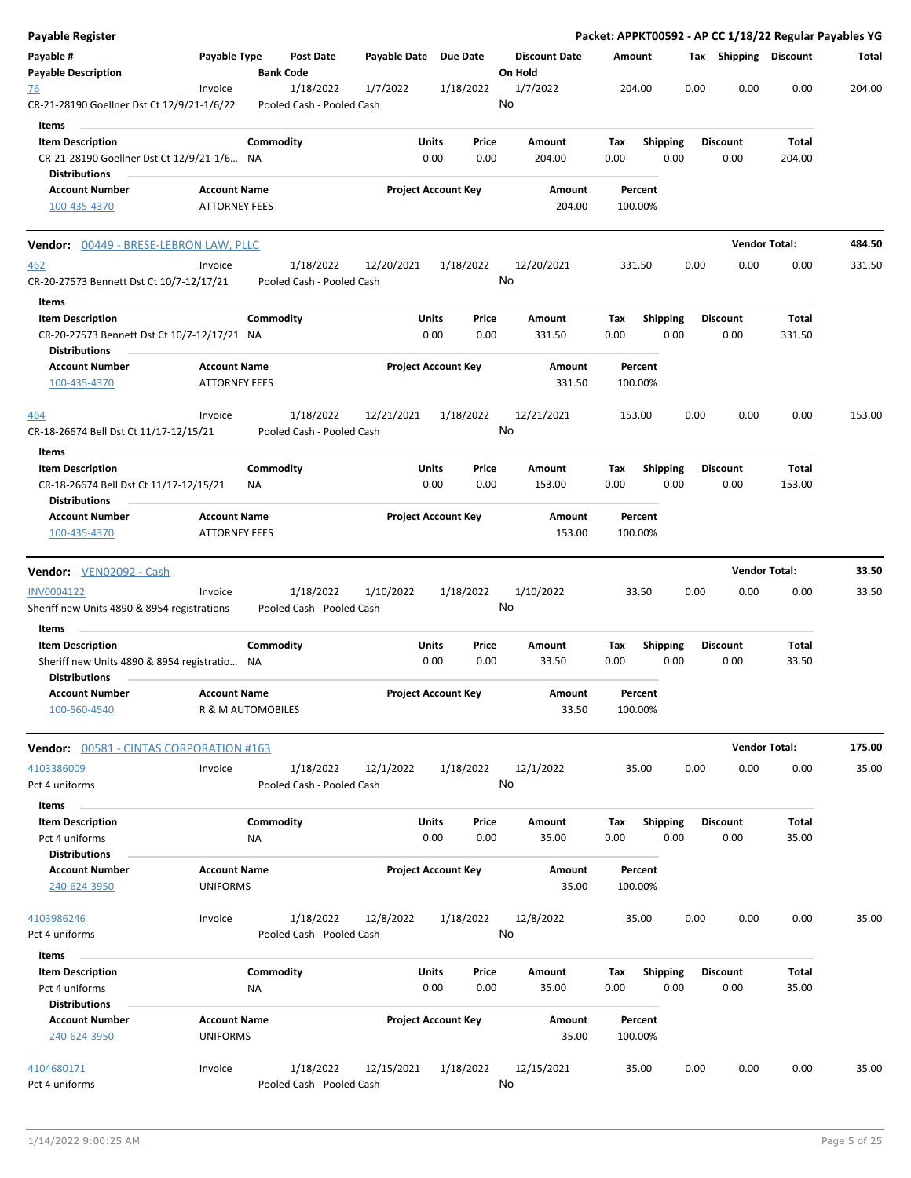**Payable Register** — **Packet: APPKT00592 - AP CC 1/18/22 Regular Payables YG**

| Payable # | Payable Type | Post Date | Payable Date | Due Date | Discount Date | Amount | Tax | Shipping | Discount | Total |
|---|---|---|---|---|---|---|---|---|---|---|
| **Payable Description** | | **Bank Code** | | | **On Hold** | | | | | |
| 76 | Invoice | 1/18/2022 | 1/7/2022 | 1/18/2022 | 1/7/2022 | 204.00 | 0.00 | 0.00 | 0.00 | 204.00 |
| CR-21-28190 Goellner Dst Ct 12/9/21-1/6/22 | | Pooled Cash - Pooled Cash | | | No | | | | | |

**Items**

| Item Description | Commodity | Units | Price | Amount | Tax | Shipping | Discount | Total |
|---|---|---|---|---|---|---|---|---|
| CR-21-28190 Goellner Dst Ct 12/9/21-1/6... | NA | 0.00 | 0.00 | 204.00 | 0.00 | 0.00 | 0.00 | 204.00 |

**Distributions**

| Account Number | Account Name | Project Account Key | Amount | Percent |
|---|---|---|---|---|
| 100-435-4370 | ATTORNEY FEES | | 204.00 | 100.00% |

---

**Vendor:** 00449 - BRESE-LEBRON LAW, PLLC — **Vendor Total:** **484.50**

| Payable # | Payable Type | Post Date | Payable Date | Due Date | Discount Date | Amount | Tax | Shipping | Discount | Total |
|---|---|---|---|---|---|---|---|---|---|---|
| 462 | Invoice | 1/18/2022 | 12/20/2021 | 1/18/2022 | 12/20/2021 | 331.50 | 0.00 | 0.00 | 0.00 | 331.50 |
| CR-20-27573 Bennett Dst Ct 10/7-12/17/21 | | Pooled Cash - Pooled Cash | | | No | | | | | |

**Items**

| Item Description | Commodity | Units | Price | Amount | Tax | Shipping | Discount | Total |
|---|---|---|---|---|---|---|---|---|
| CR-20-27573 Bennett Dst Ct 10/7-12/17/21 | NA | 0.00 | 0.00 | 331.50 | 0.00 | 0.00 | 0.00 | 331.50 |

**Distributions**

| Account Number | Account Name | Project Account Key | Amount | Percent |
|---|---|---|---|---|
| 100-435-4370 | ATTORNEY FEES | | 331.50 | 100.00% |

| Payable # | Payable Type | Post Date | Payable Date | Due Date | Discount Date | Amount | Tax | Shipping | Discount | Total |
|---|---|---|---|---|---|---|---|---|---|---|
| 464 | Invoice | 1/18/2022 | 12/21/2021 | 1/18/2022 | 12/21/2021 | 153.00 | 0.00 | 0.00 | 0.00 | 153.00 |
| CR-18-26674 Bell Dst Ct 11/17-12/15/21 | | Pooled Cash - Pooled Cash | | | No | | | | | |

**Items**

| Item Description | Commodity | Units | Price | Amount | Tax | Shipping | Discount | Total |
|---|---|---|---|---|---|---|---|---|
| CR-18-26674 Bell Dst Ct 11/17-12/15/21 | NA | 0.00 | 0.00 | 153.00 | 0.00 | 0.00 | 0.00 | 153.00 |

**Distributions**

| Account Number | Account Name | Project Account Key | Amount | Percent |
|---|---|---|---|---|
| 100-435-4370 | ATTORNEY FEES | | 153.00 | 100.00% |

---

**Vendor:** VEN02092 - Cash — **Vendor Total:** **33.50**

| Payable # | Payable Type | Post Date | Payable Date | Due Date | Discount Date | Amount | Tax | Shipping | Discount | Total |
|---|---|---|---|---|---|---|---|---|---|---|
| INV0004122 | Invoice | 1/18/2022 | 1/10/2022 | 1/18/2022 | 1/10/2022 | 33.50 | 0.00 | 0.00 | 0.00 | 33.50 |
| Sheriff new Units 4890 & 8954 registrations | | Pooled Cash - Pooled Cash | | | No | | | | | |

**Items**

| Item Description | Commodity | Units | Price | Amount | Tax | Shipping | Discount | Total |
|---|---|---|---|---|---|---|---|---|
| Sheriff new Units 4890 & 8954 registratio... | NA | 0.00 | 0.00 | 33.50 | 0.00 | 0.00 | 0.00 | 33.50 |

**Distributions**

| Account Number | Account Name | Project Account Key | Amount | Percent |
|---|---|---|---|---|
| 100-560-4540 | R & M AUTOMOBILES | | 33.50 | 100.00% |

---

**Vendor:** 00581 - CINTAS CORPORATION #163 — **Vendor Total:** **175.00**

| Payable # | Payable Type | Post Date | Payable Date | Due Date | Discount Date | Amount | Tax | Shipping | Discount | Total |
|---|---|---|---|---|---|---|---|---|---|---|
| 4103386009 | Invoice | 1/18/2022 | 12/1/2022 | 1/18/2022 | 12/1/2022 | 35.00 | 0.00 | 0.00 | 0.00 | 35.00 |
| Pct 4 uniforms | | Pooled Cash - Pooled Cash | | | No | | | | | |

**Items**

| Item Description | Commodity | Units | Price | Amount | Tax | Shipping | Discount | Total |
|---|---|---|---|---|---|---|---|---|
| Pct 4 uniforms | NA | 0.00 | 0.00 | 35.00 | 0.00 | 0.00 | 0.00 | 35.00 |

**Distributions**

| Account Number | Account Name | Project Account Key | Amount | Percent |
|---|---|---|---|---|
| 240-624-3950 | UNIFORMS | | 35.00 | 100.00% |

| Payable # | Payable Type | Post Date | Payable Date | Due Date | Discount Date | Amount | Tax | Shipping | Discount | Total |
|---|---|---|---|---|---|---|---|---|---|---|
| 4103986246 | Invoice | 1/18/2022 | 12/8/2022 | 1/18/2022 | 12/8/2022 | 35.00 | 0.00 | 0.00 | 0.00 | 35.00 |
| Pct 4 uniforms | | Pooled Cash - Pooled Cash | | | No | | | | | |

**Items**

| Item Description | Commodity | Units | Price | Amount | Tax | Shipping | Discount | Total |
|---|---|---|---|---|---|---|---|---|
| Pct 4 uniforms | NA | 0.00 | 0.00 | 35.00 | 0.00 | 0.00 | 0.00 | 35.00 |

**Distributions**

| Account Number | Account Name | Project Account Key | Amount | Percent |
|---|---|---|---|---|
| 240-624-3950 | UNIFORMS | | 35.00 | 100.00% |

| Payable # | Payable Type | Post Date | Payable Date | Due Date | Discount Date | Amount | Tax | Shipping | Discount | Total |
|---|---|---|---|---|---|---|---|---|---|---|
| 4104680171 | Invoice | 1/18/2022 | 12/15/2021 | 1/18/2022 | 12/15/2021 | 35.00 | 0.00 | 0.00 | 0.00 | 35.00 |
| Pct 4 uniforms | | Pooled Cash - Pooled Cash | | | No | | | | | |

1/14/2022 9:00:25 AM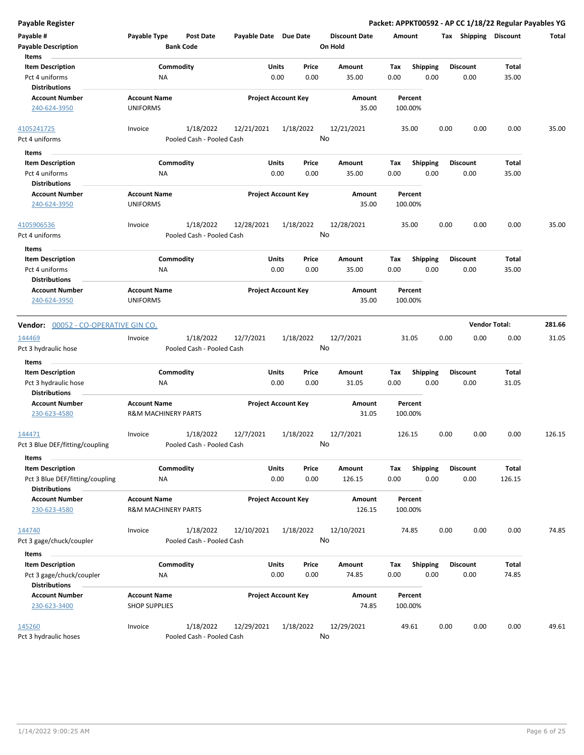**Payable Register** — **Packet: APPKT00592 - AP CC 1/18/22 Regular Payables YG**

| Payable # | Payable Type | Post Date | Payable Date | Due Date | Discount Date | Amount | Tax | Shipping | Discount | Total |
|---|---|---|---|---|---|---|---|---|---|---|
| Payable Description | | Bank Code | | | On Hold | | | | | |

**Items**

| Item Description | Commodity | Units | Price | Amount | Tax | Shipping | Discount | Total |
|---|---|---|---|---|---|---|---|---|
| Pct 4 uniforms | NA | 0.00 | 0.00 | 35.00 | 0.00 | 0.00 | 0.00 | 35.00 |

**Distributions**

| Account Number | Account Name | Project Account Key | Amount | Percent |
|---|---|---|---|---|
| 240-624-3950 | UNIFORMS | | 35.00 | 100.00% |

| Payable # | Payable Type | Post Date | Payable Date | Due Date | Discount Date | Amount | Tax | Shipping | Discount | Total |
|---|---|---|---|---|---|---|---|---|---|---|
| 4105241725 | Invoice | 1/18/2022 | 12/21/2021 | 1/18/2022 | 12/21/2021 | 35.00 | 0.00 | 0.00 | 0.00 | 35.00 |
| Pct 4 uniforms | | Pooled Cash - Pooled Cash | | | No | | | | | |

**Items**

| Item Description | Commodity | Units | Price | Amount | Tax | Shipping | Discount | Total |
|---|---|---|---|---|---|---|---|---|
| Pct 4 uniforms | NA | 0.00 | 0.00 | 35.00 | 0.00 | 0.00 | 0.00 | 35.00 |

**Distributions**

| Account Number | Account Name | Project Account Key | Amount | Percent |
|---|---|---|---|---|
| 240-624-3950 | UNIFORMS | | 35.00 | 100.00% |

| Payable # | Payable Type | Post Date | Payable Date | Due Date | Discount Date | Amount | Tax | Shipping | Discount | Total |
|---|---|---|---|---|---|---|---|---|---|---|
| 4105906536 | Invoice | 1/18/2022 | 12/28/2021 | 1/18/2022 | 12/28/2021 | 35.00 | 0.00 | 0.00 | 0.00 | 35.00 |
| Pct 4 uniforms | | Pooled Cash - Pooled Cash | | | No | | | | | |

**Items**

| Item Description | Commodity | Units | Price | Amount | Tax | Shipping | Discount | Total |
|---|---|---|---|---|---|---|---|---|
| Pct 4 uniforms | NA | 0.00 | 0.00 | 35.00 | 0.00 | 0.00 | 0.00 | 35.00 |

**Distributions**

| Account Number | Account Name | Project Account Key | Amount | Percent |
|---|---|---|---|---|
| 240-624-3950 | UNIFORMS | | 35.00 | 100.00% |

**Vendor:** 00052 - CO-OPERATIVE GIN CO. — **Vendor Total: 281.66**

| Payable # | Payable Type | Post Date | Payable Date | Due Date | Discount Date | Amount | Tax | Shipping | Discount | Total |
|---|---|---|---|---|---|---|---|---|---|---|
| 144469 | Invoice | 1/18/2022 | 12/7/2021 | 1/18/2022 | 12/7/2021 | 31.05 | 0.00 | 0.00 | 0.00 | 31.05 |
| Pct 3 hydraulic hose | | Pooled Cash - Pooled Cash | | | No | | | | | |

**Items**

| Item Description | Commodity | Units | Price | Amount | Tax | Shipping | Discount | Total |
|---|---|---|---|---|---|---|---|---|
| Pct 3 hydraulic hose | NA | 0.00 | 0.00 | 31.05 | 0.00 | 0.00 | 0.00 | 31.05 |

**Distributions**

| Account Number | Account Name | Project Account Key | Amount | Percent |
|---|---|---|---|---|
| 230-623-4580 | R&M MACHINERY PARTS | | 31.05 | 100.00% |

| Payable # | Payable Type | Post Date | Payable Date | Due Date | Discount Date | Amount | Tax | Shipping | Discount | Total |
|---|---|---|---|---|---|---|---|---|---|---|
| 144471 | Invoice | 1/18/2022 | 12/7/2021 | 1/18/2022 | 12/7/2021 | 126.15 | 0.00 | 0.00 | 0.00 | 126.15 |
| Pct 3 Blue DEF/fitting/coupling | | Pooled Cash - Pooled Cash | | | No | | | | | |

**Items**

| Item Description | Commodity | Units | Price | Amount | Tax | Shipping | Discount | Total |
|---|---|---|---|---|---|---|---|---|
| Pct 3 Blue DEF/fitting/coupling | NA | 0.00 | 0.00 | 126.15 | 0.00 | 0.00 | 0.00 | 126.15 |

**Distributions**

| Account Number | Account Name | Project Account Key | Amount | Percent |
|---|---|---|---|---|
| 230-623-4580 | R&M MACHINERY PARTS | | 126.15 | 100.00% |

| Payable # | Payable Type | Post Date | Payable Date | Due Date | Discount Date | Amount | Tax | Shipping | Discount | Total |
|---|---|---|---|---|---|---|---|---|---|---|
| 144740 | Invoice | 1/18/2022 | 12/10/2021 | 1/18/2022 | 12/10/2021 | 74.85 | 0.00 | 0.00 | 0.00 | 74.85 |
| Pct 3 gage/chuck/coupler | | Pooled Cash - Pooled Cash | | | No | | | | | |

**Items**

| Item Description | Commodity | Units | Price | Amount | Tax | Shipping | Discount | Total |
|---|---|---|---|---|---|---|---|---|
| Pct 3 gage/chuck/coupler | NA | 0.00 | 0.00 | 74.85 | 0.00 | 0.00 | 0.00 | 74.85 |

**Distributions**

| Account Number | Account Name | Project Account Key | Amount | Percent |
|---|---|---|---|---|
| 230-623-3400 | SHOP SUPPLIES | | 74.85 | 100.00% |

| Payable # | Payable Type | Post Date | Payable Date | Due Date | Discount Date | Amount | Tax | Shipping | Discount | Total |
|---|---|---|---|---|---|---|---|---|---|---|
| 145260 | Invoice | 1/18/2022 | 12/29/2021 | 1/18/2022 | 12/29/2021 | 49.61 | 0.00 | 0.00 | 0.00 | 49.61 |
| Pct 3 hydraulic hoses | | Pooled Cash - Pooled Cash | | | No | | | | | |

1/14/2022 9:00:25 AM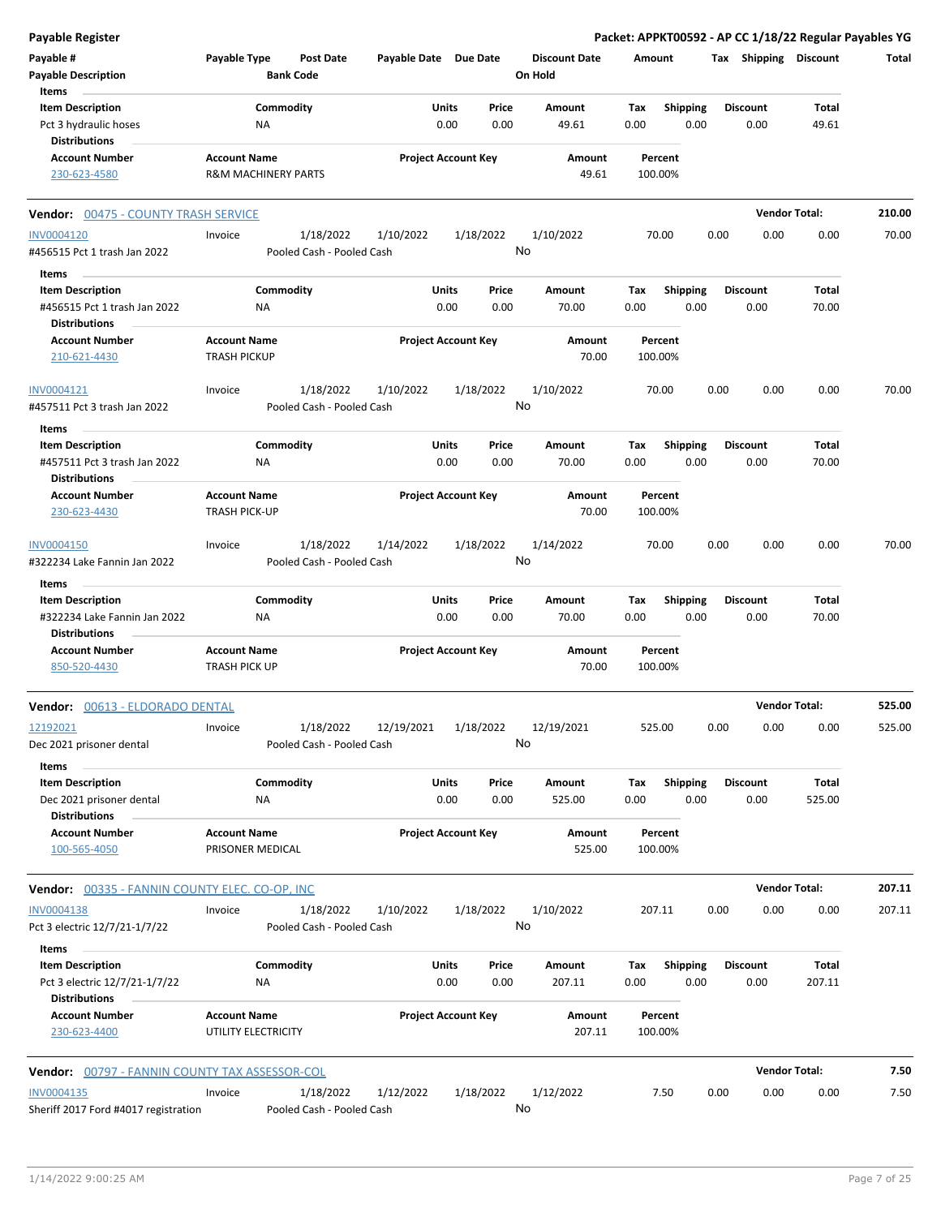**Payable Register** — **Packet: APPKT00592 - AP CC 1/18/22 Regular Payables YG**

| Payable # | Payable Type | Post Date | Payable Date | Due Date | Discount Date | Amount | Tax | Shipping | Discount | Total |
|---|---|---|---|---|---|---|---|---|---|---|
| Payable Description | | Bank Code | | | On Hold | | | | | |

**Items**

| Item Description | Commodity | Units | Price | Amount | Tax | Shipping | Discount | Total |
|---|---|---|---|---|---|---|---|---|
| Pct 3 hydraulic hoses | NA | 0.00 | 0.00 | 49.61 | 0.00 | 0.00 | 0.00 | 49.61 |

**Distributions**

| Account Number | Account Name | Project Account Key | Amount | Percent |
|---|---|---|---|---|
| 230-623-4580 | R&M MACHINERY PARTS | | 49.61 | 100.00% |

---

**Vendor:** 00475 - COUNTY TRASH SERVICE — **Vendor Total:** 210.00

| Payable # | Payable Type | Post Date | Payable Date | Due Date | Discount Date | Amount | Tax | Shipping | Discount | Total |
|---|---|---|---|---|---|---|---|---|---|---|
| INV0004120 | Invoice | 1/18/2022 | 1/10/2022 | 1/18/2022 | 1/10/2022 | 70.00 | 0.00 | 0.00 | 0.00 | 70.00 |
| #456515 Pct 1 trash Jan 2022 | | Pooled Cash - Pooled Cash | | | No | | | | | |

**Items**

| Item Description | Commodity | Units | Price | Amount | Tax | Shipping | Discount | Total |
|---|---|---|---|---|---|---|---|---|
| #456515 Pct 1 trash Jan 2022 | NA | 0.00 | 0.00 | 70.00 | 0.00 | 0.00 | 0.00 | 70.00 |

**Distributions**

| Account Number | Account Name | Project Account Key | Amount | Percent |
|---|---|---|---|---|
| 210-621-4430 | TRASH PICKUP | | 70.00 | 100.00% |

| Payable # | Payable Type | Post Date | Payable Date | Due Date | Discount Date | Amount | Tax | Shipping | Discount | Total |
|---|---|---|---|---|---|---|---|---|---|---|
| INV0004121 | Invoice | 1/18/2022 | 1/10/2022 | 1/18/2022 | 1/10/2022 | 70.00 | 0.00 | 0.00 | 0.00 | 70.00 |
| #457511 Pct 3 trash Jan 2022 | | Pooled Cash - Pooled Cash | | | No | | | | | |

**Items**

| Item Description | Commodity | Units | Price | Amount | Tax | Shipping | Discount | Total |
|---|---|---|---|---|---|---|---|---|
| #457511 Pct 3 trash Jan 2022 | NA | 0.00 | 0.00 | 70.00 | 0.00 | 0.00 | 0.00 | 70.00 |

**Distributions**

| Account Number | Account Name | Project Account Key | Amount | Percent |
|---|---|---|---|---|
| 230-623-4430 | TRASH PICK-UP | | 70.00 | 100.00% |

| Payable # | Payable Type | Post Date | Payable Date | Due Date | Discount Date | Amount | Tax | Shipping | Discount | Total |
|---|---|---|---|---|---|---|---|---|---|---|
| INV0004150 | Invoice | 1/18/2022 | 1/14/2022 | 1/18/2022 | 1/14/2022 | 70.00 | 0.00 | 0.00 | 0.00 | 70.00 |
| #322234 Lake Fannin Jan 2022 | | Pooled Cash - Pooled Cash | | | No | | | | | |

**Items**

| Item Description | Commodity | Units | Price | Amount | Tax | Shipping | Discount | Total |
|---|---|---|---|---|---|---|---|---|
| #322234 Lake Fannin Jan 2022 | NA | 0.00 | 0.00 | 70.00 | 0.00 | 0.00 | 0.00 | 70.00 |

**Distributions**

| Account Number | Account Name | Project Account Key | Amount | Percent |
|---|---|---|---|---|
| 850-520-4430 | TRASH PICK UP | | 70.00 | 100.00% |

---

**Vendor:** 00613 - ELDORADO DENTAL — **Vendor Total:** 525.00

| Payable # | Payable Type | Post Date | Payable Date | Due Date | Discount Date | Amount | Tax | Shipping | Discount | Total |
|---|---|---|---|---|---|---|---|---|---|---|
| 12192021 | Invoice | 1/18/2022 | 12/19/2021 | 1/18/2022 | 12/19/2021 | 525.00 | 0.00 | 0.00 | 0.00 | 525.00 |
| Dec 2021 prisoner dental | | Pooled Cash - Pooled Cash | | | No | | | | | |

**Items**

| Item Description | Commodity | Units | Price | Amount | Tax | Shipping | Discount | Total |
|---|---|---|---|---|---|---|---|---|
| Dec 2021 prisoner dental | NA | 0.00 | 0.00 | 525.00 | 0.00 | 0.00 | 0.00 | 525.00 |

**Distributions**

| Account Number | Account Name | Project Account Key | Amount | Percent |
|---|---|---|---|---|
| 100-565-4050 | PRISONER MEDICAL | | 525.00 | 100.00% |

---

**Vendor:** 00335 - FANNIN COUNTY ELEC. CO-OP, INC — **Vendor Total:** 207.11

| Payable # | Payable Type | Post Date | Payable Date | Due Date | Discount Date | Amount | Tax | Shipping | Discount | Total |
|---|---|---|---|---|---|---|---|---|---|---|
| INV0004138 | Invoice | 1/18/2022 | 1/10/2022 | 1/18/2022 | 1/10/2022 | 207.11 | 0.00 | 0.00 | 0.00 | 207.11 |
| Pct 3 electric 12/7/21-1/7/22 | | Pooled Cash - Pooled Cash | | | No | | | | | |

**Items**

| Item Description | Commodity | Units | Price | Amount | Tax | Shipping | Discount | Total |
|---|---|---|---|---|---|---|---|---|
| Pct 3 electric 12/7/21-1/7/22 | NA | 0.00 | 0.00 | 207.11 | 0.00 | 0.00 | 0.00 | 207.11 |

**Distributions**

| Account Number | Account Name | Project Account Key | Amount | Percent |
|---|---|---|---|---|
| 230-623-4400 | UTILITY ELECTRICITY | | 207.11 | 100.00% |

---

**Vendor:** 00797 - FANNIN COUNTY TAX ASSESSOR-COL — **Vendor Total:** 7.50

| Payable # | Payable Type | Post Date | Payable Date | Due Date | Discount Date | Amount | Tax | Shipping | Discount | Total |
|---|---|---|---|---|---|---|---|---|---|---|
| INV0004135 | Invoice | 1/18/2022 | 1/12/2022 | 1/18/2022 | 1/12/2022 | 7.50 | 0.00 | 0.00 | 0.00 | 7.50 |
| Sheriff 2017 Ford #4017 registration | | Pooled Cash - Pooled Cash | | | No | | | | | |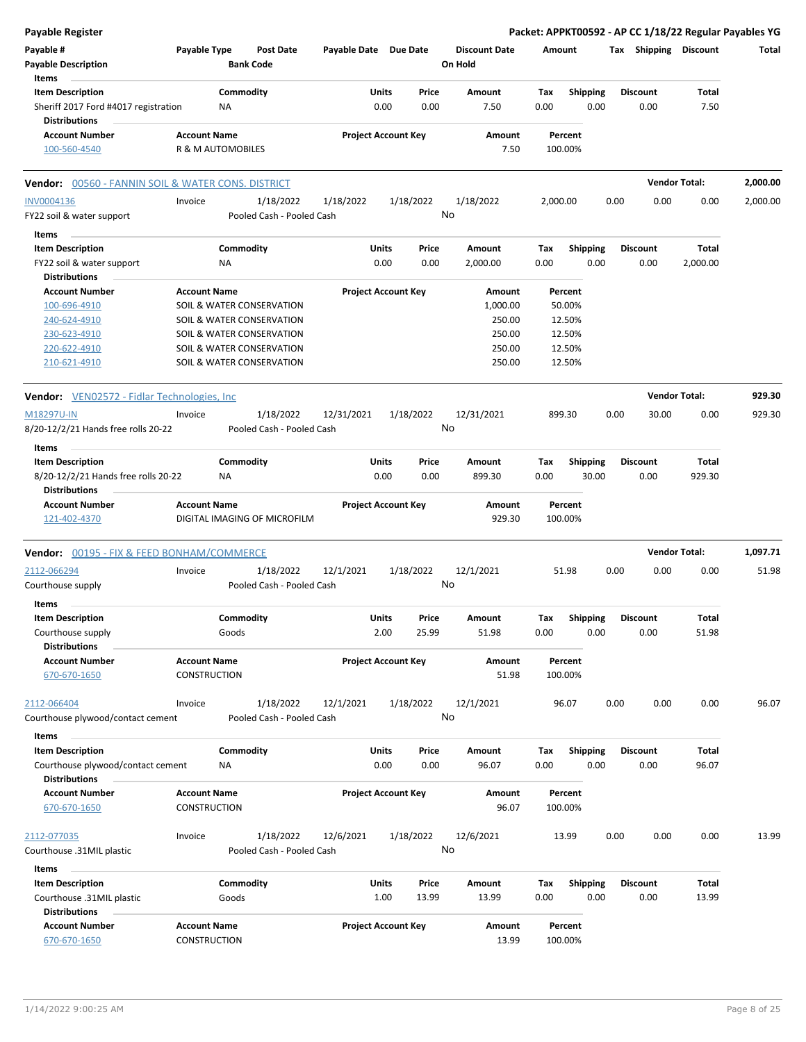## Payable Register

**Packet: APPKT00592 - AP CC 1/18/22 Regular Payables YG**

| Payable # | Payable Type | Post Date | Payable Date | Due Date | Discount Date | Amount | Tax | Shipping | Discount | Total |
|---|---|---|---|---|---|---|---|---|---|---|
| Payable Description | | Bank Code | | | On Hold | | | | | |

**Items**

| Item Description | Commodity | Units | Price | Amount | Tax | Shipping | Discount | Total |
|---|---|---|---|---|---|---|---|---|
| Sheriff 2017 Ford #4017 registration | NA | 0.00 | 0.00 | 7.50 | 0.00 | 0.00 | 0.00 | 7.50 |

**Distributions**

| Account Number | Account Name | Project Account Key | Amount | Percent |
|---|---|---|---|---|
| 100-560-4540 | R & M AUTOMOBILES | | 7.50 | 100.00% |

---

### Vendor: 00560 - FANNIN SOIL & WATER CONS. DISTRICT — Vendor Total: 2,000.00

| Payable # | Payable Type | Post Date | Payable Date | Due Date | Discount Date | Amount | Tax | Shipping | Discount | Total |
|---|---|---|---|---|---|---|---|---|---|---|
| INV0004136 | Invoice | 1/18/2022 | 1/18/2022 | 1/18/2022 | 1/18/2022 | 2,000.00 | 0.00 | 0.00 | 0.00 | 2,000.00 |
| FY22 soil & water support | | Pooled Cash - Pooled Cash | | | No | | | | | |

**Items**

| Item Description | Commodity | Units | Price | Amount | Tax | Shipping | Discount | Total |
|---|---|---|---|---|---|---|---|---|
| FY22 soil & water support | NA | 0.00 | 0.00 | 2,000.00 | 0.00 | 0.00 | 0.00 | 2,000.00 |

**Distributions**

| Account Number | Account Name | Project Account Key | Amount | Percent |
|---|---|---|---|---|
| 100-696-4910 | SOIL & WATER CONSERVATION | | 1,000.00 | 50.00% |
| 240-624-4910 | SOIL & WATER CONSERVATION | | 250.00 | 12.50% |
| 230-623-4910 | SOIL & WATER CONSERVATION | | 250.00 | 12.50% |
| 220-622-4910 | SOIL & WATER CONSERVATION | | 250.00 | 12.50% |
| 210-621-4910 | SOIL & WATER CONSERVATION | | 250.00 | 12.50% |

---

### Vendor: VEN02572 - Fidlar Technologies, Inc — Vendor Total: 929.30

| Payable # | Payable Type | Post Date | Payable Date | Due Date | Discount Date | Amount | Tax | Shipping | Discount | Total |
|---|---|---|---|---|---|---|---|---|---|---|
| M18297U-IN | Invoice | 1/18/2022 | 12/31/2021 | 1/18/2022 | 12/31/2021 | 899.30 | 0.00 | 30.00 | 0.00 | 929.30 |
| 8/20-12/2/21 Hands free rolls 20-22 | | Pooled Cash - Pooled Cash | | | No | | | | | |

**Items**

| Item Description | Commodity | Units | Price | Amount | Tax | Shipping | Discount | Total |
|---|---|---|---|---|---|---|---|---|
| 8/20-12/2/21 Hands free rolls 20-22 | NA | 0.00 | 0.00 | 899.30 | 0.00 | 30.00 | 0.00 | 929.30 |

**Distributions**

| Account Number | Account Name | Project Account Key | Amount | Percent |
|---|---|---|---|---|
| 121-402-4370 | DIGITAL IMAGING OF MICROFILM | | 929.30 | 100.00% |

---

### Vendor: 00195 - FIX & FEED BONHAM/COMMERCE — Vendor Total: 1,097.71

| Payable # | Payable Type | Post Date | Payable Date | Due Date | Discount Date | Amount | Tax | Shipping | Discount | Total |
|---|---|---|---|---|---|---|---|---|---|---|
| 2112-066294 | Invoice | 1/18/2022 | 12/1/2021 | 1/18/2022 | 12/1/2021 | 51.98 | 0.00 | 0.00 | 0.00 | 51.98 |
| Courthouse supply | | Pooled Cash - Pooled Cash | | | No | | | | | |

**Items**

| Item Description | Commodity | Units | Price | Amount | Tax | Shipping | Discount | Total |
|---|---|---|---|---|---|---|---|---|
| Courthouse supply | Goods | 2.00 | 25.99 | 51.98 | 0.00 | 0.00 | 0.00 | 51.98 |

**Distributions**

| Account Number | Account Name | Project Account Key | Amount | Percent |
|---|---|---|---|---|
| 670-670-1650 | CONSTRUCTION | | 51.98 | 100.00% |

| Payable # | Payable Type | Post Date | Payable Date | Due Date | Discount Date | Amount | Tax | Shipping | Discount | Total |
|---|---|---|---|---|---|---|---|---|---|---|
| 2112-066404 | Invoice | 1/18/2022 | 12/1/2021 | 1/18/2022 | 12/1/2021 | 96.07 | 0.00 | 0.00 | 0.00 | 96.07 |
| Courthouse plywood/contact cement | | Pooled Cash - Pooled Cash | | | No | | | | | |

**Items**

| Item Description | Commodity | Units | Price | Amount | Tax | Shipping | Discount | Total |
|---|---|---|---|---|---|---|---|---|
| Courthouse plywood/contact cement | NA | 0.00 | 0.00 | 96.07 | 0.00 | 0.00 | 0.00 | 96.07 |

**Distributions**

| Account Number | Account Name | Project Account Key | Amount | Percent |
|---|---|---|---|---|
| 670-670-1650 | CONSTRUCTION | | 96.07 | 100.00% |

| Payable # | Payable Type | Post Date | Payable Date | Due Date | Discount Date | Amount | Tax | Shipping | Discount | Total |
|---|---|---|---|---|---|---|---|---|---|---|
| 2112-077035 | Invoice | 1/18/2022 | 12/6/2021 | 1/18/2022 | 12/6/2021 | 13.99 | 0.00 | 0.00 | 0.00 | 13.99 |
| Courthouse .31MIL plastic | | Pooled Cash - Pooled Cash | | | No | | | | | |

**Items**

| Item Description | Commodity | Units | Price | Amount | Tax | Shipping | Discount | Total |
|---|---|---|---|---|---|---|---|---|
| Courthouse .31MIL plastic | Goods | 1.00 | 13.99 | 13.99 | 0.00 | 0.00 | 0.00 | 13.99 |

**Distributions**

| Account Number | Account Name | Project Account Key | Amount | Percent |
|---|---|---|---|---|
| 670-670-1650 | CONSTRUCTION | | 13.99 | 100.00% |

1/14/2022 9:00:25 AM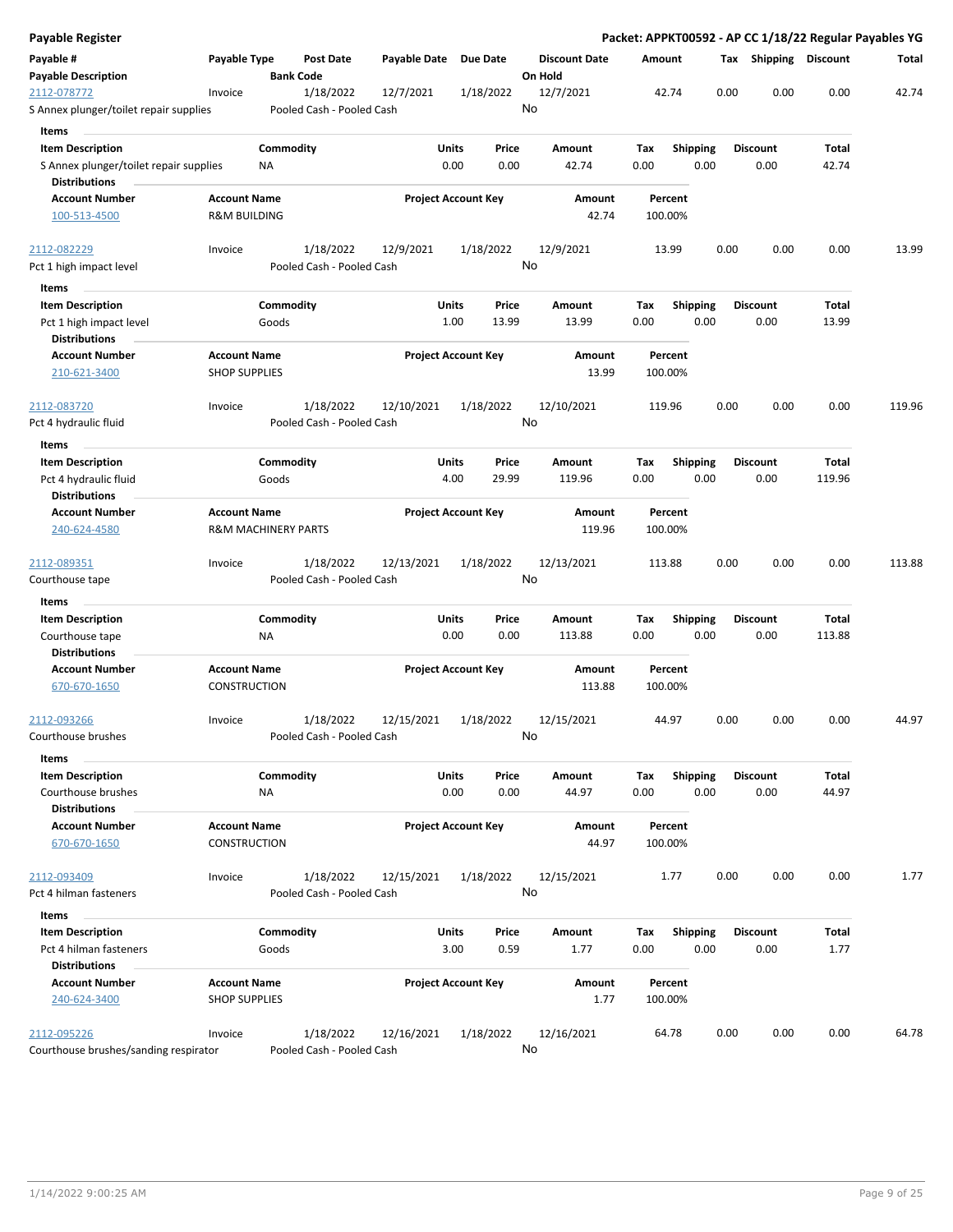# Payable Register

**Packet: APPKT00592 - AP CC 1/18/22 Regular Payables YG**

| Payable # | Payable Type | Post Date | Payable Date | Due Date | Discount Date | Amount | Tax | Shipping | Discount | Total |
|---|---|---|---|---|---|---|---|---|---|---|
| **Payable Description** | | **Bank Code** | | | **On Hold** | | | | | |
| 2112-078772 | Invoice | 1/18/2022 | 12/7/2021 | 1/18/2022 | 12/7/2021 | 42.74 | 0.00 | 0.00 | 0.00 | 42.74 |
| S Annex plunger/toilet repair supplies | | Pooled Cash - Pooled Cash | | | No | | | | | |

**Items**

| Item Description | Commodity | Units | Price | Amount | Tax | Shipping | Discount | Total |
|---|---|---|---|---|---|---|---|---|
| S Annex plunger/toilet repair supplies | NA | 0.00 | 0.00 | 42.74 | 0.00 | 0.00 | 0.00 | 42.74 |

**Distributions**

| Account Number | Account Name | Project Account Key | Amount | Percent |
|---|---|---|---|---|
| 100-513-4500 | R&M BUILDING | | 42.74 | 100.00% |

| Payable # | Payable Type | Post Date | Payable Date | Due Date | Discount Date | Amount | Tax | Shipping | Discount | Total |
|---|---|---|---|---|---|---|---|---|---|---|
| 2112-082229 | Invoice | 1/18/2022 | 12/9/2021 | 1/18/2022 | 12/9/2021 | 13.99 | 0.00 | 0.00 | 0.00 | 13.99 |
| Pct 1 high impact level | | Pooled Cash - Pooled Cash | | | No | | | | | |

**Items**

| Item Description | Commodity | Units | Price | Amount | Tax | Shipping | Discount | Total |
|---|---|---|---|---|---|---|---|---|
| Pct 1 high impact level | Goods | 1.00 | 13.99 | 13.99 | 0.00 | 0.00 | 0.00 | 13.99 |

**Distributions**

| Account Number | Account Name | Project Account Key | Amount | Percent |
|---|---|---|---|---|
| 210-621-3400 | SHOP SUPPLIES | | 13.99 | 100.00% |

| Payable # | Payable Type | Post Date | Payable Date | Due Date | Discount Date | Amount | Tax | Shipping | Discount | Total |
|---|---|---|---|---|---|---|---|---|---|---|
| 2112-083720 | Invoice | 1/18/2022 | 12/10/2021 | 1/18/2022 | 12/10/2021 | 119.96 | 0.00 | 0.00 | 0.00 | 119.96 |
| Pct 4 hydraulic fluid | | Pooled Cash - Pooled Cash | | | No | | | | | |

**Items**

| Item Description | Commodity | Units | Price | Amount | Tax | Shipping | Discount | Total |
|---|---|---|---|---|---|---|---|---|
| Pct 4 hydraulic fluid | Goods | 4.00 | 29.99 | 119.96 | 0.00 | 0.00 | 0.00 | 119.96 |

**Distributions**

| Account Number | Account Name | Project Account Key | Amount | Percent |
|---|---|---|---|---|
| 240-624-4580 | R&M MACHINERY PARTS | | 119.96 | 100.00% |

| Payable # | Payable Type | Post Date | Payable Date | Due Date | Discount Date | Amount | Tax | Shipping | Discount | Total |
|---|---|---|---|---|---|---|---|---|---|---|
| 2112-089351 | Invoice | 1/18/2022 | 12/13/2021 | 1/18/2022 | 12/13/2021 | 113.88 | 0.00 | 0.00 | 0.00 | 113.88 |
| Courthouse tape | | Pooled Cash - Pooled Cash | | | No | | | | | |

**Items**

| Item Description | Commodity | Units | Price | Amount | Tax | Shipping | Discount | Total |
|---|---|---|---|---|---|---|---|---|
| Courthouse tape | NA | 0.00 | 0.00 | 113.88 | 0.00 | 0.00 | 0.00 | 113.88 |

**Distributions**

| Account Number | Account Name | Project Account Key | Amount | Percent |
|---|---|---|---|---|
| 670-670-1650 | CONSTRUCTION | | 113.88 | 100.00% |

| Payable # | Payable Type | Post Date | Payable Date | Due Date | Discount Date | Amount | Tax | Shipping | Discount | Total |
|---|---|---|---|---|---|---|---|---|---|---|
| 2112-093266 | Invoice | 1/18/2022 | 12/15/2021 | 1/18/2022 | 12/15/2021 | 44.97 | 0.00 | 0.00 | 0.00 | 44.97 |
| Courthouse brushes | | Pooled Cash - Pooled Cash | | | No | | | | | |

**Items**

| Item Description | Commodity | Units | Price | Amount | Tax | Shipping | Discount | Total |
|---|---|---|---|---|---|---|---|---|
| Courthouse brushes | NA | 0.00 | 0.00 | 44.97 | 0.00 | 0.00 | 0.00 | 44.97 |

**Distributions**

| Account Number | Account Name | Project Account Key | Amount | Percent |
|---|---|---|---|---|
| 670-670-1650 | CONSTRUCTION | | 44.97 | 100.00% |

| Payable # | Payable Type | Post Date | Payable Date | Due Date | Discount Date | Amount | Tax | Shipping | Discount | Total |
|---|---|---|---|---|---|---|---|---|---|---|
| 2112-093409 | Invoice | 1/18/2022 | 12/15/2021 | 1/18/2022 | 12/15/2021 | 1.77 | 0.00 | 0.00 | 0.00 | 1.77 |
| Pct 4 hilman fasteners | | Pooled Cash - Pooled Cash | | | No | | | | | |

**Items**

| Item Description | Commodity | Units | Price | Amount | Tax | Shipping | Discount | Total |
|---|---|---|---|---|---|---|---|---|
| Pct 4 hilman fasteners | Goods | 3.00 | 0.59 | 1.77 | 0.00 | 0.00 | 0.00 | 1.77 |

**Distributions**

| Account Number | Account Name | Project Account Key | Amount | Percent |
|---|---|---|---|---|
| 240-624-3400 | SHOP SUPPLIES | | 1.77 | 100.00% |

| Payable # | Payable Type | Post Date | Payable Date | Due Date | Discount Date | Amount | Tax | Shipping | Discount | Total |
|---|---|---|---|---|---|---|---|---|---|---|
| 2112-095226 | Invoice | 1/18/2022 | 12/16/2021 | 1/18/2022 | 12/16/2021 | 64.78 | 0.00 | 0.00 | 0.00 | 64.78 |
| Courthouse brushes/sanding respirator | | Pooled Cash - Pooled Cash | | | No | | | | | |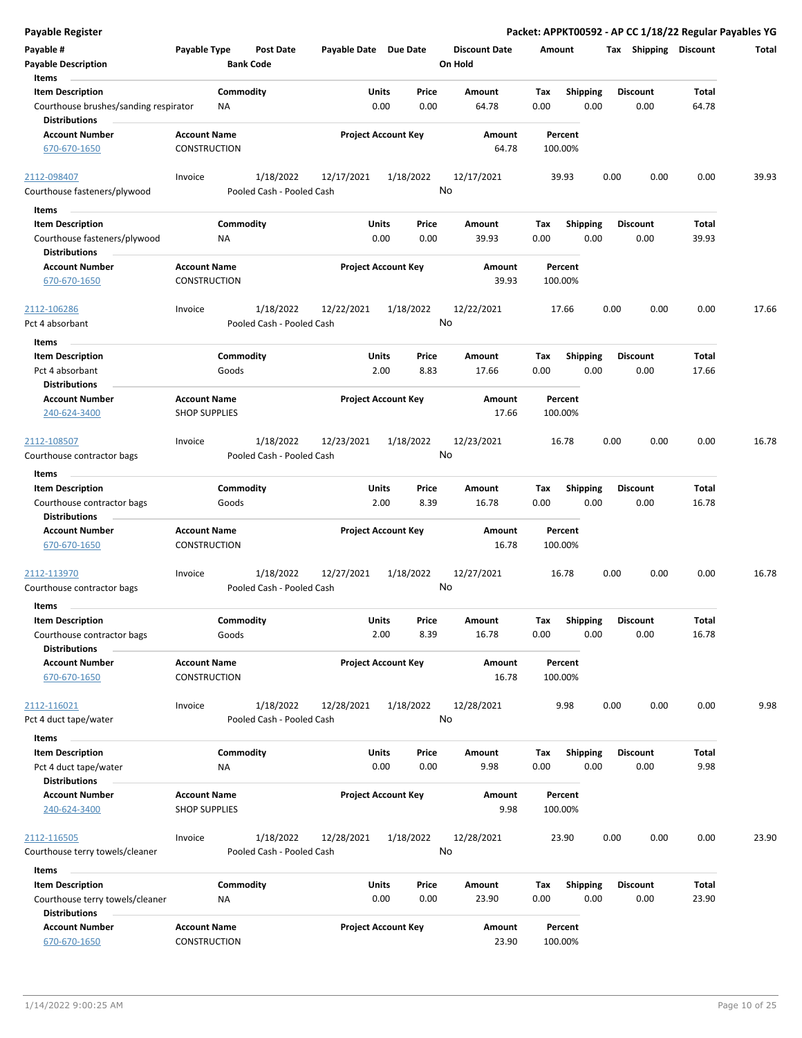**Payable Register** — **Packet: APPKT00592 - AP CC 1/18/22 Regular Payables YG**

| Payable # | Payable Type | Post Date | Payable Date | Due Date | Discount Date | Amount | Tax | Shipping | Discount | Total |
|---|---|---|---|---|---|---|---|---|---|---|
| Payable Description | | Bank Code | | | On Hold | | | | | |

Items

| Item Description | Commodity | Units | Price | Amount | Tax | Shipping | Discount | Total |
|---|---|---|---|---|---|---|---|---|
| Courthouse brushes/sanding respirator | NA | 0.00 | 0.00 | 64.78 | 0.00 | 0.00 | 0.00 | 64.78 |

Distributions

| Account Number | Account Name | Project Account Key | Amount | Percent |
|---|---|---|---|---|
| 670-670-1650 | CONSTRUCTION | | 64.78 | 100.00% |

| Payable # | Payable Type | Post Date | Payable Date | Due Date | Discount Date | Amount | Tax | Shipping | Discount | Total |
|---|---|---|---|---|---|---|---|---|---|---|
| 2112-098407 | Invoice | 1/18/2022 | 12/17/2021 | 1/18/2022 | 12/17/2021 | 39.93 | 0.00 | 0.00 | 0.00 | 39.93 |
| Courthouse fasteners/plywood | | Pooled Cash - Pooled Cash | | | No | | | | | |

Items

| Item Description | Commodity | Units | Price | Amount | Tax | Shipping | Discount | Total |
|---|---|---|---|---|---|---|---|---|
| Courthouse fasteners/plywood | NA | 0.00 | 0.00 | 39.93 | 0.00 | 0.00 | 0.00 | 39.93 |

Distributions

| Account Number | Account Name | Project Account Key | Amount | Percent |
|---|---|---|---|---|
| 670-670-1650 | CONSTRUCTION | | 39.93 | 100.00% |

| Payable # | Payable Type | Post Date | Payable Date | Due Date | Discount Date | Amount | Tax | Shipping | Discount | Total |
|---|---|---|---|---|---|---|---|---|---|---|
| 2112-106286 | Invoice | 1/18/2022 | 12/22/2021 | 1/18/2022 | 12/22/2021 | 17.66 | 0.00 | 0.00 | 0.00 | 17.66 |
| Pct 4 absorbant | | Pooled Cash - Pooled Cash | | | No | | | | | |

Items

| Item Description | Commodity | Units | Price | Amount | Tax | Shipping | Discount | Total |
|---|---|---|---|---|---|---|---|---|
| Pct 4 absorbant | Goods | 2.00 | 8.83 | 17.66 | 0.00 | 0.00 | 0.00 | 17.66 |

Distributions

| Account Number | Account Name | Project Account Key | Amount | Percent |
|---|---|---|---|---|
| 240-624-3400 | SHOP SUPPLIES | | 17.66 | 100.00% |

| Payable # | Payable Type | Post Date | Payable Date | Due Date | Discount Date | Amount | Tax | Shipping | Discount | Total |
|---|---|---|---|---|---|---|---|---|---|---|
| 2112-108507 | Invoice | 1/18/2022 | 12/23/2021 | 1/18/2022 | 12/23/2021 | 16.78 | 0.00 | 0.00 | 0.00 | 16.78 |
| Courthouse contractor bags | | Pooled Cash - Pooled Cash | | | No | | | | | |

Items

| Item Description | Commodity | Units | Price | Amount | Tax | Shipping | Discount | Total |
|---|---|---|---|---|---|---|---|---|
| Courthouse contractor bags | Goods | 2.00 | 8.39 | 16.78 | 0.00 | 0.00 | 0.00 | 16.78 |

Distributions

| Account Number | Account Name | Project Account Key | Amount | Percent |
|---|---|---|---|---|
| 670-670-1650 | CONSTRUCTION | | 16.78 | 100.00% |

| Payable # | Payable Type | Post Date | Payable Date | Due Date | Discount Date | Amount | Tax | Shipping | Discount | Total |
|---|---|---|---|---|---|---|---|---|---|---|
| 2112-113970 | Invoice | 1/18/2022 | 12/27/2021 | 1/18/2022 | 12/27/2021 | 16.78 | 0.00 | 0.00 | 0.00 | 16.78 |
| Courthouse contractor bags | | Pooled Cash - Pooled Cash | | | No | | | | | |

Items

| Item Description | Commodity | Units | Price | Amount | Tax | Shipping | Discount | Total |
|---|---|---|---|---|---|---|---|---|
| Courthouse contractor bags | Goods | 2.00 | 8.39 | 16.78 | 0.00 | 0.00 | 0.00 | 16.78 |

Distributions

| Account Number | Account Name | Project Account Key | Amount | Percent |
|---|---|---|---|---|
| 670-670-1650 | CONSTRUCTION | | 16.78 | 100.00% |

| Payable # | Payable Type | Post Date | Payable Date | Due Date | Discount Date | Amount | Tax | Shipping | Discount | Total |
|---|---|---|---|---|---|---|---|---|---|---|
| 2112-116021 | Invoice | 1/18/2022 | 12/28/2021 | 1/18/2022 | 12/28/2021 | 9.98 | 0.00 | 0.00 | 0.00 | 9.98 |
| Pct 4 duct tape/water | | Pooled Cash - Pooled Cash | | | No | | | | | |

Items

| Item Description | Commodity | Units | Price | Amount | Tax | Shipping | Discount | Total |
|---|---|---|---|---|---|---|---|---|
| Pct 4 duct tape/water | NA | 0.00 | 0.00 | 9.98 | 0.00 | 0.00 | 0.00 | 9.98 |

Distributions

| Account Number | Account Name | Project Account Key | Amount | Percent |
|---|---|---|---|---|
| 240-624-3400 | SHOP SUPPLIES | | 9.98 | 100.00% |

| Payable # | Payable Type | Post Date | Payable Date | Due Date | Discount Date | Amount | Tax | Shipping | Discount | Total |
|---|---|---|---|---|---|---|---|---|---|---|
| 2112-116505 | Invoice | 1/18/2022 | 12/28/2021 | 1/18/2022 | 12/28/2021 | 23.90 | 0.00 | 0.00 | 0.00 | 23.90 |
| Courthouse terry towels/cleaner | | Pooled Cash - Pooled Cash | | | No | | | | | |

Items

| Item Description | Commodity | Units | Price | Amount | Tax | Shipping | Discount | Total |
|---|---|---|---|---|---|---|---|---|
| Courthouse terry towels/cleaner | NA | 0.00 | 0.00 | 23.90 | 0.00 | 0.00 | 0.00 | 23.90 |

Distributions

| Account Number | Account Name | Project Account Key | Amount | Percent |
|---|---|---|---|---|
| 670-670-1650 | CONSTRUCTION | | 23.90 | 100.00% |

1/14/2022 9:00:25 AM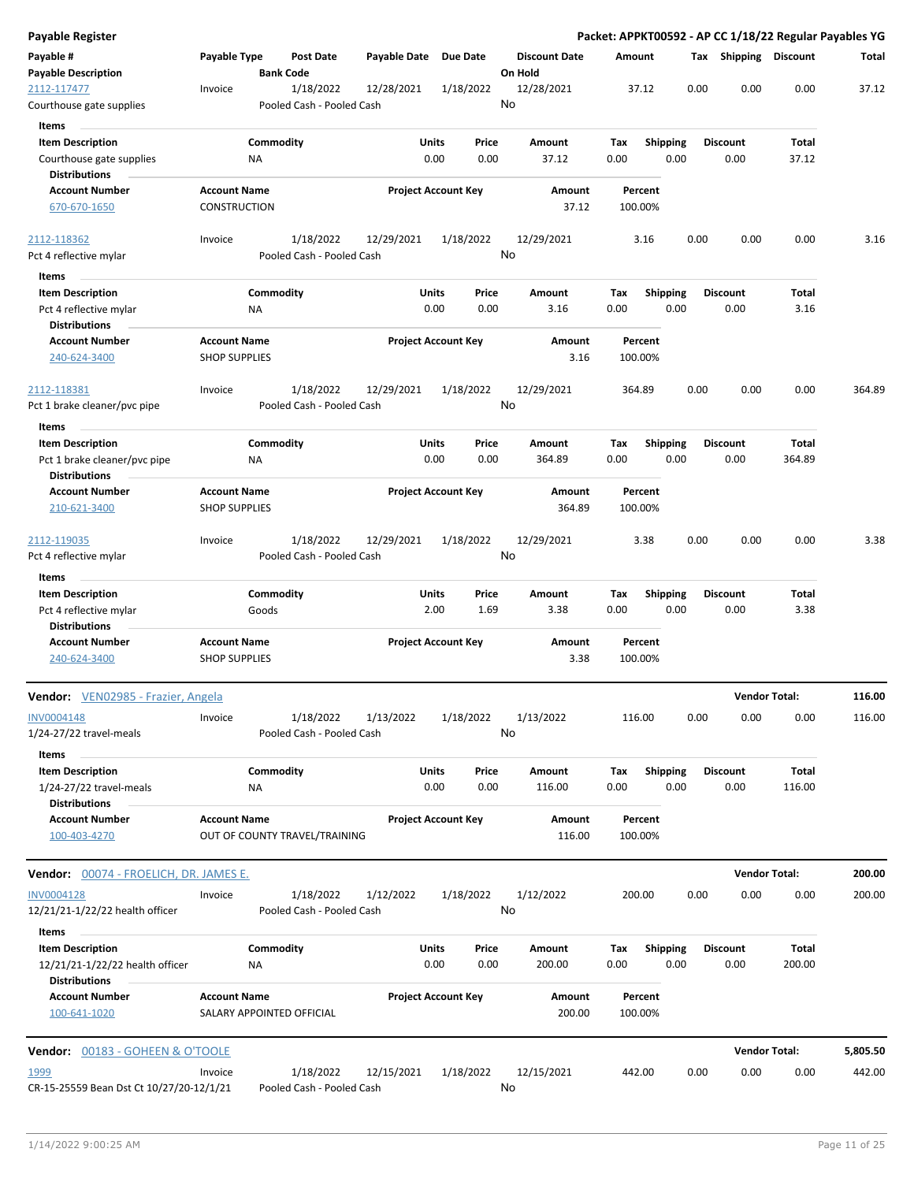**Payable Register** — **Packet: APPKT00592 - AP CC 1/18/22 Regular Payables YG**

| Payable # / Payable Description | Payable Type | Post Date / Bank Code | Payable Date | Due Date | Discount Date / On Hold | Amount | Tax | Shipping | Discount | Total |
|---|---|---|---|---|---|---|---|---|---|---|
| 2112-117477 | Invoice | 1/18/2022 | 12/28/2021 | 1/18/2022 | 12/28/2021 | 37.12 | 0.00 | 0.00 | 0.00 | 37.12 |
| Courthouse gate supplies | | Pooled Cash - Pooled Cash | | | No | | | | | |

**Items**

| Item Description | Commodity | Units | Price | Amount | Tax | Shipping | Discount | Total |
|---|---|---|---|---|---|---|---|---|
| Courthouse gate supplies | NA | 0.00 | 0.00 | 37.12 | 0.00 | 0.00 | 0.00 | 37.12 |

**Distributions**

| Account Number | Account Name | Project Account Key | Amount | Percent |
|---|---|---|---|---|
| 670-670-1650 | CONSTRUCTION | | 37.12 | 100.00% |

| Payable # / Payable Description | Payable Type | Post Date / Bank Code | Payable Date | Due Date | Discount Date / On Hold | Amount | Tax | Shipping | Discount | Total |
|---|---|---|---|---|---|---|---|---|---|---|
| 2112-118362 | Invoice | 1/18/2022 | 12/29/2021 | 1/18/2022 | 12/29/2021 | 3.16 | 0.00 | 0.00 | 0.00 | 3.16 |
| Pct 4 reflective mylar | | Pooled Cash - Pooled Cash | | | No | | | | | |

**Items**

| Item Description | Commodity | Units | Price | Amount | Tax | Shipping | Discount | Total |
|---|---|---|---|---|---|---|---|---|
| Pct 4 reflective mylar | NA | 0.00 | 0.00 | 3.16 | 0.00 | 0.00 | 0.00 | 3.16 |

**Distributions**

| Account Number | Account Name | Project Account Key | Amount | Percent |
|---|---|---|---|---|
| 240-624-3400 | SHOP SUPPLIES | | 3.16 | 100.00% |

| Payable # / Payable Description | Payable Type | Post Date / Bank Code | Payable Date | Due Date | Discount Date / On Hold | Amount | Tax | Shipping | Discount | Total |
|---|---|---|---|---|---|---|---|---|---|---|
| 2112-118381 | Invoice | 1/18/2022 | 12/29/2021 | 1/18/2022 | 12/29/2021 | 364.89 | 0.00 | 0.00 | 0.00 | 364.89 |
| Pct 1 brake cleaner/pvc pipe | | Pooled Cash - Pooled Cash | | | No | | | | | |

**Items**

| Item Description | Commodity | Units | Price | Amount | Tax | Shipping | Discount | Total |
|---|---|---|---|---|---|---|---|---|
| Pct 1 brake cleaner/pvc pipe | NA | 0.00 | 0.00 | 364.89 | 0.00 | 0.00 | 0.00 | 364.89 |

**Distributions**

| Account Number | Account Name | Project Account Key | Amount | Percent |
|---|---|---|---|---|
| 210-621-3400 | SHOP SUPPLIES | | 364.89 | 100.00% |

| Payable # / Payable Description | Payable Type | Post Date / Bank Code | Payable Date | Due Date | Discount Date / On Hold | Amount | Tax | Shipping | Discount | Total |
|---|---|---|---|---|---|---|---|---|---|---|
| 2112-119035 | Invoice | 1/18/2022 | 12/29/2021 | 1/18/2022 | 12/29/2021 | 3.38 | 0.00 | 0.00 | 0.00 | 3.38 |
| Pct 4 reflective mylar | | Pooled Cash - Pooled Cash | | | No | | | | | |

**Items**

| Item Description | Commodity | Units | Price | Amount | Tax | Shipping | Discount | Total |
|---|---|---|---|---|---|---|---|---|
| Pct 4 reflective mylar | Goods | 2.00 | 1.69 | 3.38 | 0.00 | 0.00 | 0.00 | 3.38 |

**Distributions**

| Account Number | Account Name | Project Account Key | Amount | Percent |
|---|---|---|---|---|
| 240-624-3400 | SHOP SUPPLIES | | 3.38 | 100.00% |

---

**Vendor:** VEN02985 - Frazier, Angela — **Vendor Total: 116.00**

| Payable # / Payable Description | Payable Type | Post Date / Bank Code | Payable Date | Due Date | Discount Date / On Hold | Amount | Tax | Shipping | Discount | Total |
|---|---|---|---|---|---|---|---|---|---|---|
| INV0004148 | Invoice | 1/18/2022 | 1/13/2022 | 1/18/2022 | 1/13/2022 | 116.00 | 0.00 | 0.00 | 0.00 | 116.00 |
| 1/24-27/22 travel-meals | | Pooled Cash - Pooled Cash | | | No | | | | | |

**Items**

| Item Description | Commodity | Units | Price | Amount | Tax | Shipping | Discount | Total |
|---|---|---|---|---|---|---|---|---|
| 1/24-27/22 travel-meals | NA | 0.00 | 0.00 | 116.00 | 0.00 | 0.00 | 0.00 | 116.00 |

**Distributions**

| Account Number | Account Name | Project Account Key | Amount | Percent |
|---|---|---|---|---|
| 100-403-4270 | OUT OF COUNTY TRAVEL/TRAINING | | 116.00 | 100.00% |

---

**Vendor:** 00074 - FROELICH, DR. JAMES E. — **Vendor Total: 200.00**

| Payable # / Payable Description | Payable Type | Post Date / Bank Code | Payable Date | Due Date | Discount Date / On Hold | Amount | Tax | Shipping | Discount | Total |
|---|---|---|---|---|---|---|---|---|---|---|
| INV0004128 | Invoice | 1/18/2022 | 1/12/2022 | 1/18/2022 | 1/12/2022 | 200.00 | 0.00 | 0.00 | 0.00 | 200.00 |
| 12/21/21-1/22/22 health officer | | Pooled Cash - Pooled Cash | | | No | | | | | |

**Items**

| Item Description | Commodity | Units | Price | Amount | Tax | Shipping | Discount | Total |
|---|---|---|---|---|---|---|---|---|
| 12/21/21-1/22/22 health officer | NA | 0.00 | 0.00 | 200.00 | 0.00 | 0.00 | 0.00 | 200.00 |

**Distributions**

| Account Number | Account Name | Project Account Key | Amount | Percent |
|---|---|---|---|---|
| 100-641-1020 | SALARY APPOINTED OFFICIAL | | 200.00 | 100.00% |

---

**Vendor:** 00183 - GOHEEN & O'TOOLE — **Vendor Total: 5,805.50**

| Payable # / Payable Description | Payable Type | Post Date / Bank Code | Payable Date | Due Date | Discount Date / On Hold | Amount | Tax | Shipping | Discount | Total |
|---|---|---|---|---|---|---|---|---|---|---|
| 1999 | Invoice | 1/18/2022 | 12/15/2021 | 1/18/2022 | 12/15/2021 | 442.00 | 0.00 | 0.00 | 0.00 | 442.00 |
| CR-15-25559 Bean Dst Ct 10/27/20-12/1/21 | | Pooled Cash - Pooled Cash | | | No | | | | | |

1/14/2022 9:00:25 AM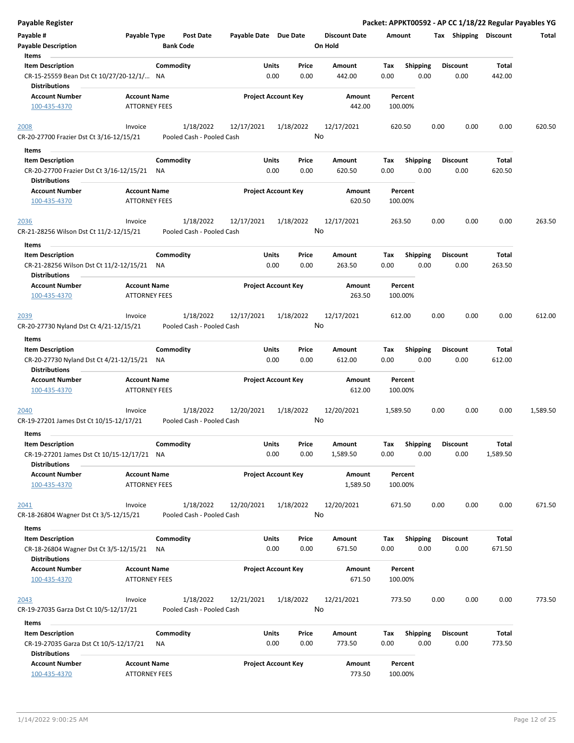| Payable # | Payable Type | Post Date | Payable Date | Due Date | Discount Date | Amount | Tax | Shipping | Discount | Total |
|---|---|---|---|---|---|---|---|---|---|---|
| Payable Description | | Bank Code | | | On Hold | | | | | |

**Items**

| Item Description | Commodity | Units | Price | Amount | Tax | Shipping | Discount | Total |
|---|---|---|---|---|---|---|---|---|
| CR-15-25559 Bean Dst Ct 10/27/20-12/1/... | NA | 0.00 | 0.00 | 442.00 | 0.00 | 0.00 | 0.00 | 442.00 |

**Distributions**

| Account Number | Account Name | Project Account Key | Amount | Percent |
|---|---|---|---|---|
| 100-435-4370 | ATTORNEY FEES | | 442.00 | 100.00% |

| Payable # | Payable Type | Post Date | Payable Date | Due Date | Discount Date | Amount | Tax | Shipping | Discount | Total |
|---|---|---|---|---|---|---|---|---|---|---|
| 2008 | Invoice | 1/18/2022 | 12/17/2021 | 1/18/2022 | 12/17/2021 | 620.50 | 0.00 | 0.00 | 0.00 | 620.50 |
| CR-20-27700 Frazier Dst Ct 3/16-12/15/21 | | Pooled Cash - Pooled Cash | | | No | | | | | |

**Items**

| Item Description | Commodity | Units | Price | Amount | Tax | Shipping | Discount | Total |
|---|---|---|---|---|---|---|---|---|
| CR-20-27700 Frazier Dst Ct 3/16-12/15/21 | NA | 0.00 | 0.00 | 620.50 | 0.00 | 0.00 | 0.00 | 620.50 |

**Distributions**

| Account Number | Account Name | Project Account Key | Amount | Percent |
|---|---|---|---|---|
| 100-435-4370 | ATTORNEY FEES | | 620.50 | 100.00% |

| Payable # | Payable Type | Post Date | Payable Date | Due Date | Discount Date | Amount | Tax | Shipping | Discount | Total |
|---|---|---|---|---|---|---|---|---|---|---|
| 2036 | Invoice | 1/18/2022 | 12/17/2021 | 1/18/2022 | 12/17/2021 | 263.50 | 0.00 | 0.00 | 0.00 | 263.50 |
| CR-21-28256 Wilson Dst Ct 11/2-12/15/21 | | Pooled Cash - Pooled Cash | | | No | | | | | |

**Items**

| Item Description | Commodity | Units | Price | Amount | Tax | Shipping | Discount | Total |
|---|---|---|---|---|---|---|---|---|
| CR-21-28256 Wilson Dst Ct 11/2-12/15/21 | NA | 0.00 | 0.00 | 263.50 | 0.00 | 0.00 | 0.00 | 263.50 |

**Distributions**

| Account Number | Account Name | Project Account Key | Amount | Percent |
|---|---|---|---|---|
| 100-435-4370 | ATTORNEY FEES | | 263.50 | 100.00% |

| Payable # | Payable Type | Post Date | Payable Date | Due Date | Discount Date | Amount | Tax | Shipping | Discount | Total |
|---|---|---|---|---|---|---|---|---|---|---|
| 2039 | Invoice | 1/18/2022 | 12/17/2021 | 1/18/2022 | 12/17/2021 | 612.00 | 0.00 | 0.00 | 0.00 | 612.00 |
| CR-20-27730 Nyland Dst Ct 4/21-12/15/21 | | Pooled Cash - Pooled Cash | | | No | | | | | |

**Items**

| Item Description | Commodity | Units | Price | Amount | Tax | Shipping | Discount | Total |
|---|---|---|---|---|---|---|---|---|
| CR-20-27730 Nyland Dst Ct 4/21-12/15/21 | NA | 0.00 | 0.00 | 612.00 | 0.00 | 0.00 | 0.00 | 612.00 |

**Distributions**

| Account Number | Account Name | Project Account Key | Amount | Percent |
|---|---|---|---|---|
| 100-435-4370 | ATTORNEY FEES | | 612.00 | 100.00% |

| Payable # | Payable Type | Post Date | Payable Date | Due Date | Discount Date | Amount | Tax | Shipping | Discount | Total |
|---|---|---|---|---|---|---|---|---|---|---|
| 2040 | Invoice | 1/18/2022 | 12/20/2021 | 1/18/2022 | 12/20/2021 | 1,589.50 | 0.00 | 0.00 | 0.00 | 1,589.50 |
| CR-19-27201 James Dst Ct 10/15-12/17/21 | | Pooled Cash - Pooled Cash | | | No | | | | | |

**Items**

| Item Description | Commodity | Units | Price | Amount | Tax | Shipping | Discount | Total |
|---|---|---|---|---|---|---|---|---|
| CR-19-27201 James Dst Ct 10/15-12/17/21 | NA | 0.00 | 0.00 | 1,589.50 | 0.00 | 0.00 | 0.00 | 1,589.50 |

**Distributions**

| Account Number | Account Name | Project Account Key | Amount | Percent |
|---|---|---|---|---|
| 100-435-4370 | ATTORNEY FEES | | 1,589.50 | 100.00% |

| Payable # | Payable Type | Post Date | Payable Date | Due Date | Discount Date | Amount | Tax | Shipping | Discount | Total |
|---|---|---|---|---|---|---|---|---|---|---|
| 2041 | Invoice | 1/18/2022 | 12/20/2021 | 1/18/2022 | 12/20/2021 | 671.50 | 0.00 | 0.00 | 0.00 | 671.50 |
| CR-18-26804 Wagner Dst Ct 3/5-12/15/21 | | Pooled Cash - Pooled Cash | | | No | | | | | |

**Items**

| Item Description | Commodity | Units | Price | Amount | Tax | Shipping | Discount | Total |
|---|---|---|---|---|---|---|---|---|
| CR-18-26804 Wagner Dst Ct 3/5-12/15/21 | NA | 0.00 | 0.00 | 671.50 | 0.00 | 0.00 | 0.00 | 671.50 |

**Distributions**

| Account Number | Account Name | Project Account Key | Amount | Percent |
|---|---|---|---|---|
| 100-435-4370 | ATTORNEY FEES | | 671.50 | 100.00% |

| Payable # | Payable Type | Post Date | Payable Date | Due Date | Discount Date | Amount | Tax | Shipping | Discount | Total |
|---|---|---|---|---|---|---|---|---|---|---|
| 2043 | Invoice | 1/18/2022 | 12/21/2021 | 1/18/2022 | 12/21/2021 | 773.50 | 0.00 | 0.00 | 0.00 | 773.50 |
| CR-19-27035 Garza Dst Ct 10/5-12/17/21 | | Pooled Cash - Pooled Cash | | | No | | | | | |

**Items**

| Item Description | Commodity | Units | Price | Amount | Tax | Shipping | Discount | Total |
|---|---|---|---|---|---|---|---|---|
| CR-19-27035 Garza Dst Ct 10/5-12/17/21 | NA | 0.00 | 0.00 | 773.50 | 0.00 | 0.00 | 0.00 | 773.50 |

**Distributions**

| Account Number | Account Name | Project Account Key | Amount | Percent |
|---|---|---|---|---|
| 100-435-4370 | ATTORNEY FEES | | 773.50 | 100.00% |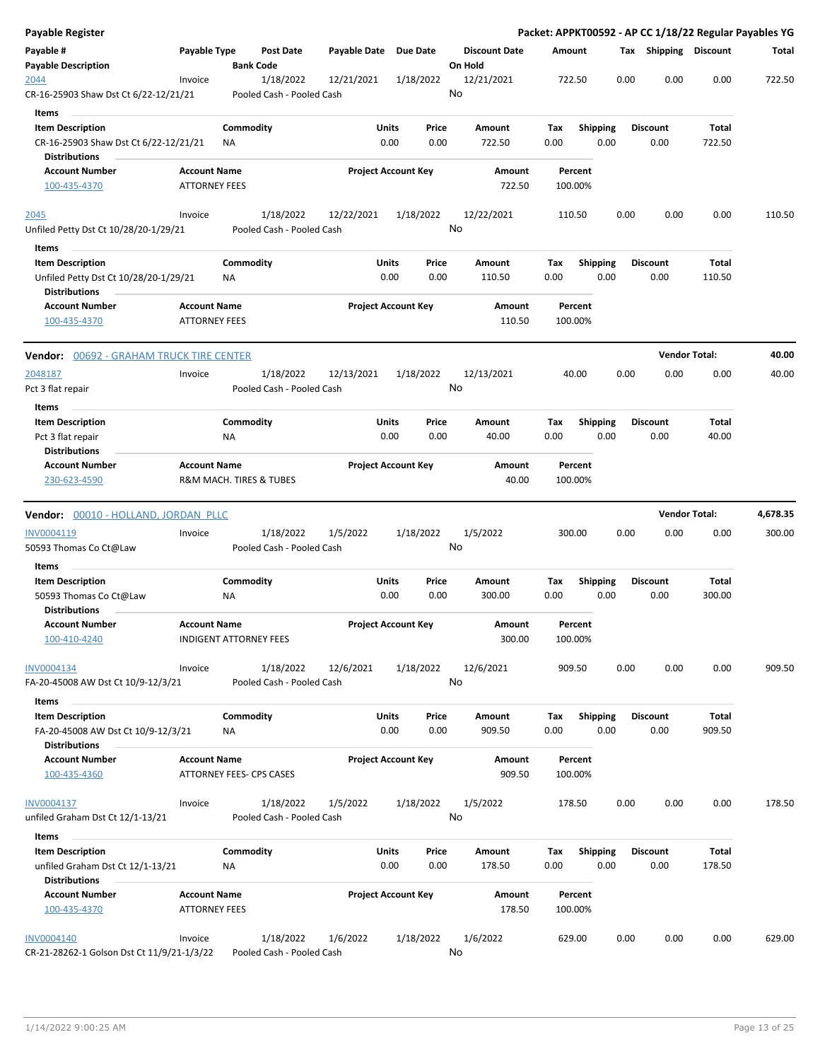# Payable Register

**Packet: APPKT00592 - AP CC 1/18/22 Regular Payables YG**

| Payable # / Payable Description | Payable Type | Post Date / Bank Code | Payable Date | Due Date | Discount Date / On Hold | Amount | Tax | Shipping | Discount | Total |
|---|---|---|---|---|---|---|---|---|---|---|
| 2044 | Invoice | 1/18/2022 | 12/21/2021 | 1/18/2022 | 12/21/2021 | 722.50 | 0.00 | 0.00 | 0.00 | 722.50 |
| CR-16-25903 Shaw Dst Ct 6/22-12/21/21 | | Pooled Cash - Pooled Cash | | | No | | | | | |

**Items**

| Item Description | Commodity | Units | Price | Amount | Tax | Shipping | Discount | Total |
|---|---|---|---|---|---|---|---|---|
| CR-16-25903 Shaw Dst Ct 6/22-12/21/21 | NA | 0.00 | 0.00 | 722.50 | 0.00 | 0.00 | 0.00 | 722.50 |

**Distributions**

| Account Number | Account Name | Project Account Key | Amount | Percent |
|---|---|---|---|---|
| 100-435-4370 | ATTORNEY FEES | | 722.50 | 100.00% |

| Payable # / Payable Description | Payable Type | Post Date / Bank Code | Payable Date | Due Date | Discount Date / On Hold | Amount | Tax | Shipping | Discount | Total |
|---|---|---|---|---|---|---|---|---|---|---|
| 2045 | Invoice | 1/18/2022 | 12/22/2021 | 1/18/2022 | 12/22/2021 | 110.50 | 0.00 | 0.00 | 0.00 | 110.50 |
| Unfiled Petty Dst Ct 10/28/20-1/29/21 | | Pooled Cash - Pooled Cash | | | No | | | | | |

**Items**

| Item Description | Commodity | Units | Price | Amount | Tax | Shipping | Discount | Total |
|---|---|---|---|---|---|---|---|---|
| Unfiled Petty Dst Ct 10/28/20-1/29/21 | NA | 0.00 | 0.00 | 110.50 | 0.00 | 0.00 | 0.00 | 110.50 |

**Distributions**

| Account Number | Account Name | Project Account Key | Amount | Percent |
|---|---|---|---|---|
| 100-435-4370 | ATTORNEY FEES | | 110.50 | 100.00% |

## Vendor: 00692 - GRAHAM TRUCK TIRE CENTER — Vendor Total: 40.00

| Payable # / Payable Description | Payable Type | Post Date / Bank Code | Payable Date | Due Date | Discount Date / On Hold | Amount | Tax | Shipping | Discount | Total |
|---|---|---|---|---|---|---|---|---|---|---|
| 2048187 | Invoice | 1/18/2022 | 12/13/2021 | 1/18/2022 | 12/13/2021 | 40.00 | 0.00 | 0.00 | 0.00 | 40.00 |
| Pct 3 flat repair | | Pooled Cash - Pooled Cash | | | No | | | | | |

**Items**

| Item Description | Commodity | Units | Price | Amount | Tax | Shipping | Discount | Total |
|---|---|---|---|---|---|---|---|---|
| Pct 3 flat repair | NA | 0.00 | 0.00 | 40.00 | 0.00 | 0.00 | 0.00 | 40.00 |

**Distributions**

| Account Number | Account Name | Project Account Key | Amount | Percent |
|---|---|---|---|---|
| 230-623-4590 | R&M MACH. TIRES & TUBES | | 40.00 | 100.00% |

## Vendor: 00010 - HOLLAND, JORDAN PLLC — Vendor Total: 4,678.35

| Payable # / Payable Description | Payable Type | Post Date / Bank Code | Payable Date | Due Date | Discount Date / On Hold | Amount | Tax | Shipping | Discount | Total |
|---|---|---|---|---|---|---|---|---|---|---|
| INV0004119 | Invoice | 1/18/2022 | 1/5/2022 | 1/18/2022 | 1/5/2022 | 300.00 | 0.00 | 0.00 | 0.00 | 300.00 |
| 50593 Thomas Co Ct@Law | | Pooled Cash - Pooled Cash | | | No | | | | | |

**Items**

| Item Description | Commodity | Units | Price | Amount | Tax | Shipping | Discount | Total |
|---|---|---|---|---|---|---|---|---|
| 50593 Thomas Co Ct@Law | NA | 0.00 | 0.00 | 300.00 | 0.00 | 0.00 | 0.00 | 300.00 |

**Distributions**

| Account Number | Account Name | Project Account Key | Amount | Percent |
|---|---|---|---|---|
| 100-410-4240 | INDIGENT ATTORNEY FEES | | 300.00 | 100.00% |

| Payable # / Payable Description | Payable Type | Post Date / Bank Code | Payable Date | Due Date | Discount Date / On Hold | Amount | Tax | Shipping | Discount | Total |
|---|---|---|---|---|---|---|---|---|---|---|
| INV0004134 | Invoice | 1/18/2022 | 12/6/2021 | 1/18/2022 | 12/6/2021 | 909.50 | 0.00 | 0.00 | 0.00 | 909.50 |
| FA-20-45008 AW Dst Ct 10/9-12/3/21 | | Pooled Cash - Pooled Cash | | | No | | | | | |

**Items**

| Item Description | Commodity | Units | Price | Amount | Tax | Shipping | Discount | Total |
|---|---|---|---|---|---|---|---|---|
| FA-20-45008 AW Dst Ct 10/9-12/3/21 | NA | 0.00 | 0.00 | 909.50 | 0.00 | 0.00 | 0.00 | 909.50 |

**Distributions**

| Account Number | Account Name | Project Account Key | Amount | Percent |
|---|---|---|---|---|
| 100-435-4360 | ATTORNEY FEES- CPS CASES | | 909.50 | 100.00% |

| Payable # / Payable Description | Payable Type | Post Date / Bank Code | Payable Date | Due Date | Discount Date / On Hold | Amount | Tax | Shipping | Discount | Total |
|---|---|---|---|---|---|---|---|---|---|---|
| INV0004137 | Invoice | 1/18/2022 | 1/5/2022 | 1/18/2022 | 1/5/2022 | 178.50 | 0.00 | 0.00 | 0.00 | 178.50 |
| unfiled Graham Dst Ct 12/1-13/21 | | Pooled Cash - Pooled Cash | | | No | | | | | |

**Items**

| Item Description | Commodity | Units | Price | Amount | Tax | Shipping | Discount | Total |
|---|---|---|---|---|---|---|---|---|
| unfiled Graham Dst Ct 12/1-13/21 | NA | 0.00 | 0.00 | 178.50 | 0.00 | 0.00 | 0.00 | 178.50 |

**Distributions**

| Account Number | Account Name | Project Account Key | Amount | Percent |
|---|---|---|---|---|
| 100-435-4370 | ATTORNEY FEES | | 178.50 | 100.00% |

| Payable # / Payable Description | Payable Type | Post Date / Bank Code | Payable Date | Due Date | Discount Date / On Hold | Amount | Tax | Shipping | Discount | Total |
|---|---|---|---|---|---|---|---|---|---|---|
| INV0004140 | Invoice | 1/18/2022 | 1/6/2022 | 1/18/2022 | 1/6/2022 | 629.00 | 0.00 | 0.00 | 0.00 | 629.00 |
| CR-21-28262-1 Golson Dst Ct 11/9/21-1/3/22 | | Pooled Cash - Pooled Cash | | | No | | | | | |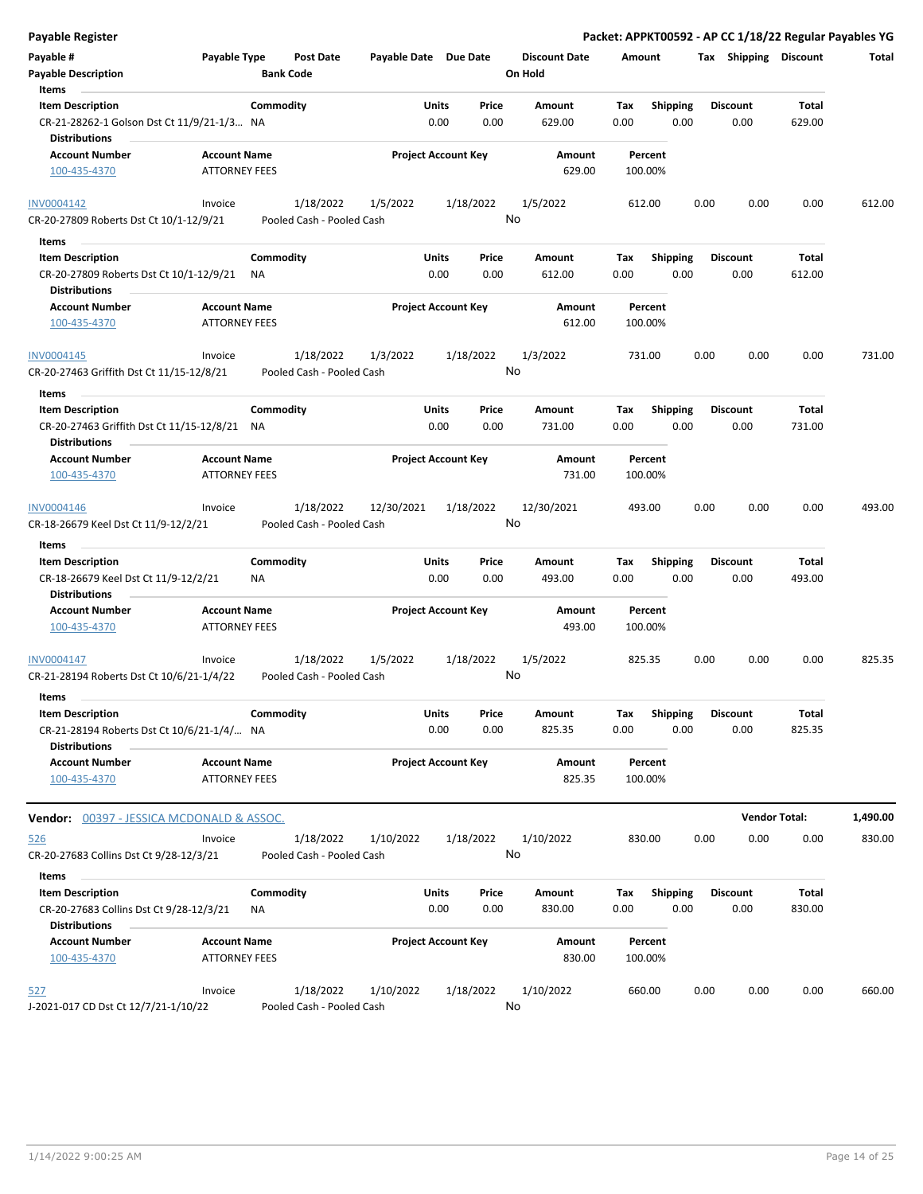## Payable Register

**Packet: APPKT00592 - AP CC 1/18/22 Regular Payables YG**

| Payable # | Payable Type | Post Date | Payable Date | Due Date | Discount Date | Amount | Tax | Shipping | Discount | Total |
|---|---|---|---|---|---|---|---|---|---|---|
| **Payable Description** | | **Bank Code** | | | **On Hold** | | | | | |

**Items**

| Item Description | Commodity | Units | Price | Amount | Tax | Shipping | Discount | Total |
|---|---|---|---|---|---|---|---|---|
| CR-21-28262-1 Golson Dst Ct 11/9/21-1/3... | NA | 0.00 | 0.00 | 629.00 | 0.00 | 0.00 | 0.00 | 629.00 |

**Distributions**

| Account Number | Account Name | Project Account Key | Amount | Percent |
|---|---|---|---|---|
| 100-435-4370 | ATTORNEY FEES | | 629.00 | 100.00% |

| Payable # | Payable Type | Post Date | Payable Date | Due Date | Discount Date | Amount | Tax | Shipping | Discount | Total |
|---|---|---|---|---|---|---|---|---|---|---|
| INV0004142 | Invoice | 1/18/2022 | 1/5/2022 | 1/18/2022 | 1/5/2022 | 612.00 | 0.00 | 0.00 | 0.00 | 612.00 |
| CR-20-27809 Roberts Dst Ct 10/1-12/9/21 | | Pooled Cash - Pooled Cash | | | No | | | | | |

**Items**

| Item Description | Commodity | Units | Price | Amount | Tax | Shipping | Discount | Total |
|---|---|---|---|---|---|---|---|---|
| CR-20-27809 Roberts Dst Ct 10/1-12/9/21 | NA | 0.00 | 0.00 | 612.00 | 0.00 | 0.00 | 0.00 | 612.00 |

**Distributions**

| Account Number | Account Name | Project Account Key | Amount | Percent |
|---|---|---|---|---|
| 100-435-4370 | ATTORNEY FEES | | 612.00 | 100.00% |

| Payable # | Payable Type | Post Date | Payable Date | Due Date | Discount Date | Amount | Tax | Shipping | Discount | Total |
|---|---|---|---|---|---|---|---|---|---|---|
| INV0004145 | Invoice | 1/18/2022 | 1/3/2022 | 1/18/2022 | 1/3/2022 | 731.00 | 0.00 | 0.00 | 0.00 | 731.00 |
| CR-20-27463 Griffith Dst Ct 11/15-12/8/21 | | Pooled Cash - Pooled Cash | | | No | | | | | |

**Items**

| Item Description | Commodity | Units | Price | Amount | Tax | Shipping | Discount | Total |
|---|---|---|---|---|---|---|---|---|
| CR-20-27463 Griffith Dst Ct 11/15-12/8/21 | NA | 0.00 | 0.00 | 731.00 | 0.00 | 0.00 | 0.00 | 731.00 |

**Distributions**

| Account Number | Account Name | Project Account Key | Amount | Percent |
|---|---|---|---|---|
| 100-435-4370 | ATTORNEY FEES | | 731.00 | 100.00% |

| Payable # | Payable Type | Post Date | Payable Date | Due Date | Discount Date | Amount | Tax | Shipping | Discount | Total |
|---|---|---|---|---|---|---|---|---|---|---|
| INV0004146 | Invoice | 1/18/2022 | 12/30/2021 | 1/18/2022 | 12/30/2021 | 493.00 | 0.00 | 0.00 | 0.00 | 493.00 |
| CR-18-26679 Keel Dst Ct 11/9-12/2/21 | | Pooled Cash - Pooled Cash | | | No | | | | | |

**Items**

| Item Description | Commodity | Units | Price | Amount | Tax | Shipping | Discount | Total |
|---|---|---|---|---|---|---|---|---|
| CR-18-26679 Keel Dst Ct 11/9-12/2/21 | NA | 0.00 | 0.00 | 493.00 | 0.00 | 0.00 | 0.00 | 493.00 |

**Distributions**

| Account Number | Account Name | Project Account Key | Amount | Percent |
|---|---|---|---|---|
| 100-435-4370 | ATTORNEY FEES | | 493.00 | 100.00% |

| Payable # | Payable Type | Post Date | Payable Date | Due Date | Discount Date | Amount | Tax | Shipping | Discount | Total |
|---|---|---|---|---|---|---|---|---|---|---|
| INV0004147 | Invoice | 1/18/2022 | 1/5/2022 | 1/18/2022 | 1/5/2022 | 825.35 | 0.00 | 0.00 | 0.00 | 825.35 |
| CR-21-28194 Roberts Dst Ct 10/6/21-1/4/22 | | Pooled Cash - Pooled Cash | | | No | | | | | |

**Items**

| Item Description | Commodity | Units | Price | Amount | Tax | Shipping | Discount | Total |
|---|---|---|---|---|---|---|---|---|
| CR-21-28194 Roberts Dst Ct 10/6/21-1/4/... | NA | 0.00 | 0.00 | 825.35 | 0.00 | 0.00 | 0.00 | 825.35 |

**Distributions**

| Account Number | Account Name | Project Account Key | Amount | Percent |
|---|---|---|---|---|
| 100-435-4370 | ATTORNEY FEES | | 825.35 | 100.00% |

**Vendor:** 00397 - JESSICA MCDONALD & ASSOC. — **Vendor Total:** **1,490.00**

| Payable # | Payable Type | Post Date | Payable Date | Due Date | Discount Date | Amount | Tax | Shipping | Discount | Total |
|---|---|---|---|---|---|---|---|---|---|---|
| 526 | Invoice | 1/18/2022 | 1/10/2022 | 1/18/2022 | 1/10/2022 | 830.00 | 0.00 | 0.00 | 0.00 | 830.00 |
| CR-20-27683 Collins Dst Ct 9/28-12/3/21 | | Pooled Cash - Pooled Cash | | | No | | | | | |

**Items**

| Item Description | Commodity | Units | Price | Amount | Tax | Shipping | Discount | Total |
|---|---|---|---|---|---|---|---|---|
| CR-20-27683 Collins Dst Ct 9/28-12/3/21 | NA | 0.00 | 0.00 | 830.00 | 0.00 | 0.00 | 0.00 | 830.00 |

**Distributions**

| Account Number | Account Name | Project Account Key | Amount | Percent |
|---|---|---|---|---|
| 100-435-4370 | ATTORNEY FEES | | 830.00 | 100.00% |

| Payable # | Payable Type | Post Date | Payable Date | Due Date | Discount Date | Amount | Tax | Shipping | Discount | Total |
|---|---|---|---|---|---|---|---|---|---|---|
| 527 | Invoice | 1/18/2022 | 1/10/2022 | 1/18/2022 | 1/10/2022 | 660.00 | 0.00 | 0.00 | 0.00 | 660.00 |
| J-2021-017 CD Dst Ct 12/7/21-1/10/22 | | Pooled Cash - Pooled Cash | | | No | | | | | |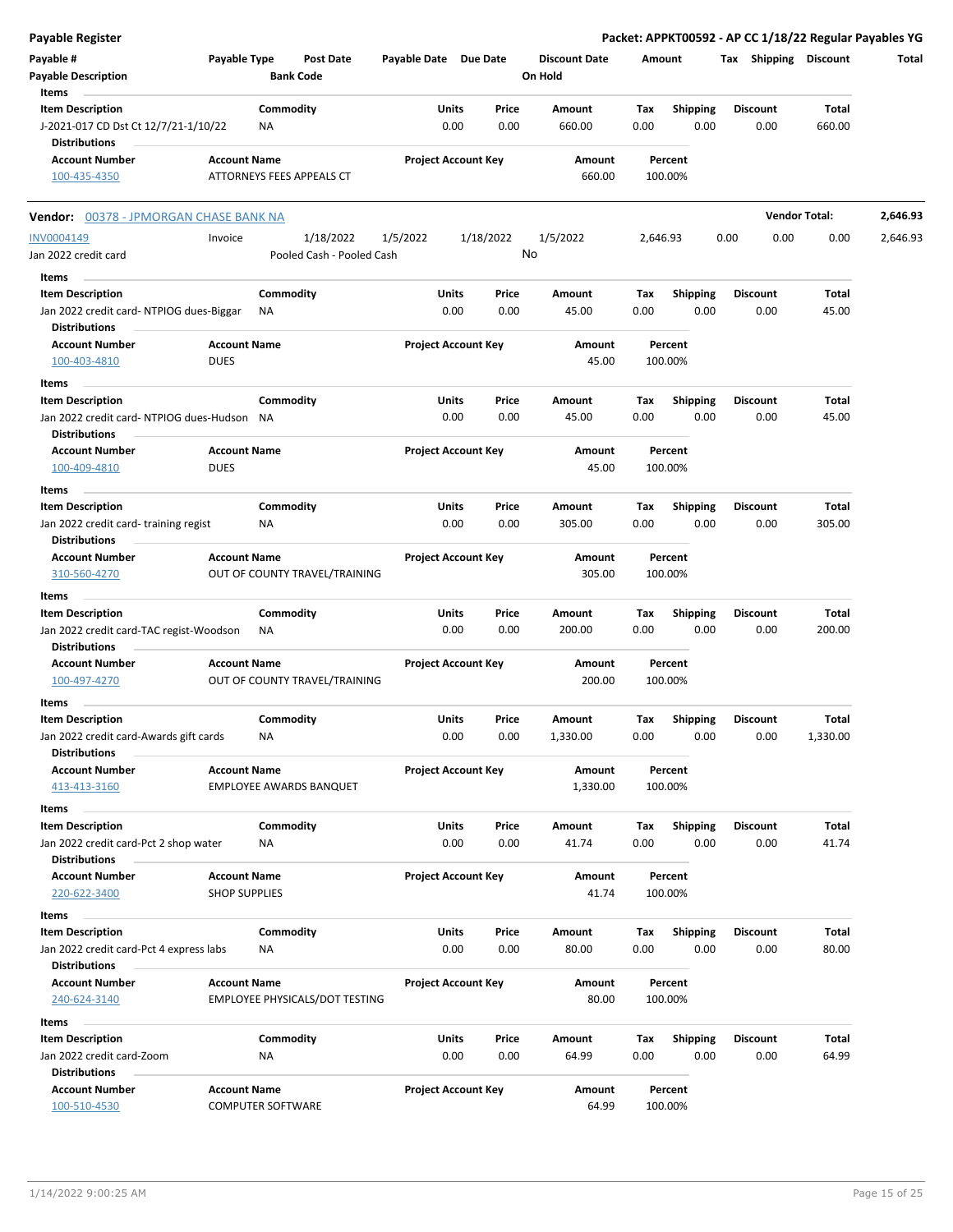**Payable Register** | **Packet: APPKT00592 - AP CC 1/18/22 Regular Payables YG**

| Payable # | Payable Type | Post Date | Payable Date | Due Date | Discount Date | Amount | Tax | Shipping | Discount | Total |
|---|---|---|---|---|---|---|---|---|---|---|
| Payable Description | | Bank Code | | | On Hold | | | | | |

**Items**

| Item Description | Commodity | Units | Price | Amount | Tax | Shipping | Discount | Total |
|---|---|---|---|---|---|---|---|---|
| J-2021-017 CD Dst Ct 12/7/21-1/10/22 | NA | 0.00 | 0.00 | 660.00 | 0.00 | 0.00 | 0.00 | 660.00 |

**Distributions**

| Account Number | Account Name | Project Account Key | Amount | Percent |
|---|---|---|---|---|
| 100-435-4350 | ATTORNEYS FEES APPEALS CT | | 660.00 | 100.00% |

**Vendor: 00378 - JPMORGAN CHASE BANK NA** — **Vendor Total: 2,646.93**

| Payable # | Payable Type | Post Date | Payable Date | Due Date | Discount Date | Amount | Tax | Shipping | Discount | Total |
|---|---|---|---|---|---|---|---|---|---|---|
| INV0004149 | Invoice | 1/18/2022 | 1/5/2022 | 1/18/2022 | 1/5/2022 | 2,646.93 | 0.00 | 0.00 | 0.00 | 2,646.93 |
| Jan 2022 credit card | | Pooled Cash - Pooled Cash | | | No | | | | | |

**Items**

| Item Description | Commodity | Units | Price | Amount | Tax | Shipping | Discount | Total |
|---|---|---|---|---|---|---|---|---|
| Jan 2022 credit card- NTPIOG dues-Biggar | NA | 0.00 | 0.00 | 45.00 | 0.00 | 0.00 | 0.00 | 45.00 |

**Distributions**

| Account Number | Account Name | Project Account Key | Amount | Percent |
|---|---|---|---|---|
| 100-403-4810 | DUES | | 45.00 | 100.00% |

**Items**

| Item Description | Commodity | Units | Price | Amount | Tax | Shipping | Discount | Total |
|---|---|---|---|---|---|---|---|---|
| Jan 2022 credit card- NTPIOG dues-Hudson | NA | 0.00 | 0.00 | 45.00 | 0.00 | 0.00 | 0.00 | 45.00 |

**Distributions**

| Account Number | Account Name | Project Account Key | Amount | Percent |
|---|---|---|---|---|
| 100-409-4810 | DUES | | 45.00 | 100.00% |

**Items**

| Item Description | Commodity | Units | Price | Amount | Tax | Shipping | Discount | Total |
|---|---|---|---|---|---|---|---|---|
| Jan 2022 credit card- training regist | NA | 0.00 | 0.00 | 305.00 | 0.00 | 0.00 | 0.00 | 305.00 |

**Distributions**

| Account Number | Account Name | Project Account Key | Amount | Percent |
|---|---|---|---|---|
| 310-560-4270 | OUT OF COUNTY TRAVEL/TRAINING | | 305.00 | 100.00% |

**Items**

| Item Description | Commodity | Units | Price | Amount | Tax | Shipping | Discount | Total |
|---|---|---|---|---|---|---|---|---|
| Jan 2022 credit card-TAC regist-Woodson | NA | 0.00 | 0.00 | 200.00 | 0.00 | 0.00 | 0.00 | 200.00 |

**Distributions**

| Account Number | Account Name | Project Account Key | Amount | Percent |
|---|---|---|---|---|
| 100-497-4270 | OUT OF COUNTY TRAVEL/TRAINING | | 200.00 | 100.00% |

**Items**

| Item Description | Commodity | Units | Price | Amount | Tax | Shipping | Discount | Total |
|---|---|---|---|---|---|---|---|---|
| Jan 2022 credit card-Awards gift cards | NA | 0.00 | 0.00 | 1,330.00 | 0.00 | 0.00 | 0.00 | 1,330.00 |

**Distributions**

| Account Number | Account Name | Project Account Key | Amount | Percent |
|---|---|---|---|---|
| 413-413-3160 | EMPLOYEE AWARDS BANQUET | | 1,330.00 | 100.00% |

**Items**

| Item Description | Commodity | Units | Price | Amount | Tax | Shipping | Discount | Total |
|---|---|---|---|---|---|---|---|---|
| Jan 2022 credit card-Pct 2 shop water | NA | 0.00 | 0.00 | 41.74 | 0.00 | 0.00 | 0.00 | 41.74 |

**Distributions**

| Account Number | Account Name | Project Account Key | Amount | Percent |
|---|---|---|---|---|
| 220-622-3400 | SHOP SUPPLIES | | 41.74 | 100.00% |

**Items**

| Item Description | Commodity | Units | Price | Amount | Tax | Shipping | Discount | Total |
|---|---|---|---|---|---|---|---|---|
| Jan 2022 credit card-Pct 4 express labs | NA | 0.00 | 0.00 | 80.00 | 0.00 | 0.00 | 0.00 | 80.00 |

**Distributions**

| Account Number | Account Name | Project Account Key | Amount | Percent |
|---|---|---|---|---|
| 240-624-3140 | EMPLOYEE PHYSICALS/DOT TESTING | | 80.00 | 100.00% |

**Items**

| Item Description | Commodity | Units | Price | Amount | Tax | Shipping | Discount | Total |
|---|---|---|---|---|---|---|---|---|
| Jan 2022 credit card-Zoom | NA | 0.00 | 0.00 | 64.99 | 0.00 | 0.00 | 0.00 | 64.99 |

**Distributions**

| Account Number | Account Name | Project Account Key | Amount | Percent |
|---|---|---|---|---|
| 100-510-4530 | COMPUTER SOFTWARE | | 64.99 | 100.00% |

1/14/2022 9:00:25 AM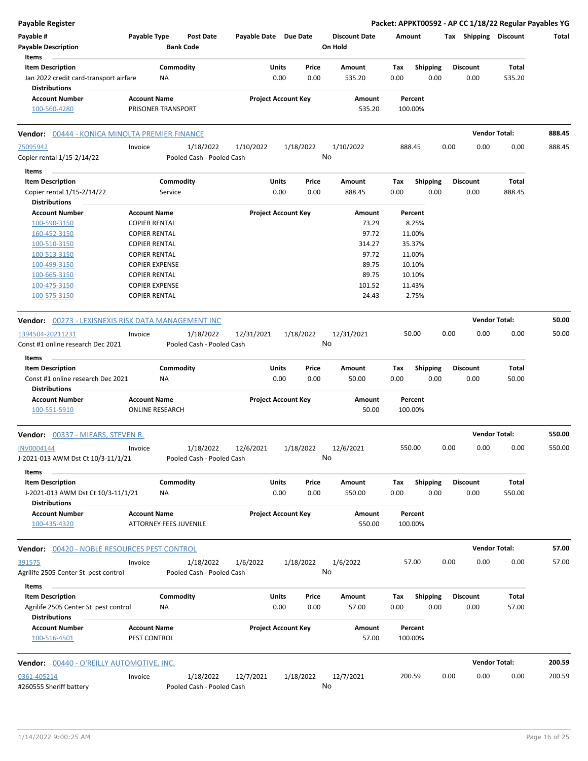**Payable Register** — Packet: APPKT00592 - AP CC 1/18/22 Regular Payables YG

| Payable # | Payable Type | Post Date | Payable Date | Due Date | Discount Date | Amount | Tax | Shipping | Discount | Total |
|---|---|---|---|---|---|---|---|---|---|---|
| Payable Description | | Bank Code | | | On Hold | | | | | |

**Items**

| Item Description | Commodity | Units | Price | Amount | Tax | Shipping | Discount | Total |
|---|---|---|---|---|---|---|---|---|
| Jan 2022 credit card-transport airfare | NA | 0.00 | 0.00 | 535.20 | 0.00 | 0.00 | 0.00 | 535.20 |

**Distributions**

| Account Number | Account Name | Project Account Key | Amount | Percent |
|---|---|---|---|---|
| 100-560-4280 | PRISONER TRANSPORT | | 535.20 | 100.00% |

---

**Vendor: 00444 - KONICA MINOLTA PREMIER FINANCE** — Vendor Total: 888.45

| Payable # | Payable Type | Post Date | Payable Date | Due Date | Discount Date | Amount | Tax | Shipping | Discount | Total |
|---|---|---|---|---|---|---|---|---|---|---|
| 75095942 | Invoice | 1/18/2022 | 1/10/2022 | 1/18/2022 | 1/10/2022 | 888.45 | 0.00 | 0.00 | 0.00 | 888.45 |
| Copier rental 1/15-2/14/22 | | Pooled Cash - Pooled Cash | | | No | | | | | |

**Items**

| Item Description | Commodity | Units | Price | Amount | Tax | Shipping | Discount | Total |
|---|---|---|---|---|---|---|---|---|
| Copier rental 1/15-2/14/22 | Service | 0.00 | 0.00 | 888.45 | 0.00 | 0.00 | 0.00 | 888.45 |

**Distributions**

| Account Number | Account Name | Project Account Key | Amount | Percent |
|---|---|---|---|---|
| 100-590-3150 | COPIER RENTAL | | 73.29 | 8.25% |
| 160-452-3150 | COPIER RENTAL | | 97.72 | 11.00% |
| 100-510-3150 | COPIER RENTAL | | 314.27 | 35.37% |
| 100-513-3150 | COPIER RENTAL | | 97.72 | 11.00% |
| 100-499-3150 | COPIER EXPENSE | | 89.75 | 10.10% |
| 100-665-3150 | COPIER RENTAL | | 89.75 | 10.10% |
| 100-475-3150 | COPIER EXPENSE | | 101.52 | 11.43% |
| 100-575-3150 | COPIER RENTAL | | 24.43 | 2.75% |

---

**Vendor: 00273 - LEXISNEXIS RISK DATA MANAGEMENT INC** — Vendor Total: 50.00

| Payable # | Payable Type | Post Date | Payable Date | Due Date | Discount Date | Amount | Tax | Shipping | Discount | Total |
|---|---|---|---|---|---|---|---|---|---|---|
| 1394504-20211231 | Invoice | 1/18/2022 | 12/31/2021 | 1/18/2022 | 12/31/2021 | 50.00 | 0.00 | 0.00 | 0.00 | 50.00 |
| Const #1 online research Dec 2021 | | Pooled Cash - Pooled Cash | | | No | | | | | |

**Items**

| Item Description | Commodity | Units | Price | Amount | Tax | Shipping | Discount | Total |
|---|---|---|---|---|---|---|---|---|
| Const #1 online research Dec 2021 | NA | 0.00 | 0.00 | 50.00 | 0.00 | 0.00 | 0.00 | 50.00 |

**Distributions**

| Account Number | Account Name | Project Account Key | Amount | Percent |
|---|---|---|---|---|
| 100-551-5910 | ONLINE RESEARCH | | 50.00 | 100.00% |

---

**Vendor: 00337 - MIEARS, STEVEN R.** — Vendor Total: 550.00

| Payable # | Payable Type | Post Date | Payable Date | Due Date | Discount Date | Amount | Tax | Shipping | Discount | Total |
|---|---|---|---|---|---|---|---|---|---|---|
| INV0004144 | Invoice | 1/18/2022 | 12/6/2021 | 1/18/2022 | 12/6/2021 | 550.00 | 0.00 | 0.00 | 0.00 | 550.00 |
| J-2021-013 AWM Dst Ct 10/3-11/1/21 | | Pooled Cash - Pooled Cash | | | No | | | | | |

**Items**

| Item Description | Commodity | Units | Price | Amount | Tax | Shipping | Discount | Total |
|---|---|---|---|---|---|---|---|---|
| J-2021-013 AWM Dst Ct 10/3-11/1/21 | NA | 0.00 | 0.00 | 550.00 | 0.00 | 0.00 | 0.00 | 550.00 |

**Distributions**

| Account Number | Account Name | Project Account Key | Amount | Percent |
|---|---|---|---|---|
| 100-435-4320 | ATTORNEY FEES JUVENILE | | 550.00 | 100.00% |

---

**Vendor: 00420 - NOBLE RESOURCES PEST CONTROL** — Vendor Total: 57.00

| Payable # | Payable Type | Post Date | Payable Date | Due Date | Discount Date | Amount | Tax | Shipping | Discount | Total |
|---|---|---|---|---|---|---|---|---|---|---|
| 391575 | Invoice | 1/18/2022 | 1/6/2022 | 1/18/2022 | 1/6/2022 | 57.00 | 0.00 | 0.00 | 0.00 | 57.00 |
| Agrilife 2505 Center St pest control | | Pooled Cash - Pooled Cash | | | No | | | | | |

**Items**

| Item Description | Commodity | Units | Price | Amount | Tax | Shipping | Discount | Total |
|---|---|---|---|---|---|---|---|---|
| Agrilife 2505 Center St pest control | NA | 0.00 | 0.00 | 57.00 | 0.00 | 0.00 | 0.00 | 57.00 |

**Distributions**

| Account Number | Account Name | Project Account Key | Amount | Percent |
|---|---|---|---|---|
| 100-516-4501 | PEST CONTROL | | 57.00 | 100.00% |

---

**Vendor: 00440 - O'REILLY AUTOMOTIVE, INC.** — Vendor Total: 200.59

| Payable # | Payable Type | Post Date | Payable Date | Due Date | Discount Date | Amount | Tax | Shipping | Discount | Total |
|---|---|---|---|---|---|---|---|---|---|---|
| 0361-405214 | Invoice | 1/18/2022 | 12/7/2021 | 1/18/2022 | 12/7/2021 | 200.59 | 0.00 | 0.00 | 0.00 | 200.59 |
| #260555 Sheriff battery | | Pooled Cash - Pooled Cash | | | No | | | | | |

1/14/2022 9:00:25 AM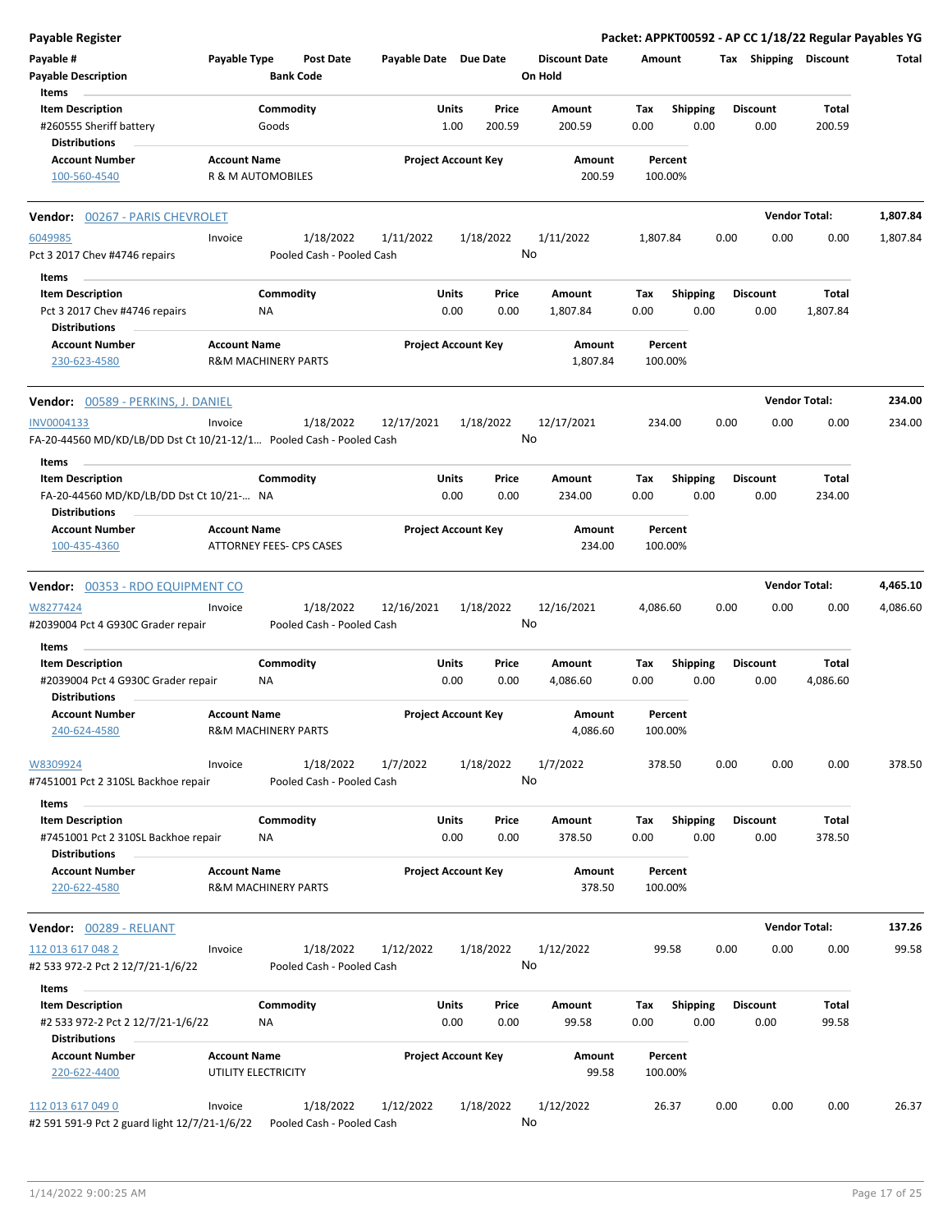**Payable Register** — **Packet: APPKT00592 - AP CC 1/18/22 Regular Payables YG**

| Payable # | Payable Type | Post Date | Payable Date | Due Date | Discount Date | Amount | Tax | Shipping | Discount | Total |
|---|---|---|---|---|---|---|---|---|---|---|
| Payable Description | | Bank Code | | | On Hold | | | | | |

**Items**

| Item Description | Commodity | Units | Price | Amount | Tax | Shipping | Discount | Total |
|---|---|---|---|---|---|---|---|---|
| #260555 Sheriff battery | Goods | 1.00 | 200.59 | 200.59 | 0.00 | 0.00 | 0.00 | 200.59 |

**Distributions**

| Account Number | Account Name | Project Account Key | Amount | Percent |
|---|---|---|---|---|
| 100-560-4540 | R & M AUTOMOBILES | | 200.59 | 100.00% |

---

**Vendor: 00267 - PARIS CHEVROLET** — **Vendor Total: 1,807.84**

| Payable # | Payable Type | Post Date | Payable Date | Due Date | Discount Date | Amount | Tax | Shipping | Discount | Total |
|---|---|---|---|---|---|---|---|---|---|---|
| 6049985 | Invoice | 1/18/2022 | 1/11/2022 | 1/18/2022 | 1/11/2022 | 1,807.84 | 0.00 | 0.00 | 0.00 | 1,807.84 |
| Pct 3 2017 Chev #4746 repairs | | Pooled Cash - Pooled Cash | | | No | | | | | |

**Items**

| Item Description | Commodity | Units | Price | Amount | Tax | Shipping | Discount | Total |
|---|---|---|---|---|---|---|---|---|
| Pct 3 2017 Chev #4746 repairs | NA | 0.00 | 0.00 | 1,807.84 | 0.00 | 0.00 | 0.00 | 1,807.84 |

**Distributions**

| Account Number | Account Name | Project Account Key | Amount | Percent |
|---|---|---|---|---|
| 230-623-4580 | R&M MACHINERY PARTS | | 1,807.84 | 100.00% |

---

**Vendor: 00589 - PERKINS, J. DANIEL** — **Vendor Total: 234.00**

| Payable # | Payable Type | Post Date | Payable Date | Due Date | Discount Date | Amount | Tax | Shipping | Discount | Total |
|---|---|---|---|---|---|---|---|---|---|---|
| INV0004133 | Invoice | 1/18/2022 | 12/17/2021 | 1/18/2022 | 12/17/2021 | 234.00 | 0.00 | 0.00 | 0.00 | 234.00 |
| FA-20-44560 MD/KD/LB/DD Dst Ct 10/21-12/1… | | Pooled Cash - Pooled Cash | | | No | | | | | |

**Items**

| Item Description | Commodity | Units | Price | Amount | Tax | Shipping | Discount | Total |
|---|---|---|---|---|---|---|---|---|
| FA-20-44560 MD/KD/LB/DD Dst Ct 10/21-… | NA | 0.00 | 0.00 | 234.00 | 0.00 | 0.00 | 0.00 | 234.00 |

**Distributions**

| Account Number | Account Name | Project Account Key | Amount | Percent |
|---|---|---|---|---|
| 100-435-4360 | ATTORNEY FEES- CPS CASES | | 234.00 | 100.00% |

---

**Vendor: 00353 - RDO EQUIPMENT CO** — **Vendor Total: 4,465.10**

| Payable # | Payable Type | Post Date | Payable Date | Due Date | Discount Date | Amount | Tax | Shipping | Discount | Total |
|---|---|---|---|---|---|---|---|---|---|---|
| W8277424 | Invoice | 1/18/2022 | 12/16/2021 | 1/18/2022 | 12/16/2021 | 4,086.60 | 0.00 | 0.00 | 0.00 | 4,086.60 |
| #2039004 Pct 4 G930C Grader repair | | Pooled Cash - Pooled Cash | | | No | | | | | |

**Items**

| Item Description | Commodity | Units | Price | Amount | Tax | Shipping | Discount | Total |
|---|---|---|---|---|---|---|---|---|
| #2039004 Pct 4 G930C Grader repair | NA | 0.00 | 0.00 | 4,086.60 | 0.00 | 0.00 | 0.00 | 4,086.60 |

**Distributions**

| Account Number | Account Name | Project Account Key | Amount | Percent |
|---|---|---|---|---|
| 240-624-4580 | R&M MACHINERY PARTS | | 4,086.60 | 100.00% |

| Payable # | Payable Type | Post Date | Payable Date | Due Date | Discount Date | Amount | Tax | Shipping | Discount | Total |
|---|---|---|---|---|---|---|---|---|---|---|
| W8309924 | Invoice | 1/18/2022 | 1/7/2022 | 1/18/2022 | 1/7/2022 | 378.50 | 0.00 | 0.00 | 0.00 | 378.50 |
| #7451001 Pct 2 310SL Backhoe repair | | Pooled Cash - Pooled Cash | | | No | | | | | |

**Items**

| Item Description | Commodity | Units | Price | Amount | Tax | Shipping | Discount | Total |
|---|---|---|---|---|---|---|---|---|
| #7451001 Pct 2 310SL Backhoe repair | NA | 0.00 | 0.00 | 378.50 | 0.00 | 0.00 | 0.00 | 378.50 |

**Distributions**

| Account Number | Account Name | Project Account Key | Amount | Percent |
|---|---|---|---|---|
| 220-622-4580 | R&M MACHINERY PARTS | | 378.50 | 100.00% |

---

**Vendor: 00289 - RELIANT** — **Vendor Total: 137.26**

| Payable # | Payable Type | Post Date | Payable Date | Due Date | Discount Date | Amount | Tax | Shipping | Discount | Total |
|---|---|---|---|---|---|---|---|---|---|---|
| 112 013 617 048 2 | Invoice | 1/18/2022 | 1/12/2022 | 1/18/2022 | 1/12/2022 | 99.58 | 0.00 | 0.00 | 0.00 | 99.58 |
| #2 533 972-2 Pct 2 12/7/21-1/6/22 | | Pooled Cash - Pooled Cash | | | No | | | | | |

**Items**

| Item Description | Commodity | Units | Price | Amount | Tax | Shipping | Discount | Total |
|---|---|---|---|---|---|---|---|---|
| #2 533 972-2 Pct 2 12/7/21-1/6/22 | NA | 0.00 | 0.00 | 99.58 | 0.00 | 0.00 | 0.00 | 99.58 |

**Distributions**

| Account Number | Account Name | Project Account Key | Amount | Percent |
|---|---|---|---|---|
| 220-622-4400 | UTILITY ELECTRICITY | | 99.58 | 100.00% |

| Payable # | Payable Type | Post Date | Payable Date | Due Date | Discount Date | Amount | Tax | Shipping | Discount | Total |
|---|---|---|---|---|---|---|---|---|---|---|
| 112 013 617 049 0 | Invoice | 1/18/2022 | 1/12/2022 | 1/18/2022 | 1/12/2022 | 26.37 | 0.00 | 0.00 | 0.00 | 26.37 |
| #2 591 591-9 Pct 2 guard light 12/7/21-1/6/22 | | Pooled Cash - Pooled Cash | | | No | | | | | |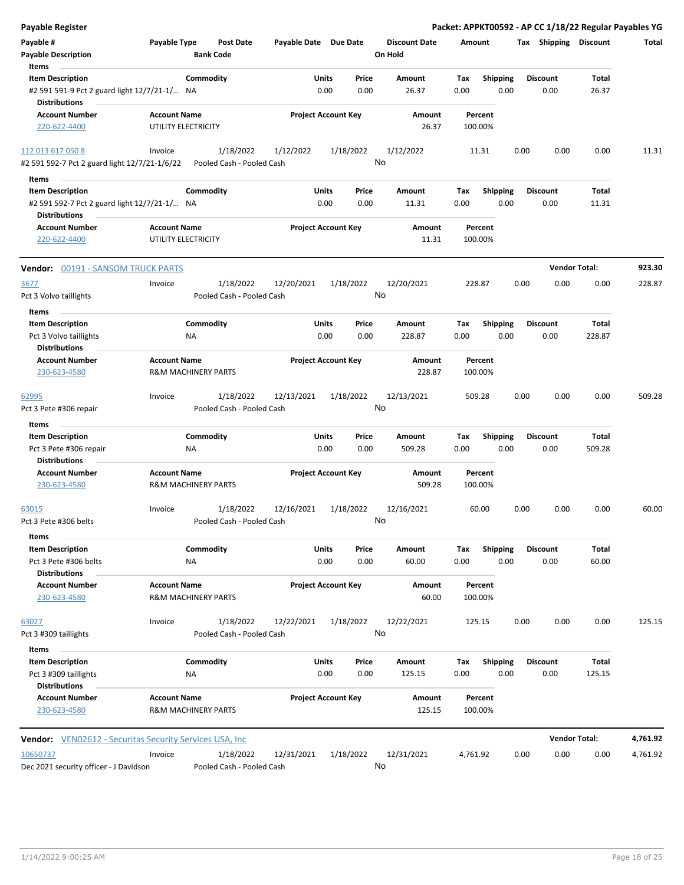# Payable Register

**Packet: APPKT00592 - AP CC 1/18/22 Regular Payables YG**

| Payable # | Payable Type | Post Date | Payable Date | Due Date | Discount Date | Amount | Tax | Shipping | Discount | Total |
|---|---|---|---|---|---|---|---|---|---|---|
| Payable Description | | Bank Code | | | On Hold | | | | | |

**Items**

| Item Description | Commodity | Units | Price | Amount | Tax | Shipping | Discount | Total |
|---|---|---|---|---|---|---|---|---|
| #2 591 591-9 Pct 2 guard light 12/7/21-1/... | NA | 0.00 | 0.00 | 26.37 | 0.00 | 0.00 | 0.00 | 26.37 |

**Distributions**

| Account Number | Account Name | Project Account Key | Amount | Percent |
|---|---|---|---|---|
| 220-622-4400 | UTILITY ELECTRICITY | | 26.37 | 100.00% |

| Payable # | Payable Type | Post Date | Payable Date | Due Date | Discount Date | Amount | Tax | Shipping | Discount | Total |
|---|---|---|---|---|---|---|---|---|---|---|
| 112 013 617 050 8 | Invoice | 1/18/2022 | 1/12/2022 | 1/18/2022 | 1/12/2022 | 11.31 | 0.00 | 0.00 | 0.00 | 11.31 |
| #2 591 592-7 Pct 2 guard light 12/7/21-1/6/22 | | Pooled Cash - Pooled Cash | | | No | | | | | |

**Items**

| Item Description | Commodity | Units | Price | Amount | Tax | Shipping | Discount | Total |
|---|---|---|---|---|---|---|---|---|
| #2 591 592-7 Pct 2 guard light 12/7/21-1/... | NA | 0.00 | 0.00 | 11.31 | 0.00 | 0.00 | 0.00 | 11.31 |

**Distributions**

| Account Number | Account Name | Project Account Key | Amount | Percent |
|---|---|---|---|---|
| 220-622-4400 | UTILITY ELECTRICITY | | 11.31 | 100.00% |

## Vendor: 00191 - SANSOM TRUCK PARTS — Vendor Total: 923.30

| Payable # | Payable Type | Post Date | Payable Date | Due Date | Discount Date | Amount | Tax | Shipping | Discount | Total |
|---|---|---|---|---|---|---|---|---|---|---|
| 3677 | Invoice | 1/18/2022 | 12/20/2021 | 1/18/2022 | 12/20/2021 | 228.87 | 0.00 | 0.00 | 0.00 | 228.87 |
| Pct 3 Volvo taillights | | Pooled Cash - Pooled Cash | | | No | | | | | |

**Items**

| Item Description | Commodity | Units | Price | Amount | Tax | Shipping | Discount | Total |
|---|---|---|---|---|---|---|---|---|
| Pct 3 Volvo taillights | NA | 0.00 | 0.00 | 228.87 | 0.00 | 0.00 | 0.00 | 228.87 |

**Distributions**

| Account Number | Account Name | Project Account Key | Amount | Percent |
|---|---|---|---|---|
| 230-623-4580 | R&M MACHINERY PARTS | | 228.87 | 100.00% |

| Payable # | Payable Type | Post Date | Payable Date | Due Date | Discount Date | Amount | Tax | Shipping | Discount | Total |
|---|---|---|---|---|---|---|---|---|---|---|
| 62995 | Invoice | 1/18/2022 | 12/13/2021 | 1/18/2022 | 12/13/2021 | 509.28 | 0.00 | 0.00 | 0.00 | 509.28 |
| Pct 3 Pete #306 repair | | Pooled Cash - Pooled Cash | | | No | | | | | |

**Items**

| Item Description | Commodity | Units | Price | Amount | Tax | Shipping | Discount | Total |
|---|---|---|---|---|---|---|---|---|
| Pct 3 Pete #306 repair | NA | 0.00 | 0.00 | 509.28 | 0.00 | 0.00 | 0.00 | 509.28 |

**Distributions**

| Account Number | Account Name | Project Account Key | Amount | Percent |
|---|---|---|---|---|
| 230-623-4580 | R&M MACHINERY PARTS | | 509.28 | 100.00% |

| Payable # | Payable Type | Post Date | Payable Date | Due Date | Discount Date | Amount | Tax | Shipping | Discount | Total |
|---|---|---|---|---|---|---|---|---|---|---|
| 63015 | Invoice | 1/18/2022 | 12/16/2021 | 1/18/2022 | 12/16/2021 | 60.00 | 0.00 | 0.00 | 0.00 | 60.00 |
| Pct 3 Pete #306 belts | | Pooled Cash - Pooled Cash | | | No | | | | | |

**Items**

| Item Description | Commodity | Units | Price | Amount | Tax | Shipping | Discount | Total |
|---|---|---|---|---|---|---|---|---|
| Pct 3 Pete #306 belts | NA | 0.00 | 0.00 | 60.00 | 0.00 | 0.00 | 0.00 | 60.00 |

**Distributions**

| Account Number | Account Name | Project Account Key | Amount | Percent |
|---|---|---|---|---|
| 230-623-4580 | R&M MACHINERY PARTS | | 60.00 | 100.00% |

| Payable # | Payable Type | Post Date | Payable Date | Due Date | Discount Date | Amount | Tax | Shipping | Discount | Total |
|---|---|---|---|---|---|---|---|---|---|---|
| 63027 | Invoice | 1/18/2022 | 12/22/2021 | 1/18/2022 | 12/22/2021 | 125.15 | 0.00 | 0.00 | 0.00 | 125.15 |
| Pct 3 #309 taillights | | Pooled Cash - Pooled Cash | | | No | | | | | |

**Items**

| Item Description | Commodity | Units | Price | Amount | Tax | Shipping | Discount | Total |
|---|---|---|---|---|---|---|---|---|
| Pct 3 #309 taillights | NA | 0.00 | 0.00 | 125.15 | 0.00 | 0.00 | 0.00 | 125.15 |

**Distributions**

| Account Number | Account Name | Project Account Key | Amount | Percent |
|---|---|---|---|---|
| 230-623-4580 | R&M MACHINERY PARTS | | 125.15 | 100.00% |

## Vendor: VEN02612 - Securitas Security Services USA, Inc — Vendor Total: 4,761.92

| Payable # | Payable Type | Post Date | Payable Date | Due Date | Discount Date | Amount | Tax | Shipping | Discount | Total |
|---|---|---|---|---|---|---|---|---|---|---|
| 10650737 | Invoice | 1/18/2022 | 12/31/2021 | 1/18/2022 | 12/31/2021 | 4,761.92 | 0.00 | 0.00 | 0.00 | 4,761.92 |
| Dec 2021 security officer - J Davidson | | Pooled Cash - Pooled Cash | | | No | | | | | |

1/14/2022 9:00:25 AM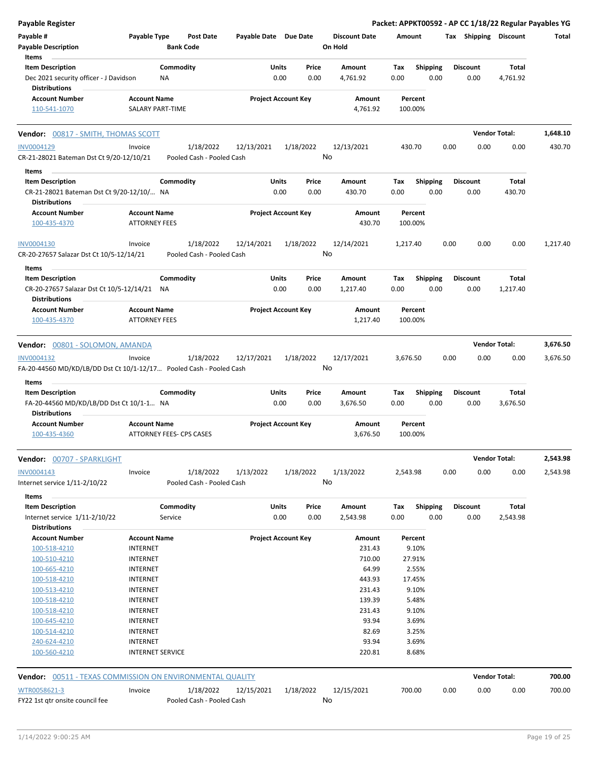**Payable Register** — **Packet: APPKT00592 - AP CC 1/18/22 Regular Payables YG**

| Payable # | Payable Type | Post Date | Payable Date | Due Date | Discount Date | Amount | Tax | Shipping | Discount | Total |
|---|---|---|---|---|---|---|---|---|---|---|
| Payable Description | | Bank Code | | | On Hold | | | | | |

**Items**

| Item Description | Commodity | Units | Price | Amount | Tax | Shipping | Discount | Total |
|---|---|---|---|---|---|---|---|---|
| Dec 2021 security officer - J Davidson | NA | 0.00 | 0.00 | 4,761.92 | 0.00 | 0.00 | 0.00 | 4,761.92 |

**Distributions**

| Account Number | Account Name | Project Account Key | Amount | Percent |
|---|---|---|---|---|
| 110-541-1070 | SALARY PART-TIME | | 4,761.92 | 100.00% |

**Vendor: 00817 - SMITH, THOMAS SCOTT** — Vendor Total: **1,648.10**

| Payable # | Payable Type | Post Date | Payable Date | Due Date | Discount Date | Amount | Tax | Shipping | Discount | Total |
|---|---|---|---|---|---|---|---|---|---|---|
| INV0004129 | Invoice | 1/18/2022 | 12/13/2021 | 1/18/2022 | 12/13/2021 | 430.70 | 0.00 | 0.00 | 0.00 | 430.70 |
| CR-21-28021 Bateman Dst Ct 9/20-12/10/21 | | Pooled Cash - Pooled Cash | | | No | | | | | |

**Items**

| Item Description | Commodity | Units | Price | Amount | Tax | Shipping | Discount | Total |
|---|---|---|---|---|---|---|---|---|
| CR-21-28021 Bateman Dst Ct 9/20-12/10/... | NA | 0.00 | 0.00 | 430.70 | 0.00 | 0.00 | 0.00 | 430.70 |

**Distributions**

| Account Number | Account Name | Project Account Key | Amount | Percent |
|---|---|---|---|---|
| 100-435-4370 | ATTORNEY FEES | | 430.70 | 100.00% |

| Payable # | Payable Type | Post Date | Payable Date | Due Date | Discount Date | Amount | Tax | Shipping | Discount | Total |
|---|---|---|---|---|---|---|---|---|---|---|
| INV0004130 | Invoice | 1/18/2022 | 12/14/2021 | 1/18/2022 | 12/14/2021 | 1,217.40 | 0.00 | 0.00 | 0.00 | 1,217.40 |
| CR-20-27657 Salazar Dst Ct 10/5-12/14/21 | | Pooled Cash - Pooled Cash | | | No | | | | | |

**Items**

| Item Description | Commodity | Units | Price | Amount | Tax | Shipping | Discount | Total |
|---|---|---|---|---|---|---|---|---|
| CR-20-27657 Salazar Dst Ct 10/5-12/14/21 | NA | 0.00 | 0.00 | 1,217.40 | 0.00 | 0.00 | 0.00 | 1,217.40 |

**Distributions**

| Account Number | Account Name | Project Account Key | Amount | Percent |
|---|---|---|---|---|
| 100-435-4370 | ATTORNEY FEES | | 1,217.40 | 100.00% |

**Vendor: 00801 - SOLOMON, AMANDA** — Vendor Total: **3,676.50**

| Payable # | Payable Type | Post Date | Payable Date | Due Date | Discount Date | Amount | Tax | Shipping | Discount | Total |
|---|---|---|---|---|---|---|---|---|---|---|
| INV0004132 | Invoice | 1/18/2022 | 12/17/2021 | 1/18/2022 | 12/17/2021 | 3,676.50 | 0.00 | 0.00 | 0.00 | 3,676.50 |
| FA-20-44560 MD/KD/LB/DD Dst Ct 10/1-12/17... | | Pooled Cash - Pooled Cash | | | No | | | | | |

**Items**

| Item Description | Commodity | Units | Price | Amount | Tax | Shipping | Discount | Total |
|---|---|---|---|---|---|---|---|---|
| FA-20-44560 MD/KD/LB/DD Dst Ct 10/1-1... | NA | 0.00 | 0.00 | 3,676.50 | 0.00 | 0.00 | 0.00 | 3,676.50 |

**Distributions**

| Account Number | Account Name | Project Account Key | Amount | Percent |
|---|---|---|---|---|
| 100-435-4360 | ATTORNEY FEES- CPS CASES | | 3,676.50 | 100.00% |

**Vendor: 00707 - SPARKLIGHT** — Vendor Total: **2,543.98**

| Payable # | Payable Type | Post Date | Payable Date | Due Date | Discount Date | Amount | Tax | Shipping | Discount | Total |
|---|---|---|---|---|---|---|---|---|---|---|
| INV0004143 | Invoice | 1/18/2022 | 1/13/2022 | 1/18/2022 | 1/13/2022 | 2,543.98 | 0.00 | 0.00 | 0.00 | 2,543.98 |
| Internet service 1/11-2/10/22 | | Pooled Cash - Pooled Cash | | | No | | | | | |

**Items**

| Item Description | Commodity | Units | Price | Amount | Tax | Shipping | Discount | Total |
|---|---|---|---|---|---|---|---|---|
| Internet service 1/11-2/10/22 | Service | 0.00 | 0.00 | 2,543.98 | 0.00 | 0.00 | 0.00 | 2,543.98 |

**Distributions**

| Account Number | Account Name | Project Account Key | Amount | Percent |
|---|---|---|---|---|
| 100-518-4210 | INTERNET | | 231.43 | 9.10% |
| 100-510-4210 | INTERNET | | 710.00 | 27.91% |
| 100-665-4210 | INTERNET | | 64.99 | 2.55% |
| 100-518-4210 | INTERNET | | 443.93 | 17.45% |
| 100-513-4210 | INTERNET | | 231.43 | 9.10% |
| 100-518-4210 | INTERNET | | 139.39 | 5.48% |
| 100-518-4210 | INTERNET | | 231.43 | 9.10% |
| 100-645-4210 | INTERNET | | 93.94 | 3.69% |
| 100-514-4210 | INTERNET | | 82.69 | 3.25% |
| 240-624-4210 | INTERNET | | 93.94 | 3.69% |
| 100-560-4210 | INTERNET SERVICE | | 220.81 | 8.68% |

**Vendor: 00511 - TEXAS COMMISSION ON ENVIRONMENTAL QUALITY** — Vendor Total: **700.00**

| Payable # | Payable Type | Post Date | Payable Date | Due Date | Discount Date | Amount | Tax | Shipping | Discount | Total |
|---|---|---|---|---|---|---|---|---|---|---|
| WTR0058621-3 | Invoice | 1/18/2022 | 12/15/2021 | 1/18/2022 | 12/15/2021 | 700.00 | 0.00 | 0.00 | 0.00 | 700.00 |
| FY22 1st qtr onsite council fee | | Pooled Cash - Pooled Cash | | | No | | | | | |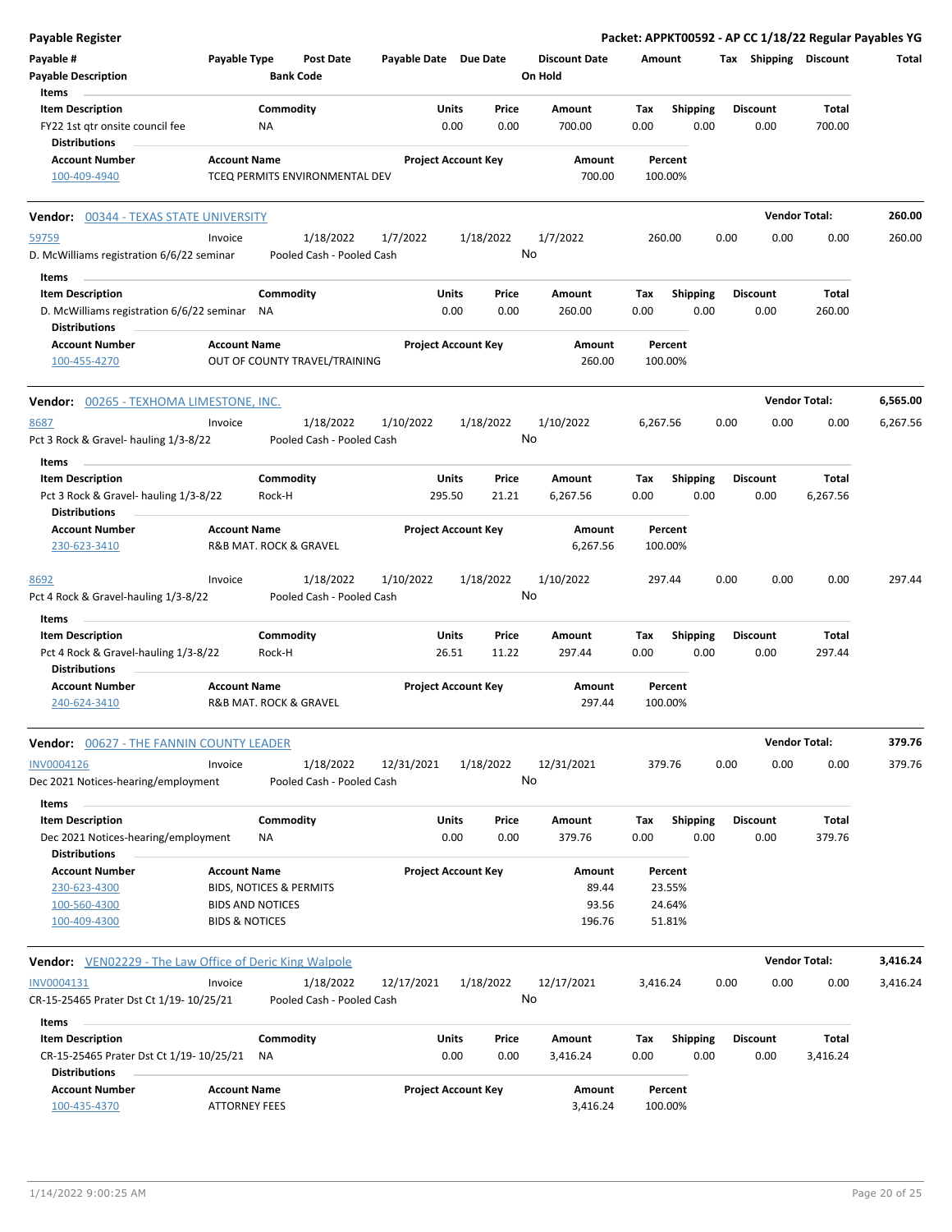# Payable Register

**Packet: APPKT00592 - AP CC 1/18/22 Regular Payables YG**

| Payable # | Payable Type | Post Date | Payable Date | Due Date | Discount Date | Amount | Tax | Shipping | Discount | Total |
|---|---|---|---|---|---|---|---|---|---|---|
| Payable Description | | Bank Code | | | On Hold | | | | | |

**Items**

| Item Description | Commodity | Units | Price | Amount | Tax | Shipping | Discount | Total |
|---|---|---|---|---|---|---|---|---|
| FY22 1st qtr onsite council fee | NA | 0.00 | 0.00 | 700.00 | 0.00 | 0.00 | 0.00 | 700.00 |

**Distributions**

| Account Number | Account Name | Project Account Key | Amount | Percent |
|---|---|---|---|---|
| 100-409-4940 | TCEQ PERMITS ENVIRONMENTAL DEV | | 700.00 | 100.00% |

---

## Vendor: 00344 - TEXAS STATE UNIVERSITY — Vendor Total: 260.00

| Payable # | Payable Type | Post Date | Payable Date | Due Date | Discount Date | Amount | Tax | Shipping | Discount | Total |
|---|---|---|---|---|---|---|---|---|---|---|
| 59759 | Invoice | 1/18/2022 | 1/7/2022 | 1/18/2022 | 1/7/2022 | 260.00 | 0.00 | 0.00 | 0.00 | 260.00 |
| D. McWilliams registration 6/6/22 seminar | | Pooled Cash - Pooled Cash | | | No | | | | | |

**Items**

| Item Description | Commodity | Units | Price | Amount | Tax | Shipping | Discount | Total |
|---|---|---|---|---|---|---|---|---|
| D. McWilliams registration 6/6/22 seminar | NA | 0.00 | 0.00 | 260.00 | 0.00 | 0.00 | 0.00 | 260.00 |

**Distributions**

| Account Number | Account Name | Project Account Key | Amount | Percent |
|---|---|---|---|---|
| 100-455-4270 | OUT OF COUNTY TRAVEL/TRAINING | | 260.00 | 100.00% |

---

## Vendor: 00265 - TEXHOMA LIMESTONE, INC. — Vendor Total: 6,565.00

| Payable # | Payable Type | Post Date | Payable Date | Due Date | Discount Date | Amount | Tax | Shipping | Discount | Total |
|---|---|---|---|---|---|---|---|---|---|---|
| 8687 | Invoice | 1/18/2022 | 1/10/2022 | 1/18/2022 | 1/10/2022 | 6,267.56 | 0.00 | 0.00 | 0.00 | 6,267.56 |
| Pct 3 Rock & Gravel- hauling 1/3-8/22 | | Pooled Cash - Pooled Cash | | | No | | | | | |

**Items**

| Item Description | Commodity | Units | Price | Amount | Tax | Shipping | Discount | Total |
|---|---|---|---|---|---|---|---|---|
| Pct 3 Rock & Gravel- hauling 1/3-8/22 | Rock-H | 295.50 | 21.21 | 6,267.56 | 0.00 | 0.00 | 0.00 | 6,267.56 |

**Distributions**

| Account Number | Account Name | Project Account Key | Amount | Percent |
|---|---|---|---|---|
| 230-623-3410 | R&B MAT. ROCK & GRAVEL | | 6,267.56 | 100.00% |

| Payable # | Payable Type | Post Date | Payable Date | Due Date | Discount Date | Amount | Tax | Shipping | Discount | Total |
|---|---|---|---|---|---|---|---|---|---|---|
| 8692 | Invoice | 1/18/2022 | 1/10/2022 | 1/18/2022 | 1/10/2022 | 297.44 | 0.00 | 0.00 | 0.00 | 297.44 |
| Pct 4 Rock & Gravel-hauling 1/3-8/22 | | Pooled Cash - Pooled Cash | | | No | | | | | |

**Items**

| Item Description | Commodity | Units | Price | Amount | Tax | Shipping | Discount | Total |
|---|---|---|---|---|---|---|---|---|
| Pct 4 Rock & Gravel-hauling 1/3-8/22 | Rock-H | 26.51 | 11.22 | 297.44 | 0.00 | 0.00 | 0.00 | 297.44 |

**Distributions**

| Account Number | Account Name | Project Account Key | Amount | Percent |
|---|---|---|---|---|
| 240-624-3410 | R&B MAT. ROCK & GRAVEL | | 297.44 | 100.00% |

---

## Vendor: 00627 - THE FANNIN COUNTY LEADER — Vendor Total: 379.76

| Payable # | Payable Type | Post Date | Payable Date | Due Date | Discount Date | Amount | Tax | Shipping | Discount | Total |
|---|---|---|---|---|---|---|---|---|---|---|
| INV0004126 | Invoice | 1/18/2022 | 12/31/2021 | 1/18/2022 | 12/31/2021 | 379.76 | 0.00 | 0.00 | 0.00 | 379.76 |
| Dec 2021 Notices-hearing/employment | | Pooled Cash - Pooled Cash | | | No | | | | | |

**Items**

| Item Description | Commodity | Units | Price | Amount | Tax | Shipping | Discount | Total |
|---|---|---|---|---|---|---|---|---|
| Dec 2021 Notices-hearing/employment | NA | 0.00 | 0.00 | 379.76 | 0.00 | 0.00 | 0.00 | 379.76 |

**Distributions**

| Account Number | Account Name | Project Account Key | Amount | Percent |
|---|---|---|---|---|
| 230-623-4300 | BIDS, NOTICES & PERMITS | | 89.44 | 23.55% |
| 100-560-4300 | BIDS AND NOTICES | | 93.56 | 24.64% |
| 100-409-4300 | BIDS & NOTICES | | 196.76 | 51.81% |

---

## Vendor: VEN02229 - The Law Office of Deric King Walpole — Vendor Total: 3,416.24

| Payable # | Payable Type | Post Date | Payable Date | Due Date | Discount Date | Amount | Tax | Shipping | Discount | Total |
|---|---|---|---|---|---|---|---|---|---|---|
| INV0004131 | Invoice | 1/18/2022 | 12/17/2021 | 1/18/2022 | 12/17/2021 | 3,416.24 | 0.00 | 0.00 | 0.00 | 3,416.24 |
| CR-15-25465 Prater Dst Ct 1/19- 10/25/21 | | Pooled Cash - Pooled Cash | | | No | | | | | |

**Items**

| Item Description | Commodity | Units | Price | Amount | Tax | Shipping | Discount | Total |
|---|---|---|---|---|---|---|---|---|
| CR-15-25465 Prater Dst Ct 1/19- 10/25/21 | NA | 0.00 | 0.00 | 3,416.24 | 0.00 | 0.00 | 0.00 | 3,416.24 |

**Distributions**

| Account Number | Account Name | Project Account Key | Amount | Percent |
|---|---|---|---|---|
| 100-435-4370 | ATTORNEY FEES | | 3,416.24 | 100.00% |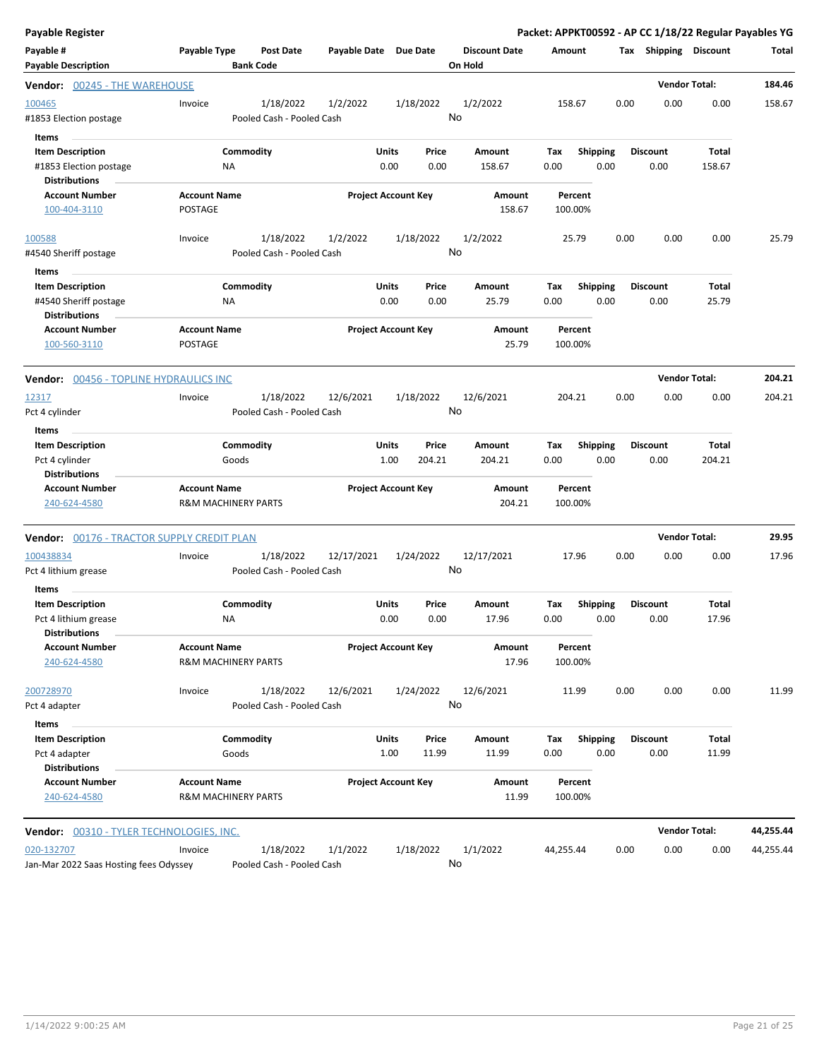# Payable Register

**Packet: APPKT00592 - AP CC 1/18/22 Regular Payables YG**

| Payable # | Payable Type | Post Date | Payable Date | Due Date | Discount Date | Amount | Tax | Shipping | Discount | Total |
|---|---|---|---|---|---|---|---|---|---|---|
| **Payable Description** | | **Bank Code** | | | **On Hold** | | | | | |

## Vendor: 00245 - THE WAREHOUSE — Vendor Total: 184.46

| Payable # | Payable Type | Post Date | Payable Date | Due Date | Discount Date | Amount | Tax | Shipping | Discount | Total |
|---|---|---|---|---|---|---|---|---|---|---|
| 100465 | Invoice | 1/18/2022 | 1/2/2022 | 1/18/2022 | 1/2/2022 | 158.67 | 0.00 | 0.00 | 0.00 | 158.67 |
| #1853 Election postage | | Pooled Cash - Pooled Cash | | | No | | | | | |

**Items**

| Item Description | Commodity | Units | Price | Amount | Tax | Shipping | Discount | Total |
|---|---|---|---|---|---|---|---|---|
| #1853 Election postage | NA | 0.00 | 0.00 | 158.67 | 0.00 | 0.00 | 0.00 | 158.67 |

**Distributions**

| Account Number | Account Name | Project Account Key | Amount | Percent |
|---|---|---|---|---|
| 100-404-3110 | POSTAGE | | 158.67 | 100.00% |

| Payable # | Payable Type | Post Date | Payable Date | Due Date | Discount Date | Amount | Tax | Shipping | Discount | Total |
|---|---|---|---|---|---|---|---|---|---|---|
| 100588 | Invoice | 1/18/2022 | 1/2/2022 | 1/18/2022 | 1/2/2022 | 25.79 | 0.00 | 0.00 | 0.00 | 25.79 |
| #4540 Sheriff postage | | Pooled Cash - Pooled Cash | | | No | | | | | |

**Items**

| Item Description | Commodity | Units | Price | Amount | Tax | Shipping | Discount | Total |
|---|---|---|---|---|---|---|---|---|
| #4540 Sheriff postage | NA | 0.00 | 0.00 | 25.79 | 0.00 | 0.00 | 0.00 | 25.79 |

**Distributions**

| Account Number | Account Name | Project Account Key | Amount | Percent |
|---|---|---|---|---|
| 100-560-3110 | POSTAGE | | 25.79 | 100.00% |

## Vendor: 00456 - TOPLINE HYDRAULICS INC — Vendor Total: 204.21

| Payable # | Payable Type | Post Date | Payable Date | Due Date | Discount Date | Amount | Tax | Shipping | Discount | Total |
|---|---|---|---|---|---|---|---|---|---|---|
| 12317 | Invoice | 1/18/2022 | 12/6/2021 | 1/18/2022 | 12/6/2021 | 204.21 | 0.00 | 0.00 | 0.00 | 204.21 |
| Pct 4 cylinder | | Pooled Cash - Pooled Cash | | | No | | | | | |

**Items**

| Item Description | Commodity | Units | Price | Amount | Tax | Shipping | Discount | Total |
|---|---|---|---|---|---|---|---|---|
| Pct 4 cylinder | Goods | 1.00 | 204.21 | 204.21 | 0.00 | 0.00 | 0.00 | 204.21 |

**Distributions**

| Account Number | Account Name | Project Account Key | Amount | Percent |
|---|---|---|---|---|
| 240-624-4580 | R&M MACHINERY PARTS | | 204.21 | 100.00% |

## Vendor: 00176 - TRACTOR SUPPLY CREDIT PLAN — Vendor Total: 29.95

| Payable # | Payable Type | Post Date | Payable Date | Due Date | Discount Date | Amount | Tax | Shipping | Discount | Total |
|---|---|---|---|---|---|---|---|---|---|---|
| 100438834 | Invoice | 1/18/2022 | 12/17/2021 | 1/24/2022 | 12/17/2021 | 17.96 | 0.00 | 0.00 | 0.00 | 17.96 |
| Pct 4 lithium grease | | Pooled Cash - Pooled Cash | | | No | | | | | |

**Items**

| Item Description | Commodity | Units | Price | Amount | Tax | Shipping | Discount | Total |
|---|---|---|---|---|---|---|---|---|
| Pct 4 lithium grease | NA | 0.00 | 0.00 | 17.96 | 0.00 | 0.00 | 0.00 | 17.96 |

**Distributions**

| Account Number | Account Name | Project Account Key | Amount | Percent |
|---|---|---|---|---|
| 240-624-4580 | R&M MACHINERY PARTS | | 17.96 | 100.00% |

| Payable # | Payable Type | Post Date | Payable Date | Due Date | Discount Date | Amount | Tax | Shipping | Discount | Total |
|---|---|---|---|---|---|---|---|---|---|---|
| 200728970 | Invoice | 1/18/2022 | 12/6/2021 | 1/24/2022 | 12/6/2021 | 11.99 | 0.00 | 0.00 | 0.00 | 11.99 |
| Pct 4 adapter | | Pooled Cash - Pooled Cash | | | No | | | | | |

**Items**

| Item Description | Commodity | Units | Price | Amount | Tax | Shipping | Discount | Total |
|---|---|---|---|---|---|---|---|---|
| Pct 4 adapter | Goods | 1.00 | 11.99 | 11.99 | 0.00 | 0.00 | 0.00 | 11.99 |

**Distributions**

| Account Number | Account Name | Project Account Key | Amount | Percent |
|---|---|---|---|---|
| 240-624-4580 | R&M MACHINERY PARTS | | 11.99 | 100.00% |

## Vendor: 00310 - TYLER TECHNOLOGIES, INC. — Vendor Total: 44,255.44

| Payable # | Payable Type | Post Date | Payable Date | Due Date | Discount Date | Amount | Tax | Shipping | Discount | Total |
|---|---|---|---|---|---|---|---|---|---|---|
| 020-132707 | Invoice | 1/18/2022 | 1/1/2022 | 1/18/2022 | 1/1/2022 | 44,255.44 | 0.00 | 0.00 | 0.00 | 44,255.44 |
| Jan-Mar 2022 Saas Hosting fees Odyssey | | Pooled Cash - Pooled Cash | | | No | | | | | |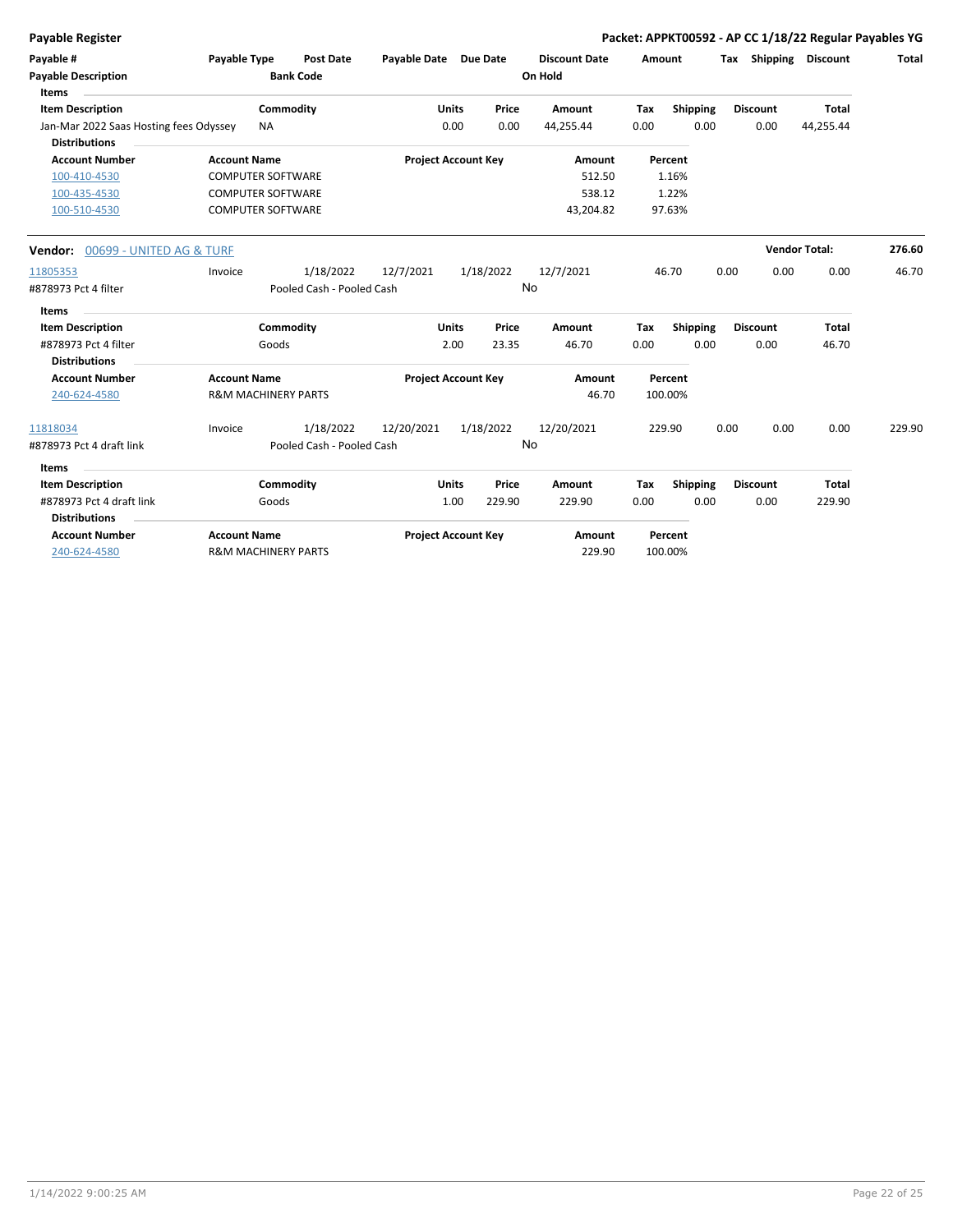# Payable Register

**Packet: APPKT00592 - AP CC 1/18/22 Regular Payables YG**

| Payable # | Payable Type | Post Date | Payable Date | Due Date | Discount Date | Amount | Tax | Shipping | Discount | Total |
|---|---|---|---|---|---|---|---|---|---|---|
| Payable Description | | Bank Code | | | On Hold | | | | | |

**Items**

| Item Description | Commodity | Units | Price | Amount | Tax | Shipping | Discount | Total |
|---|---|---|---|---|---|---|---|---|
| Jan-Mar 2022 Saas Hosting fees Odyssey | NA | 0.00 | 0.00 | 44,255.44 | 0.00 | 0.00 | 0.00 | 44,255.44 |

**Distributions**

| Account Number | Account Name | Project Account Key | Amount | Percent |
|---|---|---|---|---|
| 100-410-4530 | COMPUTER SOFTWARE | | 512.50 | 1.16% |
| 100-435-4530 | COMPUTER SOFTWARE | | 538.12 | 1.22% |
| 100-510-4530 | COMPUTER SOFTWARE | | 43,204.82 | 97.63% |

**Vendor:** 00699 - UNITED AG & TURF — **Vendor Total:** 276.60

| Payable # | Payable Type | Post Date | Payable Date | Due Date | Discount Date | Amount | Tax | Shipping | Discount | Total |
|---|---|---|---|---|---|---|---|---|---|---|
| 11805353 | Invoice | 1/18/2022 | 12/7/2021 | 1/18/2022 | 12/7/2021 | 46.70 | 0.00 | 0.00 | 0.00 | 46.70 |
| #878973 Pct 4 filter | | Pooled Cash - Pooled Cash | | | No | | | | | |

**Items**

| Item Description | Commodity | Units | Price | Amount | Tax | Shipping | Discount | Total |
|---|---|---|---|---|---|---|---|---|
| #878973 Pct 4 filter | Goods | 2.00 | 23.35 | 46.70 | 0.00 | 0.00 | 0.00 | 46.70 |

**Distributions**

| Account Number | Account Name | Project Account Key | Amount | Percent |
|---|---|---|---|---|
| 240-624-4580 | R&M MACHINERY PARTS | | 46.70 | 100.00% |

| Payable # | Payable Type | Post Date | Payable Date | Due Date | Discount Date | Amount | Tax | Shipping | Discount | Total |
|---|---|---|---|---|---|---|---|---|---|---|
| 11818034 | Invoice | 1/18/2022 | 12/20/2021 | 1/18/2022 | 12/20/2021 | 229.90 | 0.00 | 0.00 | 0.00 | 229.90 |
| #878973 Pct 4 draft link | | Pooled Cash - Pooled Cash | | | No | | | | | |

**Items**

| Item Description | Commodity | Units | Price | Amount | Tax | Shipping | Discount | Total |
|---|---|---|---|---|---|---|---|---|
| #878973 Pct 4 draft link | Goods | 1.00 | 229.90 | 229.90 | 0.00 | 0.00 | 0.00 | 229.90 |

**Distributions**

| Account Number | Account Name | Project Account Key | Amount | Percent |
|---|---|---|---|---|
| 240-624-4580 | R&M MACHINERY PARTS | | 229.90 | 100.00% |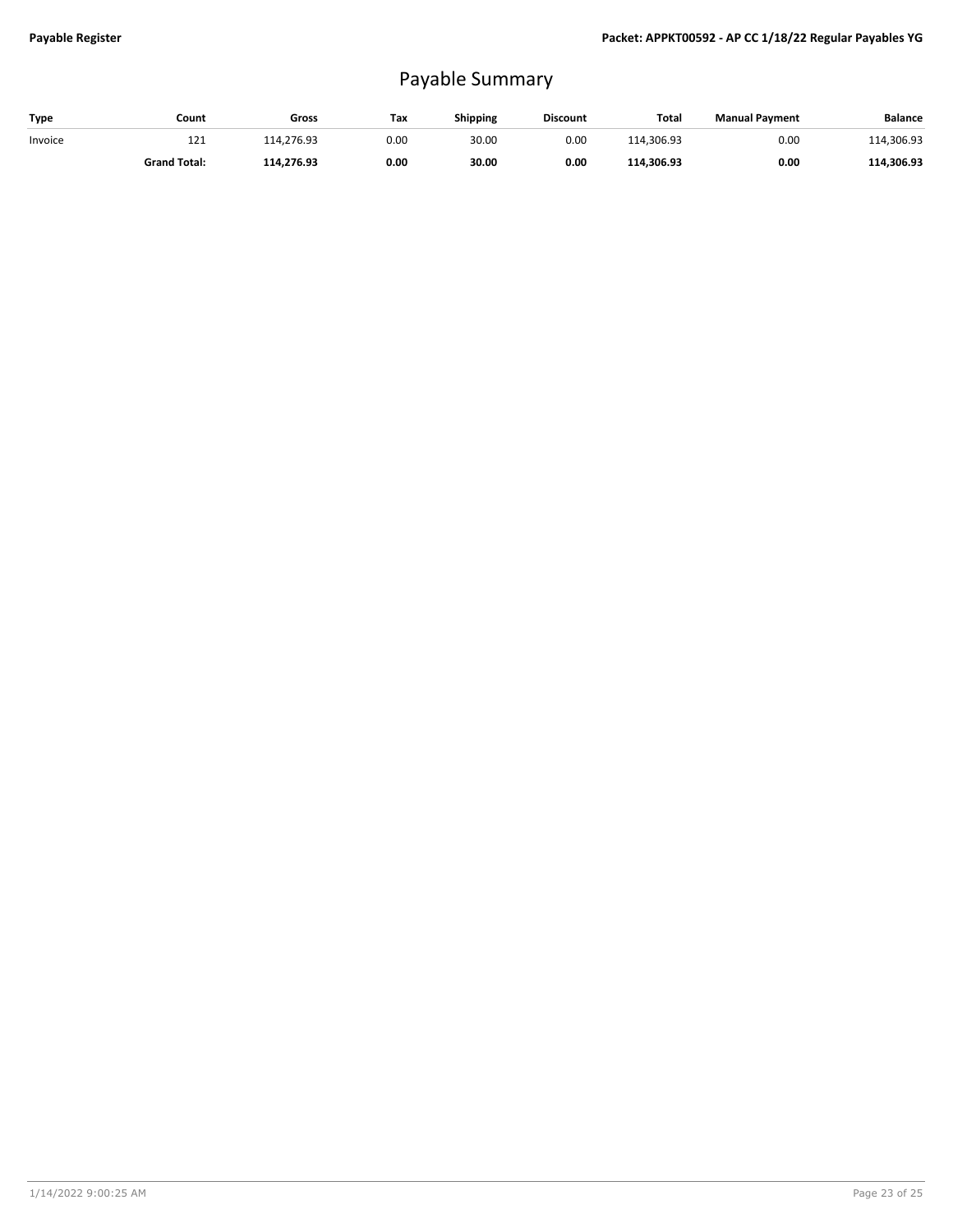# Payable Summary

| Type | Count | Gross | Tax | Shipping | Discount | Total | Manual Payment | Balance |
|---|---|---|---|---|---|---|---|---|
| Invoice | 121 | 114,276.93 | 0.00 | 30.00 | 0.00 | 114,306.93 | 0.00 | 114,306.93 |
| | **Grand Total:** | **114,276.93** | **0.00** | **30.00** | **0.00** | **114,306.93** | **0.00** | **114,306.93** |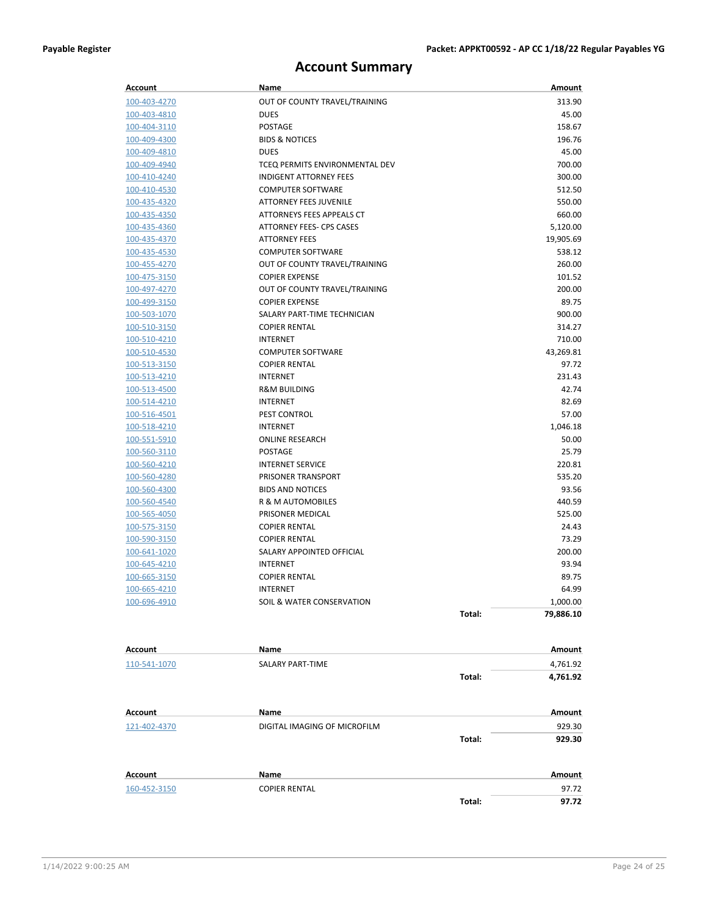# Account Summary

| Account | Name | | Amount |
|---|---|---|---|
| 100-403-4270 | OUT OF COUNTY TRAVEL/TRAINING | | 313.90 |
| 100-403-4810 | DUES | | 45.00 |
| 100-404-3110 | POSTAGE | | 158.67 |
| 100-409-4300 | BIDS & NOTICES | | 196.76 |
| 100-409-4810 | DUES | | 45.00 |
| 100-409-4940 | TCEQ PERMITS ENVIRONMENTAL DEV | | 700.00 |
| 100-410-4240 | INDIGENT ATTORNEY FEES | | 300.00 |
| 100-410-4530 | COMPUTER SOFTWARE | | 512.50 |
| 100-435-4320 | ATTORNEY FEES JUVENILE | | 550.00 |
| 100-435-4350 | ATTORNEYS FEES APPEALS CT | | 660.00 |
| 100-435-4360 | ATTORNEY FEES- CPS CASES | | 5,120.00 |
| 100-435-4370 | ATTORNEY FEES | | 19,905.69 |
| 100-435-4530 | COMPUTER SOFTWARE | | 538.12 |
| 100-455-4270 | OUT OF COUNTY TRAVEL/TRAINING | | 260.00 |
| 100-475-3150 | COPIER EXPENSE | | 101.52 |
| 100-497-4270 | OUT OF COUNTY TRAVEL/TRAINING | | 200.00 |
| 100-499-3150 | COPIER EXPENSE | | 89.75 |
| 100-503-1070 | SALARY PART-TIME TECHNICIAN | | 900.00 |
| 100-510-3150 | COPIER RENTAL | | 314.27 |
| 100-510-4210 | INTERNET | | 710.00 |
| 100-510-4530 | COMPUTER SOFTWARE | | 43,269.81 |
| 100-513-3150 | COPIER RENTAL | | 97.72 |
| 100-513-4210 | INTERNET | | 231.43 |
| 100-513-4500 | R&M BUILDING | | 42.74 |
| 100-514-4210 | INTERNET | | 82.69 |
| 100-516-4501 | PEST CONTROL | | 57.00 |
| 100-518-4210 | INTERNET | | 1,046.18 |
| 100-551-5910 | ONLINE RESEARCH | | 50.00 |
| 100-560-3110 | POSTAGE | | 25.79 |
| 100-560-4210 | INTERNET SERVICE | | 220.81 |
| 100-560-4280 | PRISONER TRANSPORT | | 535.20 |
| 100-560-4300 | BIDS AND NOTICES | | 93.56 |
| 100-560-4540 | R & M AUTOMOBILES | | 440.59 |
| 100-565-4050 | PRISONER MEDICAL | | 525.00 |
| 100-575-3150 | COPIER RENTAL | | 24.43 |
| 100-590-3150 | COPIER RENTAL | | 73.29 |
| 100-641-1020 | SALARY APPOINTED OFFICIAL | | 200.00 |
| 100-645-4210 | INTERNET | | 93.94 |
| 100-665-3150 | COPIER RENTAL | | 89.75 |
| 100-665-4210 | INTERNET | | 64.99 |
| 100-696-4910 | SOIL & WATER CONSERVATION | | 1,000.00 |
| | | **Total:** | **79,886.10** |

| Account | Name | | Amount |
|---|---|---|---|
| 110-541-1070 | SALARY PART-TIME | | 4,761.92 |
| | | **Total:** | **4,761.92** |

| Account | Name | | Amount |
|---|---|---|---|
| 121-402-4370 | DIGITAL IMAGING OF MICROFILM | | 929.30 |
| | | **Total:** | **929.30** |

| Account | Name | | Amount |
|---|---|---|---|
| 160-452-3150 | COPIER RENTAL | | 97.72 |
| | | **Total:** | **97.72** |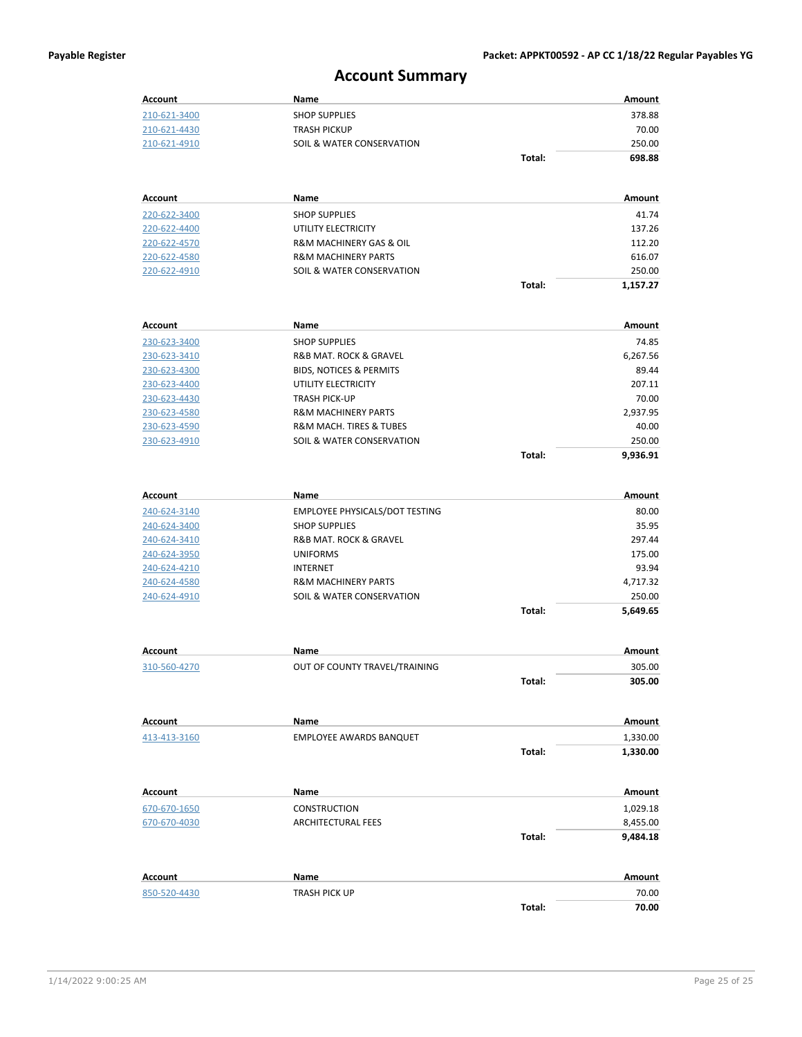## Account Summary

| Account | Name | | Amount |
|---|---|---|---|
| 210-621-3400 | SHOP SUPPLIES | | 378.88 |
| 210-621-4430 | TRASH PICKUP | | 70.00 |
| 210-621-4910 | SOIL & WATER CONSERVATION | | 250.00 |
| | | **Total:** | **698.88** |

| Account | Name | | Amount |
|---|---|---|---|
| 220-622-3400 | SHOP SUPPLIES | | 41.74 |
| 220-622-4400 | UTILITY ELECTRICITY | | 137.26 |
| 220-622-4570 | R&M MACHINERY GAS & OIL | | 112.20 |
| 220-622-4580 | R&M MACHINERY PARTS | | 616.07 |
| 220-622-4910 | SOIL & WATER CONSERVATION | | 250.00 |
| | | **Total:** | **1,157.27** |

| Account | Name | | Amount |
|---|---|---|---|
| 230-623-3400 | SHOP SUPPLIES | | 74.85 |
| 230-623-3410 | R&B MAT. ROCK & GRAVEL | | 6,267.56 |
| 230-623-4300 | BIDS, NOTICES & PERMITS | | 89.44 |
| 230-623-4400 | UTILITY ELECTRICITY | | 207.11 |
| 230-623-4430 | TRASH PICK-UP | | 70.00 |
| 230-623-4580 | R&M MACHINERY PARTS | | 2,937.95 |
| 230-623-4590 | R&M MACH. TIRES & TUBES | | 40.00 |
| 230-623-4910 | SOIL & WATER CONSERVATION | | 250.00 |
| | | **Total:** | **9,936.91** |

| Account | Name | | Amount |
|---|---|---|---|
| 240-624-3140 | EMPLOYEE PHYSICALS/DOT TESTING | | 80.00 |
| 240-624-3400 | SHOP SUPPLIES | | 35.95 |
| 240-624-3410 | R&B MAT. ROCK & GRAVEL | | 297.44 |
| 240-624-3950 | UNIFORMS | | 175.00 |
| 240-624-4210 | INTERNET | | 93.94 |
| 240-624-4580 | R&M MACHINERY PARTS | | 4,717.32 |
| 240-624-4910 | SOIL & WATER CONSERVATION | | 250.00 |
| | | **Total:** | **5,649.65** |

| Account | Name | | Amount |
|---|---|---|---|
| 310-560-4270 | OUT OF COUNTY TRAVEL/TRAINING | | 305.00 |
| | | **Total:** | **305.00** |

| Account | Name | | Amount |
|---|---|---|---|
| 413-413-3160 | EMPLOYEE AWARDS BANQUET | | 1,330.00 |
| | | **Total:** | **1,330.00** |

| Account | Name | | Amount |
|---|---|---|---|
| 670-670-1650 | CONSTRUCTION | | 1,029.18 |
| 670-670-4030 | ARCHITECTURAL FEES | | 8,455.00 |
| | | **Total:** | **9,484.18** |

| Account | Name | | Amount |
|---|---|---|---|
| 850-520-4430 | TRASH PICK UP | | 70.00 |
| | | **Total:** | **70.00** |